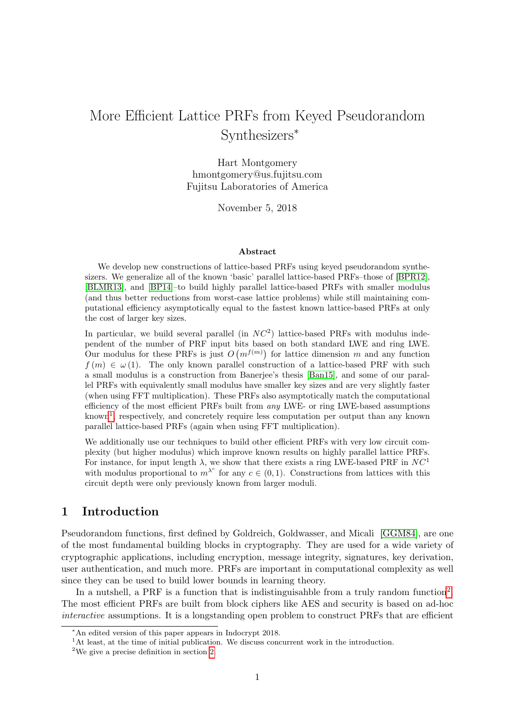# More Efficient Lattice PRFs from Keyed Pseudorandom Synthesizers[*]

Hart Montgomery
hmontgomery@us.fujitsu.com
Fujitsu Laboratories of America

November 5, 2018

**Abstract**

We develop new constructions of lattice-based PRFs using keyed pseudorandom synthesizers. We generalize all of the known 'basic' parallel lattice-based PRFs–those of [BPR12], [BLMR13], and [BP14]–to build highly parallel lattice-based PRFs with smaller modulus (and thus better reductions from worst-case lattice problems) while still maintaining computational efficiency asymptotically equal to the fastest known lattice-based PRFs at only the cost of larger key sizes.

In particular, we build several parallel (in $NC^2$) lattice-based PRFs with modulus independent of the number of PRF input bits based on both standard LWE and ring LWE. Our modulus for these PRFs is just $O\left(m^{f(m)}\right)$ for lattice dimension $m$ and any function $f(m) \in \omega(1)$. The only known parallel construction of a lattice-based PRF with such a small modulus is a construction from Banerjee's thesis [Ban15], and some of our parallel PRFs with equivalently small modulus have smaller key sizes and are very slightly faster (when using FFT multiplication). These PRFs also asymptotically match the computational efficiency of the most efficient PRFs built from *any* LWE- or ring LWE-based assumptions known[1], respectively, and concretely require less computation per output than any known parallel lattice-based PRFs (again when using FFT multiplication).

We additionally use our techniques to build other efficient PRFs with very low circuit complexity (but higher modulus) which improve known results on highly parallel lattice PRFs. For instance, for input length $\lambda$, we show that there exists a ring LWE-based PRF in $NC^1$ with modulus proportional to $m^{\lambda^c}$ for any $c \in (0, 1)$. Constructions from lattices with this circuit depth were only previously known from larger moduli.

## 1 Introduction

Pseudorandom functions, first defined by Goldreich, Goldwasser, and Micali [GGM84], are one of the most fundamental building blocks in cryptography. They are used for a wide variety of cryptographic applications, including encryption, message integrity, signatures, key derivation, user authentication, and much more. PRFs are important in computational complexity as well since they can be used to build lower bounds in learning theory.

In a nutshell, a PRF is a function that is indistinguisahble from a truly random function[2]. The most efficient PRFs are built from block ciphers like AES and security is based on ad-hoc *interactive* assumptions. It is a longstanding open problem to construct PRFs that are efficient

---

[*] An edited version of this paper appears in Indocrypt 2018.

[1] At least, at the time of initial publication. We discuss concurrent work in the introduction.

[2] We give a precise definition in section 2.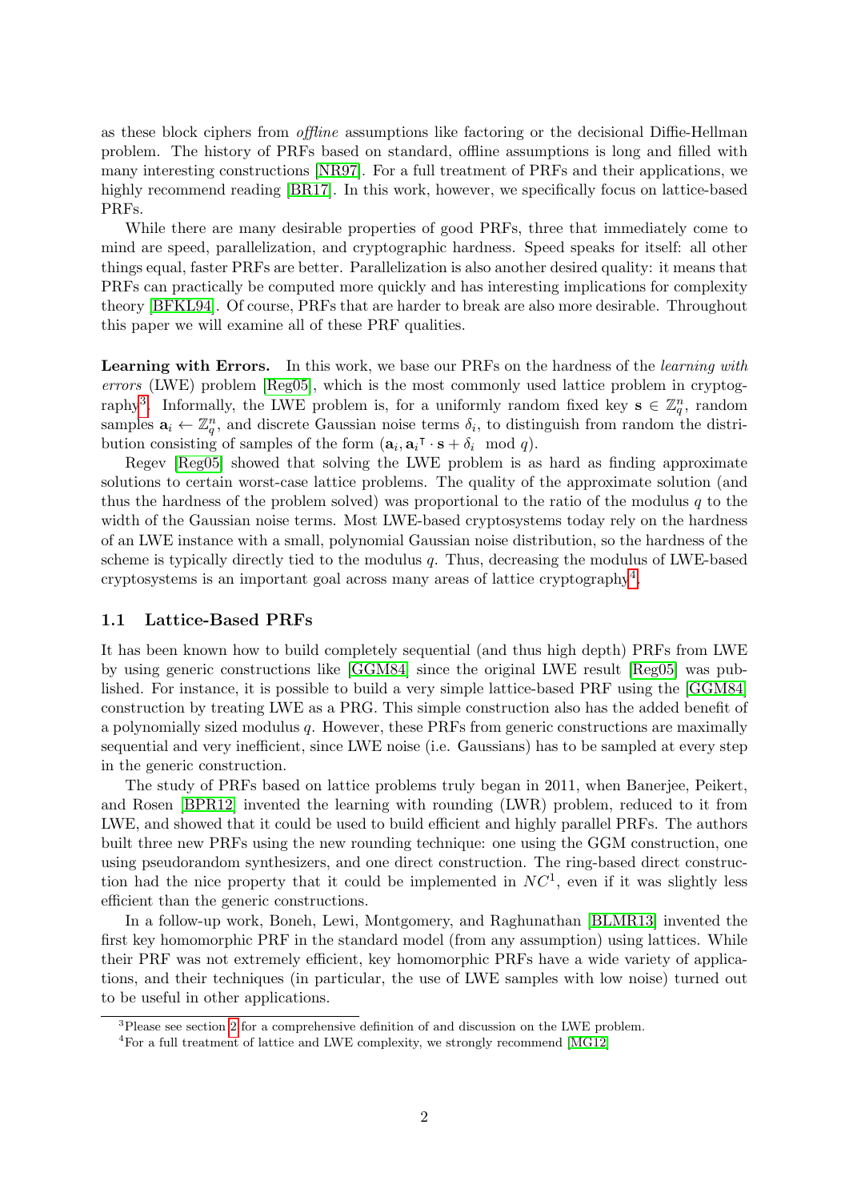as these block ciphers from *offline* assumptions like factoring or the decisional Diffie-Hellman problem. The history of PRFs based on standard, offline assumptions is long and filled with many interesting constructions [NR97]. For a full treatment of PRFs and their applications, we highly recommend reading [BR17]. In this work, however, we specifically focus on lattice-based PRFs.

While there are many desirable properties of good PRFs, three that immediately come to mind are speed, parallelization, and cryptographic hardness. Speed speaks for itself: all other things equal, faster PRFs are better. Parallelization is also another desired quality: it means that PRFs can practically be computed more quickly and has interesting implications for complexity theory [BFKL94]. Of course, PRFs that are harder to break are also more desirable. Throughout this paper we will examine all of these PRF qualities.

**Learning with Errors.** In this work, we base our PRFs on the hardness of the *learning with errors* (LWE) problem [Reg05], which is the most commonly used lattice problem in cryptography[3]. Informally, the LWE problem is, for a uniformly random fixed key $\mathbf{s} \in \mathbb{Z}_q^n$, random samples $\mathbf{a}_i \leftarrow \mathbb{Z}_q^n$, and discrete Gaussian noise terms $\delta_i$, to distinguish from random the distribution consisting of samples of the form $(\mathbf{a}_i, \mathbf{a}_i^\intercal \cdot \mathbf{s} + \delta_i \mod q)$.

Regev [Reg05] showed that solving the LWE problem is as hard as finding approximate solutions to certain worst-case lattice problems. The quality of the approximate solution (and thus the hardness of the problem solved) was proportional to the ratio of the modulus $q$ to the width of the Gaussian noise terms. Most LWE-based cryptosystems today rely on the hardness of an LWE instance with a small, polynomial Gaussian noise distribution, so the hardness of the scheme is typically directly tied to the modulus $q$. Thus, decreasing the modulus of LWE-based cryptosystems is an important goal across many areas of lattice cryptography[4].

### 1.1 Lattice-Based PRFs

It has been known how to build completely sequential (and thus high depth) PRFs from LWE by using generic constructions like [GGM84] since the original LWE result [Reg05] was published. For instance, it is possible to build a very simple lattice-based PRF using the [GGM84] construction by treating LWE as a PRG. This simple construction also has the added benefit of a polynomially sized modulus $q$. However, these PRFs from generic constructions are maximally sequential and very inefficient, since LWE noise (i.e. Gaussians) has to be sampled at every step in the generic construction.

The study of PRFs based on lattice problems truly began in 2011, when Banerjee, Peikert, and Rosen [BPR12] invented the learning with rounding (LWR) problem, reduced to it from LWE, and showed that it could be used to build efficient and highly parallel PRFs. The authors built three new PRFs using the new rounding technique: one using the GGM construction, one using pseudorandom synthesizers, and one direct construction. The ring-based direct construction had the nice property that it could be implemented in $NC^1$, even if it was slightly less efficient than the generic constructions.

In a follow-up work, Boneh, Lewi, Montgomery, and Raghunathan [BLMR13] invented the first key homomorphic PRF in the standard model (from any assumption) using lattices. While their PRF was not extremely efficient, key homomorphic PRFs have a wide variety of applications, and their techniques (in particular, the use of LWE samples with low noise) turned out to be useful in other applications.

[3]Please see section 2 for a comprehensive definition of and discussion on the LWE problem.

[4]For a full treatment of lattice and LWE complexity, we strongly recommend [MG12]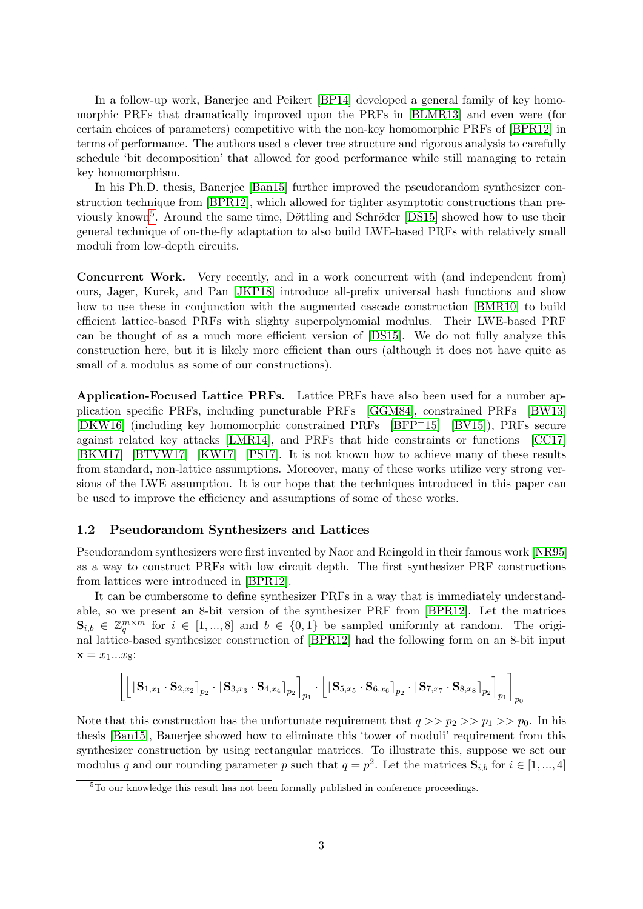In a follow-up work, Banerjee and Peikert [BP14] developed a general family of key homomorphic PRFs that dramatically improved upon the PRFs in [BLMR13] and even were (for certain choices of parameters) competitive with the non-key homomorphic PRFs of [BPR12] in terms of performance. The authors used a clever tree structure and rigorous analysis to carefully schedule 'bit decomposition' that allowed for good performance while still managing to retain key homomorphism.

In his Ph.D. thesis, Banerjee [Ban15] further improved the pseudorandom synthesizer construction technique from [BPR12], which allowed for tighter asymptotic constructions than previously known[5]. Around the same time, Döttling and Schröder [DS15] showed how to use their general technique of on-the-fly adaptation to also build LWE-based PRFs with relatively small moduli from low-depth circuits.

**Concurrent Work.** Very recently, and in a work concurrent with (and independent from) ours, Jager, Kurek, and Pan [JKP18] introduce all-prefix universal hash functions and show how to use these in conjunction with the augmented cascade construction [BMR10] to build efficient lattice-based PRFs with slighty superpolynomial modulus. Their LWE-based PRF can be thought of as a much more efficient version of [DS15]. We do not fully analyze this construction here, but it is likely more efficient than ours (although it does not have quite as small of a modulus as some of our constructions).

**Application-Focused Lattice PRFs.** Lattice PRFs have also been used for a number application specific PRFs, including puncturable PRFs [GGM84], constrained PRFs [BW13] [DKW16] (including key homomorphic constrained PRFs [BFP+15] [BV15]), PRFs secure against related key attacks [LMR14], and PRFs that hide constraints or functions [CC17] [BKM17] [BTVW17] [KW17] [PS17]. It is not known how to achieve many of these results from standard, non-lattice assumptions. Moreover, many of these works utilize very strong versions of the LWE assumption. It is our hope that the techniques introduced in this paper can be used to improve the efficiency and assumptions of some of these works.

## 1.2 Pseudorandom Synthesizers and Lattices

Pseudorandom synthesizers were first invented by Naor and Reingold in their famous work [NR95] as a way to construct PRFs with low circuit depth. The first synthesizer PRF constructions from lattices were introduced in [BPR12].

It can be cumbersome to define synthesizer PRFs in a way that is immediately understandable, so we present an 8-bit version of the synthesizer PRF from [BPR12]. Let the matrices $\mathbf{S}_{i,b} \in \mathbb{Z}_q^{m \times m}$ for $i \in [1, ..., 8]$ and $b \in \{0, 1\}$ be sampled uniformly at random. The original lattice-based synthesizer construction of [BPR12] had the following form on an 8-bit input $\mathbf{x} = x_1 ... x_8$:

$$\left\lfloor \left\lfloor \lfloor \mathbf{S}_{1,x_1} \cdot \mathbf{S}_{2,x_2} \rceil_{p_2} \cdot \lfloor \mathbf{S}_{3,x_3} \cdot \mathbf{S}_{4,x_4} \rceil_{p_2} \right\rceil_{p_1} \cdot \left\lfloor \lfloor \mathbf{S}_{5,x_5} \cdot \mathbf{S}_{6,x_6} \rceil_{p_2} \cdot \lfloor \mathbf{S}_{7,x_7} \cdot \mathbf{S}_{8,x_8} \rceil_{p_2} \right\rceil_{p_1} \right\rceil_{p_0}$$

Note that this construction has the unfortunate requirement that $q >> p_2 >> p_1 >> p_0$. In his thesis [Ban15], Banerjee showed how to eliminate this 'tower of moduli' requirement from this synthesizer construction by using rectangular matrices. To illustrate this, suppose we set our modulus $q$ and our rounding parameter $p$ such that $q = p^2$. Let the matrices $\mathbf{S}_{i,b}$ for $i \in [1, ..., 4]$

[5] To our knowledge this result has not been formally published in conference proceedings.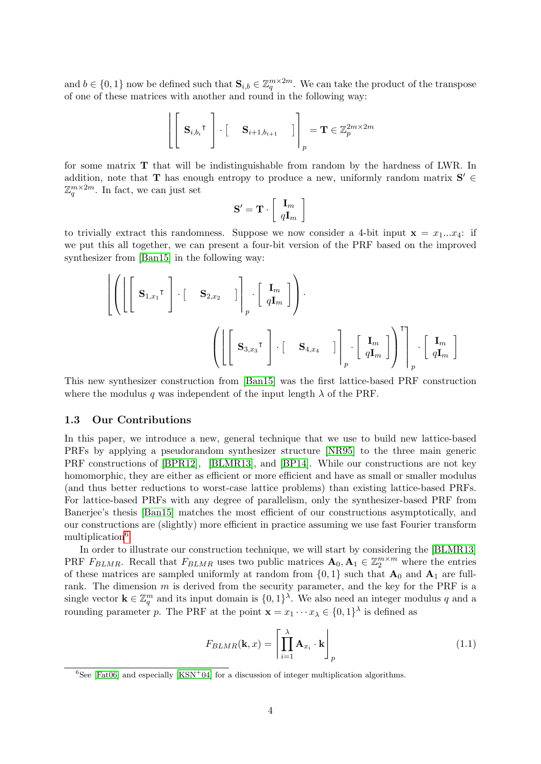and $b \in \{0,1\}$ now be defined such that $\mathbf{S}_{i,b} \in \mathbb{Z}_q^{m \times 2m}$. We can take the product of the transpose of one of these matrices with another and round in the following way:

$$\left\lfloor \left[ \ \mathbf{S}_{i,b_i}{}^{\intercal} \ \right] \cdot \left[ \quad \mathbf{S}_{i+1,b_{i+1}} \quad \right] \right\rceil_p = \mathbf{T} \in \mathbb{Z}_p^{2m \times 2m}$$

for some matrix $\mathbf{T}$ that will be indistinguishable from random by the hardness of LWR. In addition, note that $\mathbf{T}$ has enough entropy to produce a new, uniformly random matrix $\mathbf{S}' \in \mathbb{Z}_q^{m \times 2m}$. In fact, we can just set

$$\mathbf{S}' = \mathbf{T} \cdot \left[ \begin{array}{c} \mathbf{I}_m \\ q\mathbf{I}_m \end{array} \right]$$

to trivially extract this randomness. Suppose we now consider a 4-bit input $\mathbf{x} = x_1 ... x_4$: if we put this all together, we can present a four-bit version of the PRF based on the improved synthesizer from [Ban15] in the following way:

$$\left\lfloor \left( \left\lfloor \left[ \ \mathbf{S}_{1,x_1}{}^{\intercal} \ \right] \cdot \left[ \quad \mathbf{S}_{2,x_2} \quad \right] \right\rceil_p \cdot \left[ \begin{array}{c} \mathbf{I}_m \\ q\mathbf{I}_m \end{array} \right] \right) \cdot \left( \left\lfloor \left[ \ \mathbf{S}_{3,x_3}{}^{\intercal} \ \right] \cdot \left[ \quad \mathbf{S}_{4,x_4} \quad \right] \right\rceil_p \cdot \left[ \begin{array}{c} \mathbf{I}_m \\ q\mathbf{I}_m \end{array} \right] \right)^{\intercal} \right\rceil_p \cdot \left[ \begin{array}{c} \mathbf{I}_m \\ q\mathbf{I}_m \end{array} \right]$$

This new synthesizer construction from [Ban15] was the first lattice-based PRF construction where the modulus $q$ was independent of the input length $\lambda$ of the PRF.

### 1.3 Our Contributions

In this paper, we introduce a new, general technique that we use to build new lattice-based PRFs by applying a pseudorandom synthesizer structure [NR95] to the three main generic PRF constructions of [BPR12], [BLMR13], and [BP14]. While our constructions are not key homomorphic, they are either as efficient or more efficient and have as small or smaller modulus (and thus better reductions to worst-case lattice problems) than existing lattice-based PRFs. For lattice-based PRFs with any degree of parallelism, only the synthesizer-based PRF from Banerjee's thesis [Ban15] matches the most efficient of our constructions asymptotically, and our constructions are (slightly) more efficient in practice assuming we use fast Fourier transform multiplication[6].

In order to illustrate our construction technique, we will start by considering the [BLMR13] PRF $F_{BLMR}$. Recall that $F_{BLMR}$ uses two public matrices $\mathbf{A}_0, \mathbf{A}_1 \in \mathbb{Z}_2^{m \times m}$ where the entries of these matrices are sampled uniformly at random from $\{0,1\}$ such that $\mathbf{A}_0$ and $\mathbf{A}_1$ are full-rank. The dimension $m$ is derived from the security parameter, and the key for the PRF is a single vector $\mathbf{k} \in \mathbb{Z}_q^m$ and its input domain is $\{0,1\}^\lambda$. We also need an integer modulus $q$ and a rounding parameter $p$. The PRF at the point $\mathbf{x} = x_1 \cdots x_\lambda \in \{0,1\}^\lambda$ is defined as

$$F_{BLMR}(\mathbf{k}, x) = \left\lceil \prod_{i=1}^{\lambda} \mathbf{A}_{x_i} \cdot \mathbf{k} \right\rfloor_p \tag{1.1}$$

[6]See [Fat06] and especially [KSN+04] for a discussion of integer multiplication algorithms.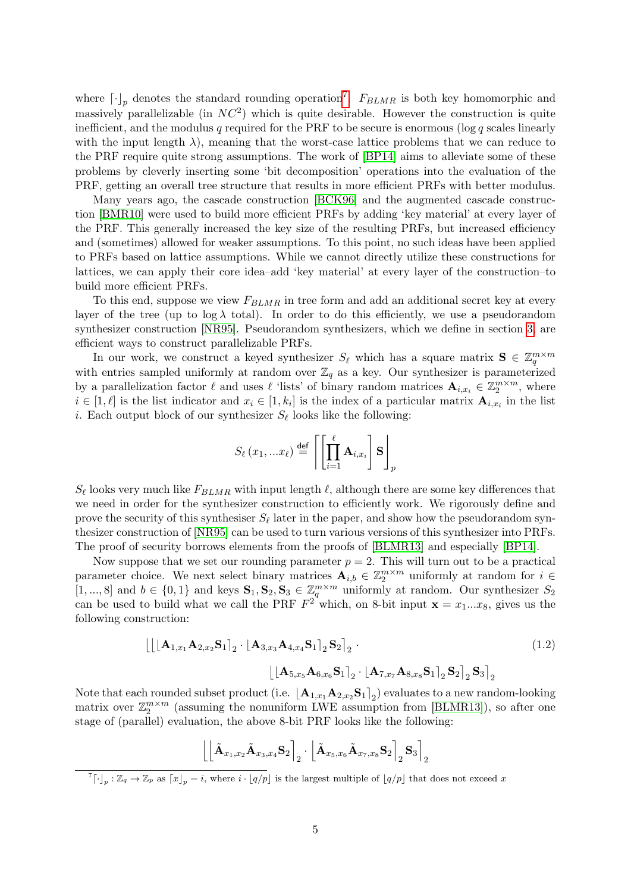where $\lceil\cdot\rfloor_p$ denotes the standard rounding operation[7]. $F_{BLMR}$ is both key homomorphic and massively parallelizable (in $NC^2$) which is quite desirable. However the construction is quite inefficient, and the modulus $q$ required for the PRF to be secure is enormous ($\log q$ scales linearly with the input length $\lambda$), meaning that the worst-case lattice problems that we can reduce to the PRF require quite strong assumptions. The work of [BP14] aims to alleviate some of these problems by cleverly inserting some 'bit decomposition' operations into the evaluation of the PRF, getting an overall tree structure that results in more efficient PRFs with better modulus.

Many years ago, the cascade construction [BCK96] and the augmented cascade construction [BMR10] were used to build more efficient PRFs by adding 'key material' at every layer of the PRF. This generally increased the key size of the resulting PRFs, but increased efficiency and (sometimes) allowed for weaker assumptions. To this point, no such ideas have been applied to PRFs based on lattice assumptions. While we cannot directly utilize these constructions for lattices, we can apply their core idea–add 'key material' at every layer of the construction–to build more efficient PRFs.

To this end, suppose we view $F_{BLMR}$ in tree form and add an additional secret key at every layer of the tree (up to $\log\lambda$ total). In order to do this efficiently, we use a pseudorandom synthesizer construction [NR95]. Pseudorandom synthesizers, which we define in section 3, are efficient ways to construct parallelizable PRFs.

In our work, we construct a keyed synthesizer $S_\ell$ which has a square matrix $\mathbf{S} \in \mathbb{Z}_q^{m\times m}$ with entries sampled uniformly at random over $\mathbb{Z}_q$ as a key. Our synthesizer is parameterized by a parallelization factor $\ell$ and uses $\ell$ 'lists' of binary random matrices $\mathbf{A}_{i,x_i} \in \mathbb{Z}_2^{m\times m}$, where $i \in [1,\ell]$ is the list indicator and $x_i \in [1,k_i]$ is the index of a particular matrix $\mathbf{A}_{i,x_i}$ in the list $i$. Each output block of our synthesizer $S_\ell$ looks like the following:

$$S_\ell\left(x_1,...x_\ell\right) \stackrel{\mathsf{def}}{=} \left\lceil \left[\prod_{i=1}^{\ell}\mathbf{A}_{i,x_i}\right]\mathbf{S}\right\rfloor_p$$

$S_\ell$ looks very much like $F_{BLMR}$ with input length $\ell$, although there are some key differences that we need in order for the synthesizer construction to efficiently work. We rigorously define and prove the security of this synthesiser $S_\ell$ later in the paper, and show how the pseudorandom synthesizer construction of [NR95] can be used to turn various versions of this synthesizer into PRFs. The proof of security borrows elements from the proofs of [BLMR13] and especially [BP14].

Now suppose that we set our rounding parameter $p = 2$. This will turn out to be a practical parameter choice. We next select binary matrices $\mathbf{A}_{i,b} \in \mathbb{Z}_2^{m\times m}$ uniformly at random for $i \in [1,...,8]$ and $b \in \{0,1\}$ and keys $\mathbf{S}_1, \mathbf{S}_2, \mathbf{S}_3 \in \mathbb{Z}_q^{m\times m}$ uniformly at random. Our synthesizer $S_2$ can be used to build what we call the PRF $F^2$ which, on 8-bit input $\mathbf{x} = x_1...x_8$, gives us the following construction:

$$\Big\lfloor \big\lfloor \lfloor \mathbf{A}_{1,x_1}\mathbf{A}_{2,x_2}\mathbf{S}_1\rceil_2 \cdot \lfloor \mathbf{A}_{3,x_3}\mathbf{A}_{4,x_4}\mathbf{S}_1\rceil_2 \mathbf{S}_2\big\rceil_2 \cdot \big\lfloor \lfloor \mathbf{A}_{5,x_5}\mathbf{A}_{6,x_6}\mathbf{S}_1\rceil_2 \cdot \lfloor \mathbf{A}_{7,x_7}\mathbf{A}_{8,x_8}\mathbf{S}_1\rceil_2 \mathbf{S}_2\big\rceil_2 \mathbf{S}_3\Big\rceil_2 \tag{1.2}$$

Note that each rounded subset product (i.e. $\lfloor \mathbf{A}_{1,x_1}\mathbf{A}_{2,x_2}\mathbf{S}_1\rceil_2$) evaluates to a new random-looking matrix over $\mathbb{Z}_2^{m\times m}$ (assuming the nonuniform LWE assumption from [BLMR13]), so after one stage of (parallel) evaluation, the above 8-bit PRF looks like the following:

$$\Big\lfloor \Big\lfloor \tilde{\mathbf{A}}_{x_1,x_2}\tilde{\mathbf{A}}_{x_3,x_4}\mathbf{S}_2\Big\rceil_2 \cdot \Big\lfloor \tilde{\mathbf{A}}_{x_5,x_6}\tilde{\mathbf{A}}_{x_7,x_8}\mathbf{S}_2\Big\rceil_2 \mathbf{S}_3\Big\rceil_2$$

[7] $\lceil\cdot\rfloor_p : \mathbb{Z}_q \to \mathbb{Z}_p$ as $\lceil x\rfloor_p = i$, where $i \cdot \lfloor q/p\rfloor$ is the largest multiple of $\lfloor q/p\rfloor$ that does not exceed $x$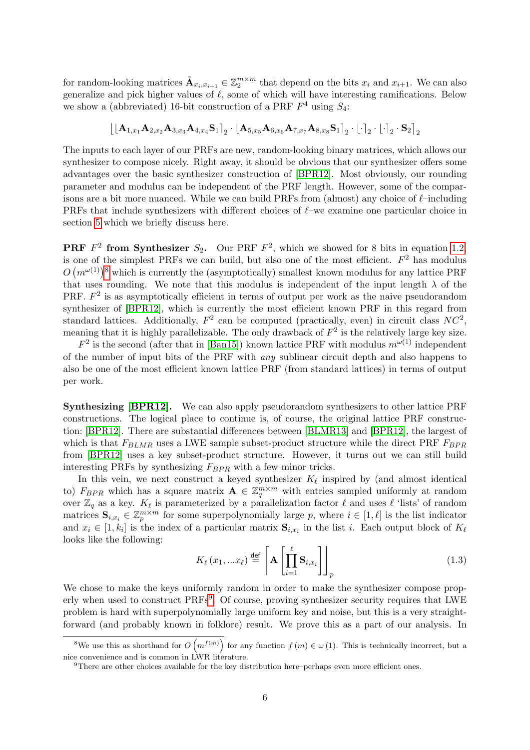for random-looking matrices $\tilde{\mathbf{A}}_{x_i,x_{i+1}} \in \mathbb{Z}_2^{m\times m}$ that depend on the bits $x_i$ and $x_{i+1}$. We can also generalize and pick higher values of $\ell$, some of which will have interesting ramifications. Below we show a (abbreviated) 16-bit construction of a PRF $F^4$ using $S_4$:

$$\left\lfloor \left\lfloor \mathbf{A}_{1,x_1}\mathbf{A}_{2,x_2}\mathbf{A}_{3,x_3}\mathbf{A}_{4,x_4}\mathbf{S}_1 \right\rceil_2 \cdot \left\lfloor \mathbf{A}_{5,x_5}\mathbf{A}_{6,x_6}\mathbf{A}_{7,x_7}\mathbf{A}_{8,x_8}\mathbf{S}_1 \right\rceil_2 \cdot \lfloor \cdot \rceil_2 \cdot \lfloor \cdot \rceil_2 \cdot \mathbf{S}_2 \right\rceil_2$$

The inputs to each layer of our PRFs are new, random-looking binary matrices, which allows our synthesizer to compose nicely. Right away, it should be obvious that our synthesizer offers some advantages over the basic synthesizer construction of [BPR12]. Most obviously, our rounding parameter and modulus can be independent of the PRF length. However, some of the comparisons are a bit more nuanced. While we can build PRFs from (almost) any choice of $\ell$–including PRFs that include synthesizers with different choices of $\ell$–we examine one particular choice in section 5 which we briefly discuss here.

**PRF $F^2$ from Synthesizer $S_2$.** Our PRF $F^2$, which we showed for 8 bits in equation 1.2, is one of the simplest PRFs we can build, but also one of the most efficient. $F^2$ has modulus $O\left(m^{\omega(1)}\right)$[8] which is currently the (asymptotically) smallest known modulus for any lattice PRF that uses rounding. We note that this modulus is independent of the input length $\lambda$ of the PRF. $F^2$ is as asymptotically efficient in terms of output per work as the naive pseudorandom synthesizer of [BPR12], which is currently the most efficient known PRF in this regard from standard lattices. Additionally, $F^2$ can be computed (practically, even) in circuit class $NC^2$, meaning that it is highly parallelizable. The only drawback of $F^2$ is the relatively large key size.

$F^2$ is the second (after that in [Ban15]) known lattice PRF with modulus $m^{\omega(1)}$ independent of the number of input bits of the PRF with *any* sublinear circuit depth and also happens to also be one of the most efficient known lattice PRF (from standard lattices) in terms of output per work.

**Synthesizing [BPR12].** We can also apply pseudorandom synthesizers to other lattice PRF constructions. The logical place to continue is, of course, the original lattice PRF construction: [BPR12]. There are substantial differences between [BLMR13] and [BPR12], the largest of which is that $F_{BLMR}$ uses a LWE sample subset-product structure while the direct PRF $F_{BPR}$ from [BPR12] uses a key subset-product structure. However, it turns out we can still build interesting PRFs by synthesizing $F_{BPR}$ with a few minor tricks.

In this vein, we next construct a keyed synthesizer $K_\ell$ inspired by (and almost identical to) $F_{BPR}$ which has a square matrix $\mathbf{A} \in \mathbb{Z}_q^{m\times m}$ with entries sampled uniformly at random over $\mathbb{Z}_q$ as a key. $K_\ell$ is parameterized by a parallelization factor $\ell$ and uses $\ell$ 'lists' of random matrices $\mathbf{S}_{i,x_i} \in \mathbb{Z}_p^{m\times m}$ for some superpolynomially large $p$, where $i \in [1,\ell]$ is the list indicator and $x_i \in [1,k_i]$ is the index of a particular matrix $\mathbf{S}_{i,x_i}$ in the list $i$. Each output block of $K_\ell$ looks like the following:

$$K_\ell\left(x_1, \ldots x_\ell\right) \stackrel{\mathsf{def}}{=} \left\lceil \mathbf{A}\left[\prod_{i=1}^{\ell} \mathbf{S}_{i,x_i}\right]\right\rfloor_p \tag{1.3}$$

We chose to make the keys uniformly random in order to make the synthesizer compose properly when used to construct PRFs[9]. Of course, proving synthesizer security requires that LWE problem is hard with superpolynomially large uniform key and noise, but this is a very straightforward (and probably known in folklore) result. We prove this as a part of our analysis. In

---

[8] We use this as shorthand for $O\left(m^{f(m)}\right)$ for any function $f(m) \in \omega(1)$. This is technically incorrect, but a nice convenience and is common in LWR literature.

[9] There are other choices available for the key distribution here–perhaps even more efficient ones.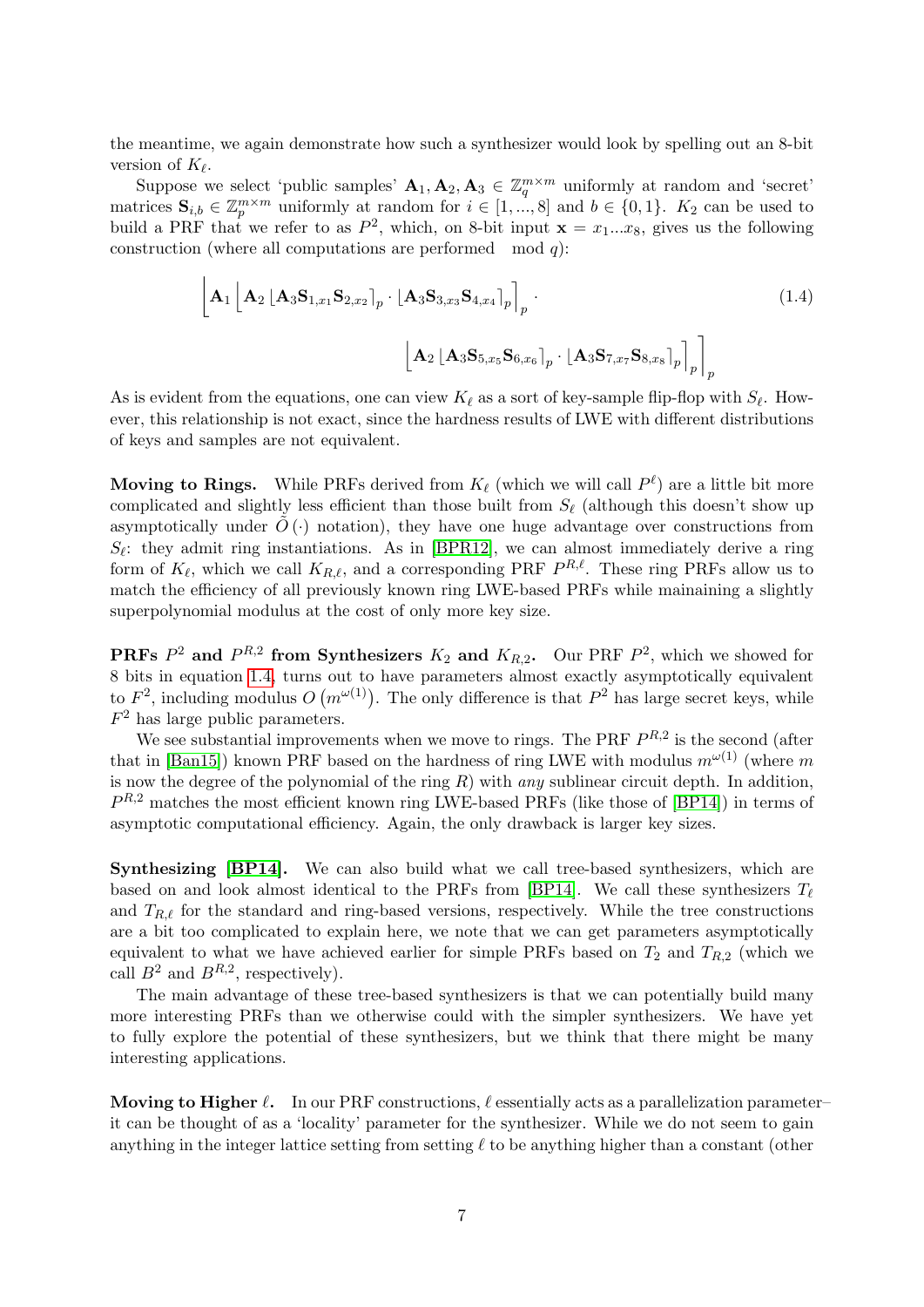the meantime, we again demonstrate how such a synthesizer would look by spelling out an 8-bit version of $K_\ell$.

Suppose we select 'public samples' $\mathbf{A}_1, \mathbf{A}_2, \mathbf{A}_3 \in \mathbb{Z}_q^{m \times m}$ uniformly at random and 'secret' matrices $\mathbf{S}_{i,b} \in \mathbb{Z}_p^{m \times m}$ uniformly at random for $i \in [1, ..., 8]$ and $b \in \{0, 1\}$. $K_2$ can be used to build a PRF that we refer to as $P^2$, which, on 8-bit input $\mathbf{x} = x_1 ... x_8$, gives us the following construction (where all computations are performed $\mod q$):

$$\Big\lfloor \mathbf{A}_1 \Big\lfloor \mathbf{A}_2 \left\lfloor \mathbf{A}_3 \mathbf{S}_{1,x_1} \mathbf{S}_{2,x_2} \right\rceil_p \cdot \left\lfloor \mathbf{A}_3 \mathbf{S}_{3,x_3} \mathbf{S}_{4,x_4} \right\rceil_p \Big\rceil_p \cdot \Big\lfloor \mathbf{A}_2 \left\lfloor \mathbf{A}_3 \mathbf{S}_{5,x_5} \mathbf{S}_{6,x_6} \right\rceil_p \cdot \left\lfloor \mathbf{A}_3 \mathbf{S}_{7,x_7} \mathbf{S}_{8,x_8} \right\rceil_p \Big\rceil_p \Big\rceil_p \tag{1.4}$$

As is evident from the equations, one can view $K_\ell$ as a sort of key-sample flip-flop with $S_\ell$. However, this relationship is not exact, since the hardness results of LWE with different distributions of keys and samples are not equivalent.

**Moving to Rings.** While PRFs derived from $K_\ell$ (which we will call $P^\ell$) are a little bit more complicated and slightly less efficient than those built from $S_\ell$ (although this doesn't show up asymptotically under $\tilde{O}(\cdot)$ notation), they have one huge advantage over constructions from $S_\ell$: they admit ring instantiations. As in [BPR12], we can almost immediately derive a ring form of $K_\ell$, which we call $K_{R,\ell}$, and a corresponding PRF $P^{R,\ell}$. These ring PRFs allow us to match the efficiency of all previously known ring LWE-based PRFs while mainaining a slightly superpolynomial modulus at the cost of only more key size.

**PRFs $P^2$ and $P^{R,2}$ from Synthesizers $K_2$ and $K_{R,2}$.** Our PRF $P^2$, which we showed for 8 bits in equation 1.4, turns out to have parameters almost exactly asymptotically equivalent to $F^2$, including modulus $O\left(m^{\omega(1)}\right)$. The only difference is that $P^2$ has large secret keys, while $F^2$ has large public parameters.

We see substantial improvements when we move to rings. The PRF $P^{R,2}$ is the second (after that in [Ban15]) known PRF based on the hardness of ring LWE with modulus $m^{\omega(1)}$ (where $m$ is now the degree of the polynomial of the ring $R$) with *any* sublinear circuit depth. In addition, $P^{R,2}$ matches the most efficient known ring LWE-based PRFs (like those of [BP14]) in terms of asymptotic computational efficiency. Again, the only drawback is larger key sizes.

**Synthesizing [BP14].** We can also build what we call tree-based synthesizers, which are based on and look almost identical to the PRFs from [BP14]. We call these synthesizers $T_\ell$ and $T_{R,\ell}$ for the standard and ring-based versions, respectively. While the tree constructions are a bit too complicated to explain here, we note that we can get parameters asymptotically equivalent to what we have achieved earlier for simple PRFs based on $T_2$ and $T_{R,2}$ (which we call $B^2$ and $B^{R,2}$, respectively).

The main advantage of these tree-based synthesizers is that we can potentially build many more interesting PRFs than we otherwise could with the simpler synthesizers. We have yet to fully explore the potential of these synthesizers, but we think that there might be many interesting applications.

**Moving to Higher $\ell$.** In our PRF constructions, $\ell$ essentially acts as a parallelization parameter– it can be thought of as a 'locality' parameter for the synthesizer. While we do not seem to gain anything in the integer lattice setting from setting $\ell$ to be anything higher than a constant (other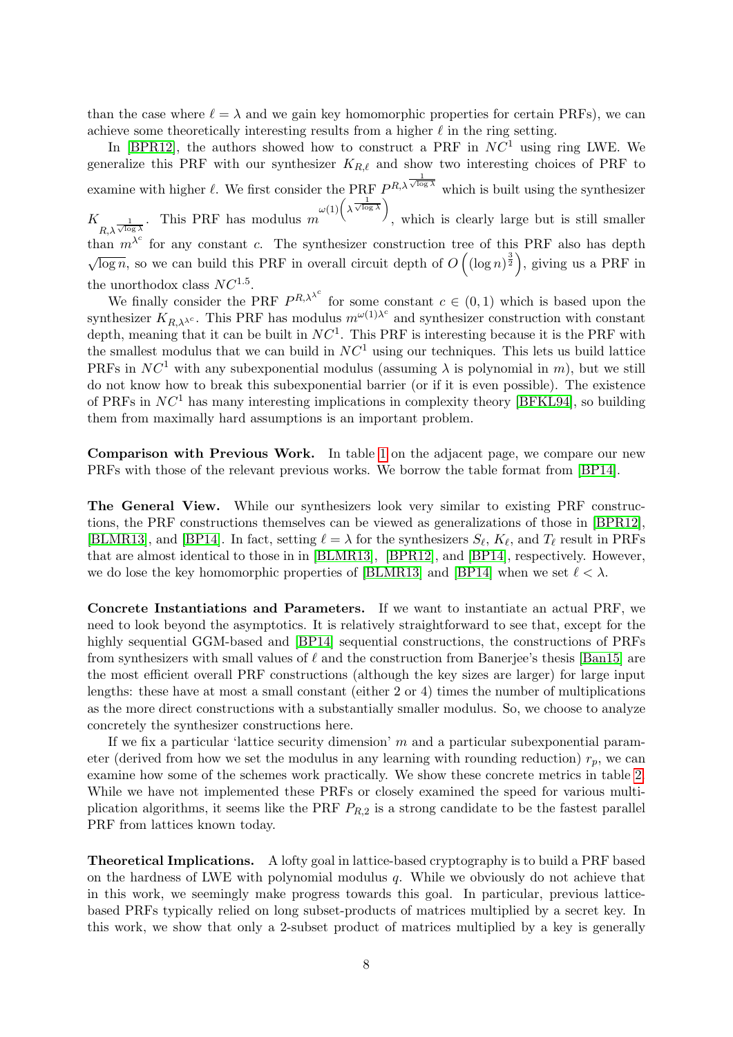than the case where $\ell = \lambda$ and we gain key homomorphic properties for certain PRFs), we can achieve some theoretically interesting results from a higher $\ell$ in the ring setting.

In [BPR12], the authors showed how to construct a PRF in $NC^1$ using ring LWE. We generalize this PRF with our synthesizer $K_{R,\ell}$ and show two interesting choices of PRF to examine with higher $\ell$. We first consider the PRF $P^{R,\lambda^{\frac{1}{\sqrt{\log \lambda}}}}$ which is built using the synthesizer $K_{R,\lambda^{\frac{1}{\sqrt{\log \lambda}}}}$. This PRF has modulus $m^{\omega(1)\left(\lambda^{\frac{1}{\sqrt{\log \lambda}}}\right)}$, which is clearly large but is still smaller than $m^{\lambda^c}$ for any constant $c$. The synthesizer construction tree of this PRF also has depth $\sqrt{\log n}$, so we can build this PRF in overall circuit depth of $O\left((\log n)^{\frac{3}{2}}\right)$, giving us a PRF in the unorthodox class $NC^{1.5}$.

We finally consider the PRF $P^{R,\lambda^{\lambda^c}}$ for some constant $c \in (0,1)$ which is based upon the synthesizer $K_{R,\lambda^{\lambda^c}}$. This PRF has modulus $m^{\omega(1)\lambda^c}$ and synthesizer construction with constant depth, meaning that it can be built in $NC^1$. This PRF is interesting because it is the PRF with the smallest modulus that we can build in $NC^1$ using our techniques. This lets us build lattice PRFs in $NC^1$ with any subexponential modulus (assuming $\lambda$ is polynomial in $m$), but we still do not know how to break this subexponential barrier (or if it is even possible). The existence of PRFs in $NC^1$ has many interesting implications in complexity theory [BFKL94], so building them from maximally hard assumptions is an important problem.

**Comparison with Previous Work.** In table 1 on the adjacent page, we compare our new PRFs with those of the relevant previous works. We borrow the table format from [BP14].

**The General View.** While our synthesizers look very similar to existing PRF constructions, the PRF constructions themselves can be viewed as generalizations of those in [BPR12], [BLMR13], and [BP14]. In fact, setting $\ell = \lambda$ for the synthesizers $S_\ell$, $K_\ell$, and $T_\ell$ result in PRFs that are almost identical to those in in [BLMR13], [BPR12], and [BP14], respectively. However, we do lose the key homomorphic properties of [BLMR13] and [BP14] when we set $\ell < \lambda$.

**Concrete Instantiations and Parameters.** If we want to instantiate an actual PRF, we need to look beyond the asymptotics. It is relatively straightforward to see that, except for the highly sequential GGM-based and [BP14] sequential constructions, the constructions of PRFs from synthesizers with small values of $\ell$ and the construction from Banerjee's thesis [Ban15] are the most efficient overall PRF constructions (although the key sizes are larger) for large input lengths: these have at most a small constant (either 2 or 4) times the number of multiplications as the more direct constructions with a substantially smaller modulus. So, we choose to analyze concretely the synthesizer constructions here.

If we fix a particular 'lattice security dimension' $m$ and a particular subexponential parameter (derived from how we set the modulus in any learning with rounding reduction) $r_p$, we can examine how some of the schemes work practically. We show these concrete metrics in table 2. While we have not implemented these PRFs or closely examined the speed for various multiplication algorithms, it seems like the PRF $P_{R,2}$ is a strong candidate to be the fastest parallel PRF from lattices known today.

**Theoretical Implications.** A lofty goal in lattice-based cryptography is to build a PRF based on the hardness of LWE with polynomial modulus $q$. While we obviously do not achieve that in this work, we seemingly make progress towards this goal. In particular, previous lattice-based PRFs typically relied on long subset-products of matrices multiplied by a secret key. In this work, we show that only a 2-subset product of matrices multiplied by a key is generally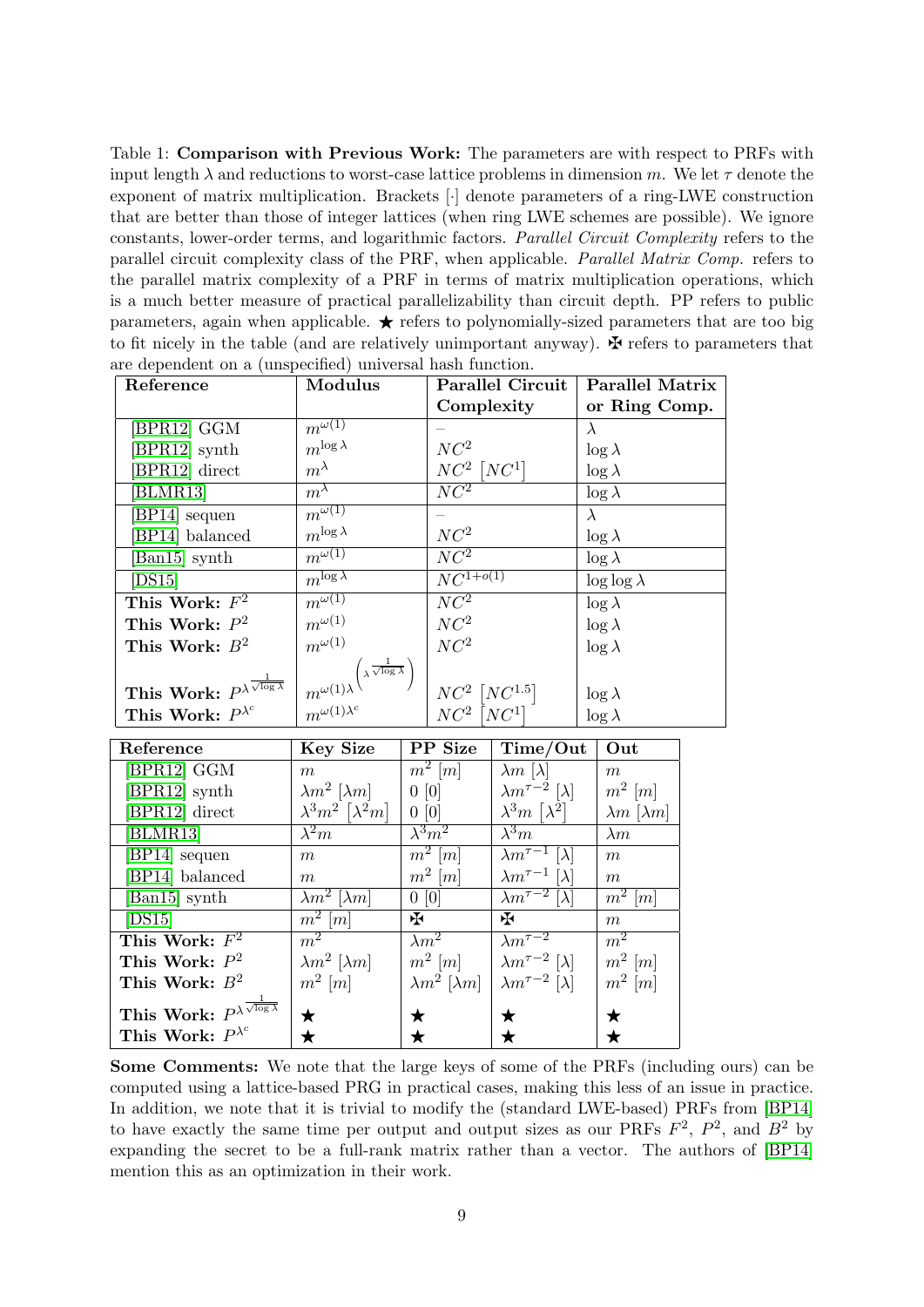Table 1: **Comparison with Previous Work:** The parameters are with respect to PRFs with input length $\lambda$ and reductions to worst-case lattice problems in dimension $m$. We let $\tau$ denote the exponent of matrix multiplication. Brackets $[\cdot]$ denote parameters of a ring-LWE construction that are better than those of integer lattices (when ring LWE schemes are possible). We ignore constants, lower-order terms, and logarithmic factors. *Parallel Circuit Complexity* refers to the parallel circuit complexity class of the PRF, when applicable. *Parallel Matrix Comp.* refers to the parallel matrix complexity of a PRF in terms of matrix multiplication operations, which is a much better measure of practical parallelizability than circuit depth. PP refers to public parameters, again when applicable. ★ refers to polynomially-sized parameters that are too big to fit nicely in the table (and are relatively unimportant anyway). ✠ refers to parameters that are dependent on a (unspecified) universal hash function.

| Reference | Modulus | Parallel Circuit Complexity | Parallel Matrix or Ring Comp. |
|---|---|---|---|
| [BPR12] GGM | $m^{\omega(1)}$ | – | $\lambda$ |
| [BPR12] synth | $m^{\log \lambda}$ | $NC^2$ | $\log \lambda$ |
| [BPR12] direct | $m^{\lambda}$ | $NC^2$ $[NC^1]$ | $\log \lambda$ |
| [BLMR13] | $m^{\lambda}$ | $NC^2$ | $\log \lambda$ |
| [BP14] sequen | $m^{\omega(1)}$ | – | $\lambda$ |
| [BP14] balanced | $m^{\log \lambda}$ | $NC^2$ | $\log \lambda$ |
| [Ban15] synth | $m^{\omega(1)}$ | $NC^2$ | $\log \lambda$ |
| [DS15] | $m^{\log \lambda}$ | $NC^{1+o(1)}$ | $\log \log \lambda$ |
| **This Work: $F^2$** | $m^{\omega(1)}$ | $NC^2$ | $\log \lambda$ |
| **This Work: $P^2$** | $m^{\omega(1)}$ | $NC^2$ | $\log \lambda$ |
| **This Work: $B^2$** | $m^{\omega(1)}$ | $NC^2$ | $\log \lambda$ |
| **This Work: $P^{\lambda^{\frac{1}{\sqrt{\log \lambda}}}}$** | $m^{\omega(1)\lambda^{\left(\lambda^{\frac{1}{\sqrt{\log \lambda}}}\right)}}$ | $NC^2$ $[NC^{1.5}]$ | $\log \lambda$ |
| **This Work: $P^{\lambda^c}$** | $m^{\omega(1)\lambda^c}$ | $NC^2$ $[NC^1]$ | $\log \lambda$ |

| Reference | Key Size | PP Size | Time/Out | Out |
|---|---|---|---|---|
| [BPR12] GGM | $m$ | $m^2$ $[m]$ | $\lambda m$ $[\lambda]$ | $m$ |
| [BPR12] synth | $\lambda m^2$ $[\lambda m]$ | $0$ $[0]$ | $\lambda m^{\tau-2}$ $[\lambda]$ | $m^2$ $[m]$ |
| [BPR12] direct | $\lambda^3 m^2$ $[\lambda^2 m]$ | $0$ $[0]$ | $\lambda^3 m$ $[\lambda^2]$ | $\lambda m$ $[\lambda m]$ |
| [BLMR13] | $\lambda^2 m$ | $\lambda^3 m^2$ | $\lambda^3 m$ | $\lambda m$ |
| [BP14] sequen | $m$ | $m^2$ $[m]$ | $\lambda m^{\tau-1}$ $[\lambda]$ | $m$ |
| [BP14] balanced | $m$ | $m^2$ $[m]$ | $\lambda m^{\tau-1}$ $[\lambda]$ | $m$ |
| [Ban15] synth | $\lambda m^2$ $[\lambda m]$ | $0$ $[0]$ | $\lambda m^{\tau-2}$ $[\lambda]$ | $m^2$ $[m]$ |
| [DS15] | $m^2$ $[m]$ | ✠ | ✠ | $m$ |
| **This Work: $F^2$** | $m^2$ | $\lambda m^2$ | $\lambda m^{\tau-2}$ | $m^2$ |
| **This Work: $P^2$** | $\lambda m^2$ $[\lambda m]$ | $m^2$ $[m]$ | $\lambda m^{\tau-2}$ $[\lambda]$ | $m^2$ $[m]$ |
| **This Work: $B^2$** | $m^2$ $[m]$ | $\lambda m^2$ $[\lambda m]$ | $\lambda m^{\tau-2}$ $[\lambda]$ | $m^2$ $[m]$ |
| **This Work: $P^{\lambda^{\frac{1}{\sqrt{\log \lambda}}}}$** | ★ | ★ | ★ | ★ |
| **This Work: $P^{\lambda^c}$** | ★ | ★ | ★ | ★ |

**Some Comments:** We note that the large keys of some of the PRFs (including ours) can be computed using a lattice-based PRG in practical cases, making this less of an issue in practice. In addition, we note that it is trivial to modify the (standard LWE-based) PRFs from [BP14] to have exactly the same time per output and output sizes as our PRFs $F^2$, $P^2$, and $B^2$ by expanding the secret to be a full-rank matrix rather than a vector. The authors of [BP14] mention this as an optimization in their work.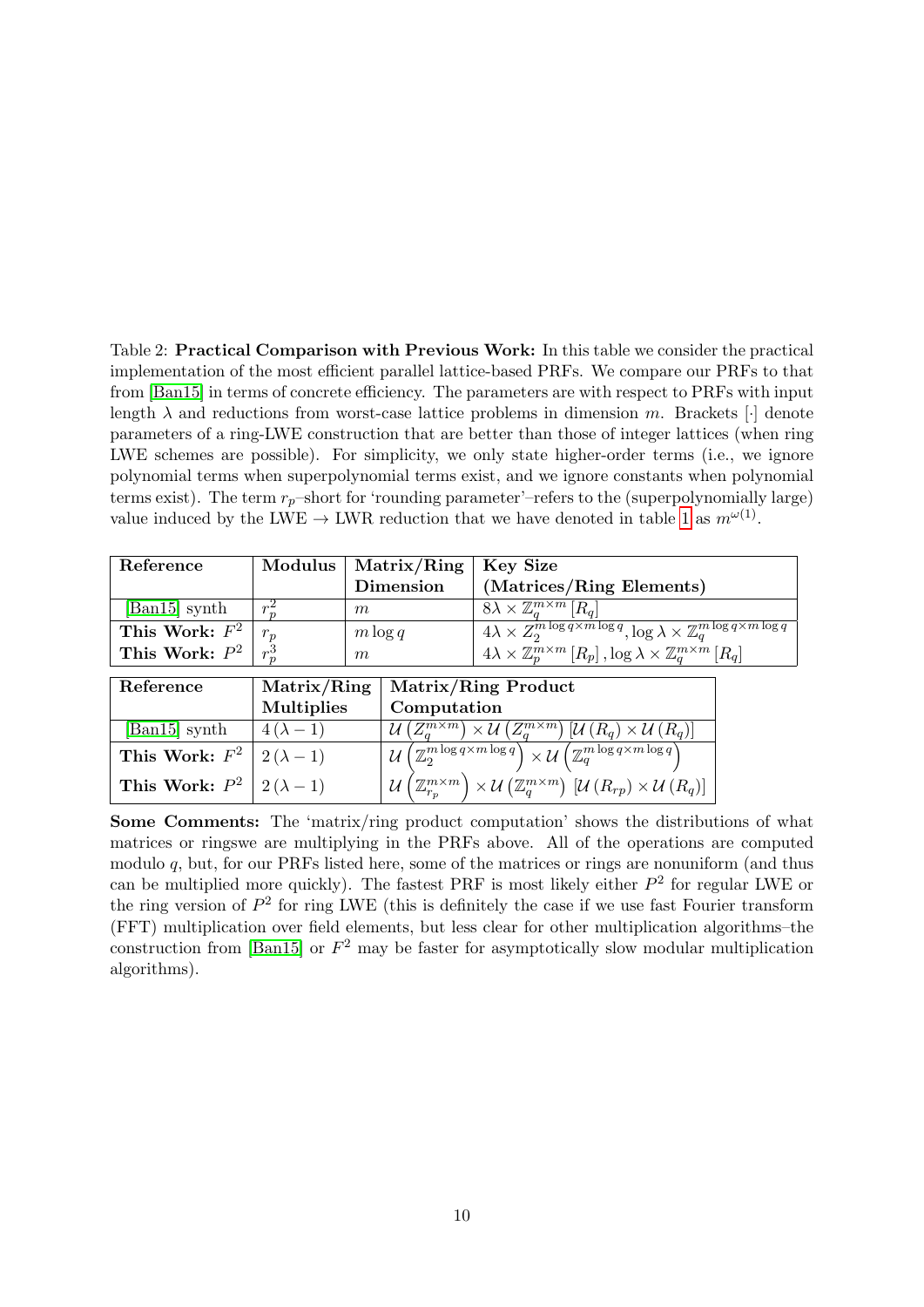Table 2: **Practical Comparison with Previous Work:** In this table we consider the practical implementation of the most efficient parallel lattice-based PRFs. We compare our PRFs to that from [Ban15] in terms of concrete efficiency. The parameters are with respect to PRFs with input length $\lambda$ and reductions from worst-case lattice problems in dimension $m$. Brackets $[\cdot]$ denote parameters of a ring-LWE construction that are better than those of integer lattices (when ring LWE schemes are possible). For simplicity, we only state higher-order terms (i.e., we ignore polynomial terms when superpolynomial terms exist, and we ignore constants when polynomial terms exist). The term $r_p$–short for 'rounding parameter'–refers to the (superpolynomially large) value induced by the LWE $\rightarrow$ LWR reduction that we have denoted in table 1 as $m^{\omega(1)}$.

| Reference | Modulus | Matrix/Ring Dimension | Key Size (Matrices/Ring Elements) |
|---|---|---|---|
| [Ban15] synth | $r_p^2$ | $m$ | $8\lambda \times \mathbb{Z}_q^{m\times m}\left[R_q\right]$ |
| **This Work: $F^2$** | $r_p$ | $m\log q$ | $4\lambda \times Z_2^{m\log q\times m\log q}, \log\lambda \times \mathbb{Z}_q^{m\log q\times m\log q}$ |
| **This Work: $P^2$** | $r_p^3$ | $m$ | $4\lambda \times \mathbb{Z}_p^{m\times m}\left[R_p\right], \log\lambda \times \mathbb{Z}_q^{m\times m}\left[R_q\right]$ |

| Reference | Matrix/Ring Multiplies | Matrix/Ring Product Computation |
|---|---|---|
| [Ban15] synth | $4(\lambda-1)$ | $\mathcal{U}\left(Z_q^{m\times m}\right)\times\mathcal{U}\left(Z_q^{m\times m}\right)\left[\mathcal{U}\left(R_q\right)\times\mathcal{U}\left(R_q\right)\right]$ |
| **This Work: $F^2$** | $2(\lambda-1)$ | $\mathcal{U}\left(\mathbb{Z}_2^{m\log q\times m\log q}\right)\times\mathcal{U}\left(\mathbb{Z}_q^{m\log q\times m\log q}\right)$ |
| **This Work: $P^2$** | $2(\lambda-1)$ | $\mathcal{U}\left(\mathbb{Z}_{r_p}^{m\times m}\right)\times\mathcal{U}\left(\mathbb{Z}_q^{m\times m}\right)\left[\mathcal{U}\left(R_{rp}\right)\times\mathcal{U}\left(R_q\right)\right]$ |

**Some Comments:** The 'matrix/ring product computation' shows the distributions of what matrices or ringswe are multiplying in the PRFs above. All of the operations are computed modulo $q$, but, for our PRFs listed here, some of the matrices or rings are nonuniform (and thus can be multiplied more quickly). The fastest PRF is most likely either $P^2$ for regular LWE or the ring version of $P^2$ for ring LWE (this is definitely the case if we use fast Fourier transform (FFT) multiplication over field elements, but less clear for other multiplication algorithms–the construction from [Ban15] or $F^2$ may be faster for asymptotically slow modular multiplication algorithms).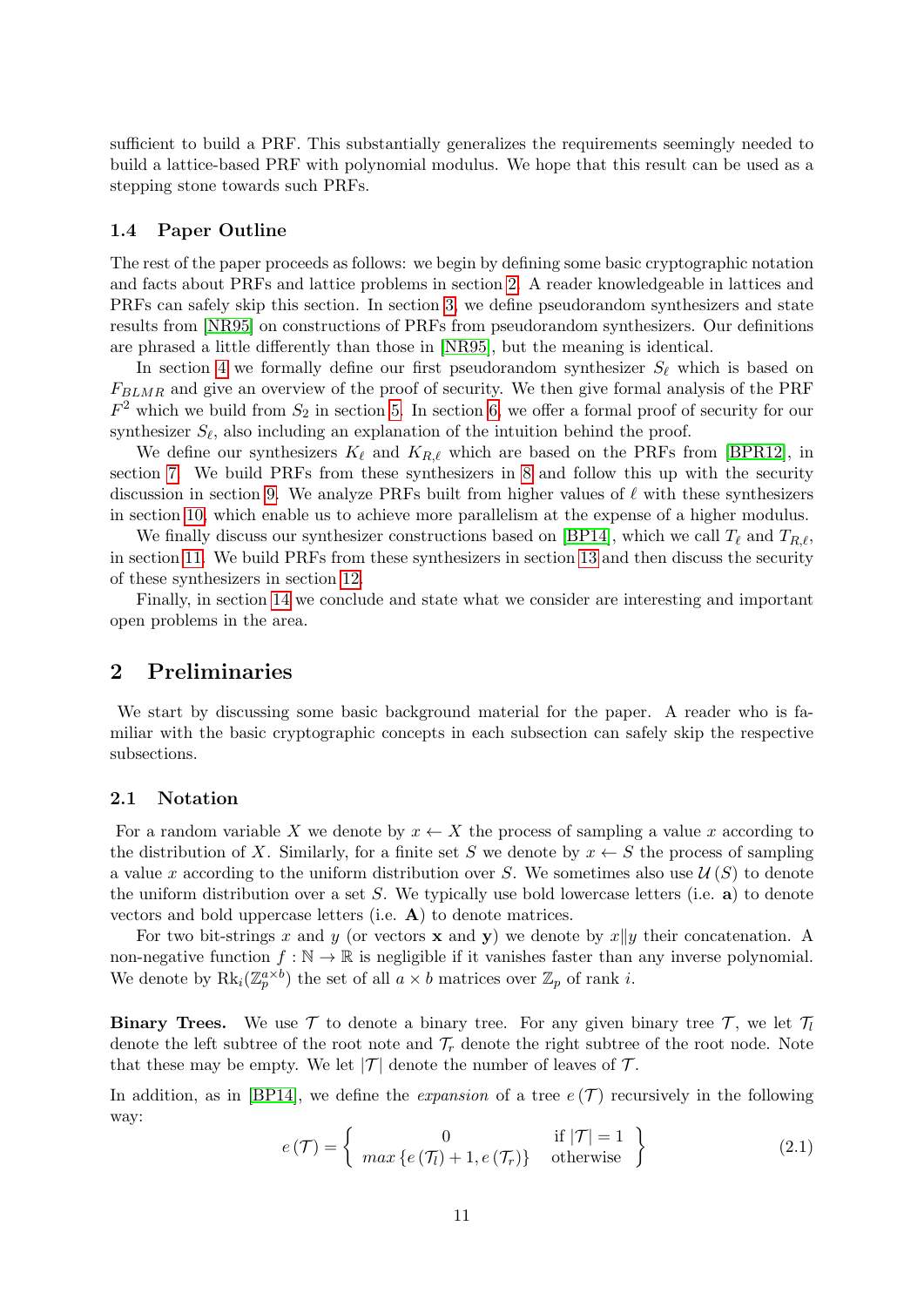sufficient to build a PRF. This substantially generalizes the requirements seemingly needed to build a lattice-based PRF with polynomial modulus. We hope that this result can be used as a stepping stone towards such PRFs.

### 1.4 Paper Outline

The rest of the paper proceeds as follows: we begin by defining some basic cryptographic notation and facts about PRFs and lattice problems in section 2. A reader knowledgeable in lattices and PRFs can safely skip this section. In section 3, we define pseudorandom synthesizers and state results from [NR95] on constructions of PRFs from pseudorandom synthesizers. Our definitions are phrased a little differently than those in [NR95], but the meaning is identical.

In section 4 we formally define our first pseudorandom synthesizer $S_\ell$ which is based on $F_{BLMR}$ and give an overview of the proof of security. We then give formal analysis of the PRF $F^2$ which we build from $S_2$ in section 5. In section 6, we offer a formal proof of security for our synthesizer $S_\ell$, also including an explanation of the intuition behind the proof.

We define our synthesizers $K_\ell$ and $K_{R,\ell}$ which are based on the PRFs from [BPR12], in section 7. We build PRFs from these synthesizers in 8 and follow this up with the security discussion in section 9. We analyze PRFs built from higher values of $\ell$ with these synthesizers in section 10, which enable us to achieve more parallelism at the expense of a higher modulus.

We finally discuss our synthesizer constructions based on [BP14], which we call $T_\ell$ and $T_{R,\ell}$, in section 11. We build PRFs from these synthesizers in section 13 and then discuss the security of these synthesizers in section 12.

Finally, in section 14 we conclude and state what we consider are interesting and important open problems in the area.

## 2 Preliminaries

We start by discussing some basic background material for the paper. A reader who is familiar with the basic cryptographic concepts in each subsection can safely skip the respective subsections.

### 2.1 Notation

For a random variable $X$ we denote by $x \leftarrow X$ the process of sampling a value $x$ according to the distribution of $X$. Similarly, for a finite set $S$ we denote by $x \leftarrow S$ the process of sampling a value $x$ according to the uniform distribution over $S$. We sometimes also use $\mathcal{U}(S)$ to denote the uniform distribution over a set $S$. We typically use bold lowercase letters (i.e. $\mathbf{a}$) to denote vectors and bold uppercase letters (i.e. $\mathbf{A}$) to denote matrices.

For two bit-strings $x$ and $y$ (or vectors $\mathbf{x}$ and $\mathbf{y}$) we denote by $x \| y$ their concatenation. A non-negative function $f : \mathbb{N} \to \mathbb{R}$ is negligible if it vanishes faster than any inverse polynomial. We denote by $\mathrm{Rk}_i(\mathbb{Z}_p^{a\times b})$ the set of all $a \times b$ matrices over $\mathbb{Z}_p$ of rank $i$.

**Binary Trees.** We use $\mathcal{T}$ to denote a binary tree. For any given binary tree $\mathcal{T}$, we let $\mathcal{T}_l$ denote the left subtree of the root note and $\mathcal{T}_r$ denote the right subtree of the root node. Note that these may be empty. We let $|\mathcal{T}|$ denote the number of leaves of $\mathcal{T}$.

In addition, as in [BP14], we define the *expansion* of a tree $e(\mathcal{T})$ recursively in the following way:

$$e(\mathcal{T}) = \left\{ \begin{array}{cc} 0 & \text{if } |\mathcal{T}| = 1 \\ max\{e(\mathcal{T}_l) + 1, e(\mathcal{T}_r)\} & \text{otherwise} \end{array} \right\} \tag{2.1}$$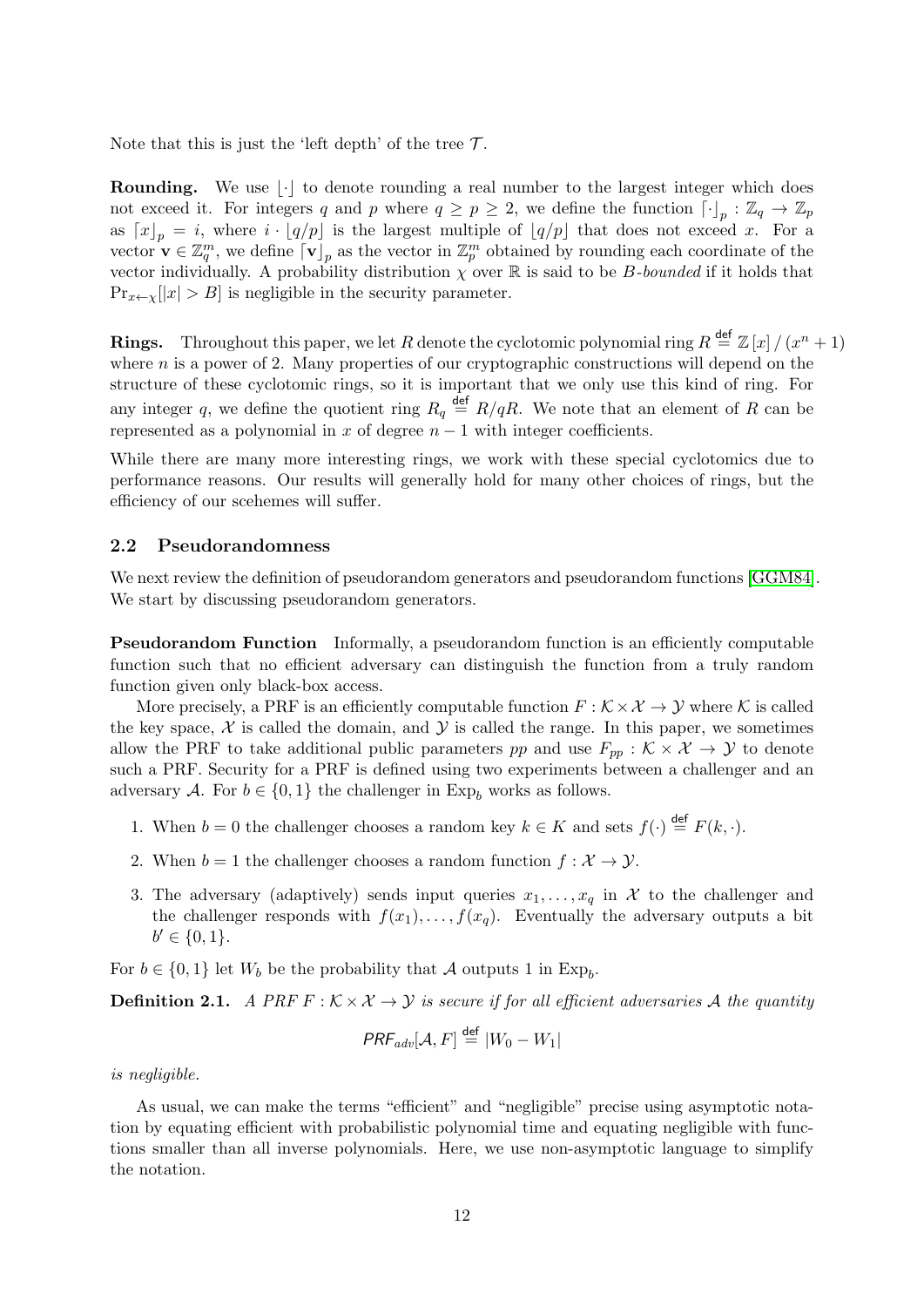Note that this is just the 'left depth' of the tree $\mathcal{T}$.

**Rounding.** We use $\lfloor\cdot\rfloor$ to denote rounding a real number to the largest integer which does not exceed it. For integers $q$ and $p$ where $q \geq p \geq 2$, we define the function $\lceil\cdot\rfloor_p : \mathbb{Z}_q \to \mathbb{Z}_p$ as $\lceil x \rfloor_p = i$, where $i \cdot \lfloor q/p \rfloor$ is the largest multiple of $\lfloor q/p \rfloor$ that does not exceed $x$. For a vector $\mathbf{v} \in \mathbb{Z}_q^m$, we define $\lceil \mathbf{v} \rfloor_p$ as the vector in $\mathbb{Z}_p^m$ obtained by rounding each coordinate of the vector individually. A probability distribution $\chi$ over $\mathbb{R}$ is said to be $B$-*bounded* if it holds that $\Pr_{x \leftarrow \chi}[|x| > B]$ is negligible in the security parameter.

**Rings.** Throughout this paper, we let $R$ denote the cyclotomic polynomial ring $R \stackrel{\mathsf{def}}{=} \mathbb{Z}[x]/(x^n + 1)$ where $n$ is a power of 2. Many properties of our cryptographic constructions will depend on the structure of these cyclotomic rings, so it is important that we only use this kind of ring. For any integer $q$, we define the quotient ring $R_q \stackrel{\mathsf{def}}{=} R/qR$. We note that an element of $R$ can be represented as a polynomial in $x$ of degree $n-1$ with integer coefficients.

While there are many more interesting rings, we work with these special cyclotomics due to performance reasons. Our results will generally hold for many other choices of rings, but the efficiency of our scehemes will suffer.

### 2.2 Pseudorandomness

We next review the definition of pseudorandom generators and pseudorandom functions [GGM84]. We start by discussing pseudorandom generators.

**Pseudorandom Function** Informally, a pseudorandom function is an efficiently computable function such that no efficient adversary can distinguish the function from a truly random function given only black-box access.

More precisely, a PRF is an efficiently computable function $F : \mathcal{K} \times \mathcal{X} \to \mathcal{Y}$ where $\mathcal{K}$ is called the key space, $\mathcal{X}$ is called the domain, and $\mathcal{Y}$ is called the range. In this paper, we sometimes allow the PRF to take additional public parameters $pp$ and use $F_{pp} : \mathcal{K} \times \mathcal{X} \to \mathcal{Y}$ to denote such a PRF. Security for a PRF is defined using two experiments between a challenger and an adversary $\mathcal{A}$. For $b \in \{0,1\}$ the challenger in $\mathrm{Exp}_b$ works as follows.

1. When $b = 0$ the challenger chooses a random key $k \in K$ and sets $f(\cdot) \stackrel{\mathsf{def}}{=} F(k, \cdot)$.
2. When $b = 1$ the challenger chooses a random function $f : \mathcal{X} \to \mathcal{Y}$.
3. The adversary (adaptively) sends input queries $x_1, \ldots, x_q$ in $\mathcal{X}$ to the challenger and the challenger responds with $f(x_1), \ldots, f(x_q)$. Eventually the adversary outputs a bit $b' \in \{0,1\}$.

For $b \in \{0,1\}$ let $W_b$ be the probability that $\mathcal{A}$ outputs 1 in $\mathrm{Exp}_b$.

**Definition 2.1.** *A PRF $F : \mathcal{K} \times \mathcal{X} \to \mathcal{Y}$ is secure if for all efficient adversaries $\mathcal{A}$ the quantity*

$$\mathsf{PRF}_{adv}[\mathcal{A}, F] \stackrel{\mathsf{def}}{=} |W_0 - W_1|$$

*is negligible.*

As usual, we can make the terms "efficient" and "negligible" precise using asymptotic notation by equating efficient with probabilistic polynomial time and equating negligible with functions smaller than all inverse polynomials. Here, we use non-asymptotic language to simplify the notation.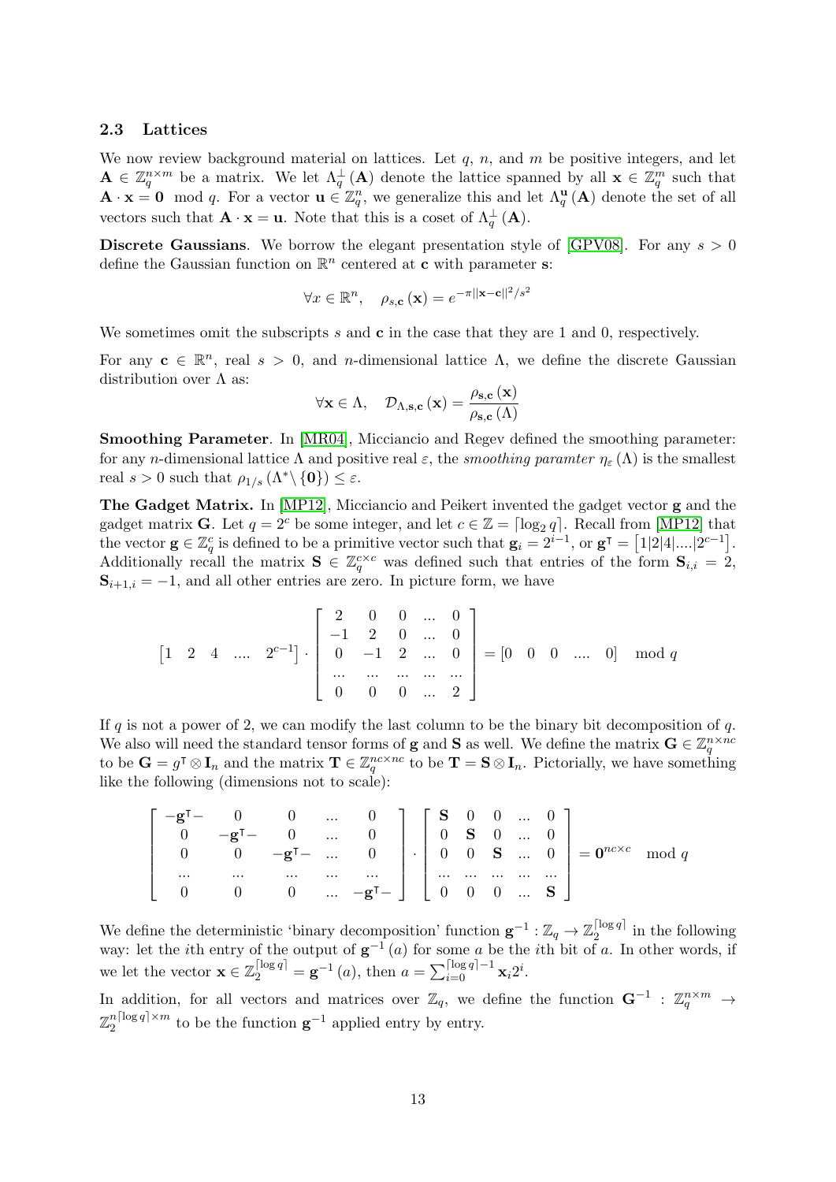### 2.3 Lattices

We now review background material on lattices. Let $q$, $n$, and $m$ be positive integers, and let $\mathbf{A} \in \mathbb{Z}_q^{n \times m}$ be a matrix. We let $\Lambda_q^{\perp}(\mathbf{A})$ denote the lattice spanned by all $\mathbf{x} \in \mathbb{Z}_q^m$ such that $\mathbf{A} \cdot \mathbf{x} = \mathbf{0} \mod q$. For a vector $\mathbf{u} \in \mathbb{Z}_q^n$, we generalize this and let $\Lambda_q^{\mathbf{u}}(\mathbf{A})$ denote the set of all vectors such that $\mathbf{A} \cdot \mathbf{x} = \mathbf{u}$. Note that this is a coset of $\Lambda_q^{\perp}(\mathbf{A})$.

**Discrete Gaussians**. We borrow the elegant presentation style of [GPV08]. For any $s > 0$ define the Gaussian function on $\mathbb{R}^n$ centered at $\mathbf{c}$ with parameter $\mathbf{s}$:

$$\forall x \in \mathbb{R}^n, \quad \rho_{s,\mathbf{c}}(\mathbf{x}) = e^{-\pi \|\mathbf{x}-\mathbf{c}\|^2/s^2}$$

We sometimes omit the subscripts $s$ and $\mathbf{c}$ in the case that they are 1 and 0, respectively.

For any $\mathbf{c} \in \mathbb{R}^n$, real $s > 0$, and $n$-dimensional lattice $\Lambda$, we define the discrete Gaussian distribution over $\Lambda$ as:

$$\forall \mathbf{x} \in \Lambda, \quad \mathcal{D}_{\Lambda,\mathbf{s},\mathbf{c}}(\mathbf{x}) = \frac{\rho_{\mathbf{s},\mathbf{c}}(\mathbf{x})}{\rho_{\mathbf{s},\mathbf{c}}(\Lambda)}$$

**Smoothing Parameter**. In [MR04], Micciancio and Regev defined the smoothing parameter: for any $n$-dimensional lattice $\Lambda$ and positive real $\varepsilon$, the *smoothing paramter* $\eta_\varepsilon(\Lambda)$ is the smallest real $s > 0$ such that $\rho_{1/s}(\Lambda^* \setminus \{\mathbf{0}\}) \leq \varepsilon$.

**The Gadget Matrix.** In [MP12], Micciancio and Peikert invented the gadget vector $\mathbf{g}$ and the gadget matrix $\mathbf{G}$. Let $q = 2^c$ be some integer, and let $c \in \mathbb{Z} = \lceil \log_2 q \rceil$. Recall from [MP12] that the vector $\mathbf{g} \in \mathbb{Z}_q^c$ is defined to be a primitive vector such that $\mathbf{g}_i = 2^{i-1}$, or $\mathbf{g}^\intercal = \left[1|2|4|....|2^{c-1}\right]$. Additionally recall the matrix $\mathbf{S} \in \mathbb{Z}_q^{c \times c}$ was defined such that entries of the form $\mathbf{S}_{i,i} = 2$, $\mathbf{S}_{i+1,i} = -1$, and all other entries are zero. In picture form, we have

$$\begin{bmatrix} 1 & 2 & 4 & .... & 2^{c-1} \end{bmatrix} \cdot \begin{bmatrix} 2 & 0 & 0 & ... & 0 \\ -1 & 2 & 0 & ... & 0 \\ 0 & -1 & 2 & ... & 0 \\ ... & ... & ... & ... & ... \\ 0 & 0 & 0 & ... & 2 \end{bmatrix} = \begin{bmatrix} 0 & 0 & 0 & .... & 0 \end{bmatrix} \mod q$$

If $q$ is not a power of 2, we can modify the last column to be the binary bit decomposition of $q$. We also will need the standard tensor forms of $\mathbf{g}$ and $\mathbf{S}$ as well. We define the matrix $\mathbf{G} \in \mathbb{Z}_q^{n \times nc}$ to be $\mathbf{G} = g^\intercal \otimes \mathbf{I}_n$ and the matrix $\mathbf{T} \in \mathbb{Z}_q^{nc \times nc}$ to be $\mathbf{T} = \mathbf{S} \otimes \mathbf{I}_n$. Pictorially, we have something like the following (dimensions not to scale):

$$\begin{bmatrix} -\mathbf{g}^\intercal- & 0 & 0 & ... & 0 \\ 0 & -\mathbf{g}^\intercal- & 0 & ... & 0 \\ 0 & 0 & -\mathbf{g}^\intercal- & ... & 0 \\ ... & ... & ... & ... & ... \\ 0 & 0 & 0 & ... & -\mathbf{g}^\intercal- \end{bmatrix} \cdot \begin{bmatrix} \mathbf{S} & 0 & 0 & ... & 0 \\ 0 & \mathbf{S} & 0 & ... & 0 \\ 0 & 0 & \mathbf{S} & ... & 0 \\ ... & ... & ... & ... & ... \\ 0 & 0 & 0 & ... & \mathbf{S} \end{bmatrix} = \mathbf{0}^{nc \times c} \mod q$$

We define the deterministic 'binary decomposition' function $\mathbf{g}^{-1} : \mathbb{Z}_q \to \mathbb{Z}_2^{\lceil \log q \rceil}$ in the following way: let the $i$th entry of the output of $\mathbf{g}^{-1}(a)$ for some $a$ be the $i$th bit of $a$. In other words, if we let the vector $\mathbf{x} \in \mathbb{Z}_2^{\lceil \log q \rceil} = \mathbf{g}^{-1}(a)$, then $a = \sum_{i=0}^{\lceil \log q \rceil - 1} \mathbf{x}_i 2^i$.

In addition, for all vectors and matrices over $\mathbb{Z}_q$, we define the function $\mathbf{G}^{-1} : \mathbb{Z}_q^{n \times m} \to \mathbb{Z}_2^{n\lceil \log q \rceil \times m}$ to be the function $\mathbf{g}^{-1}$ applied entry by entry.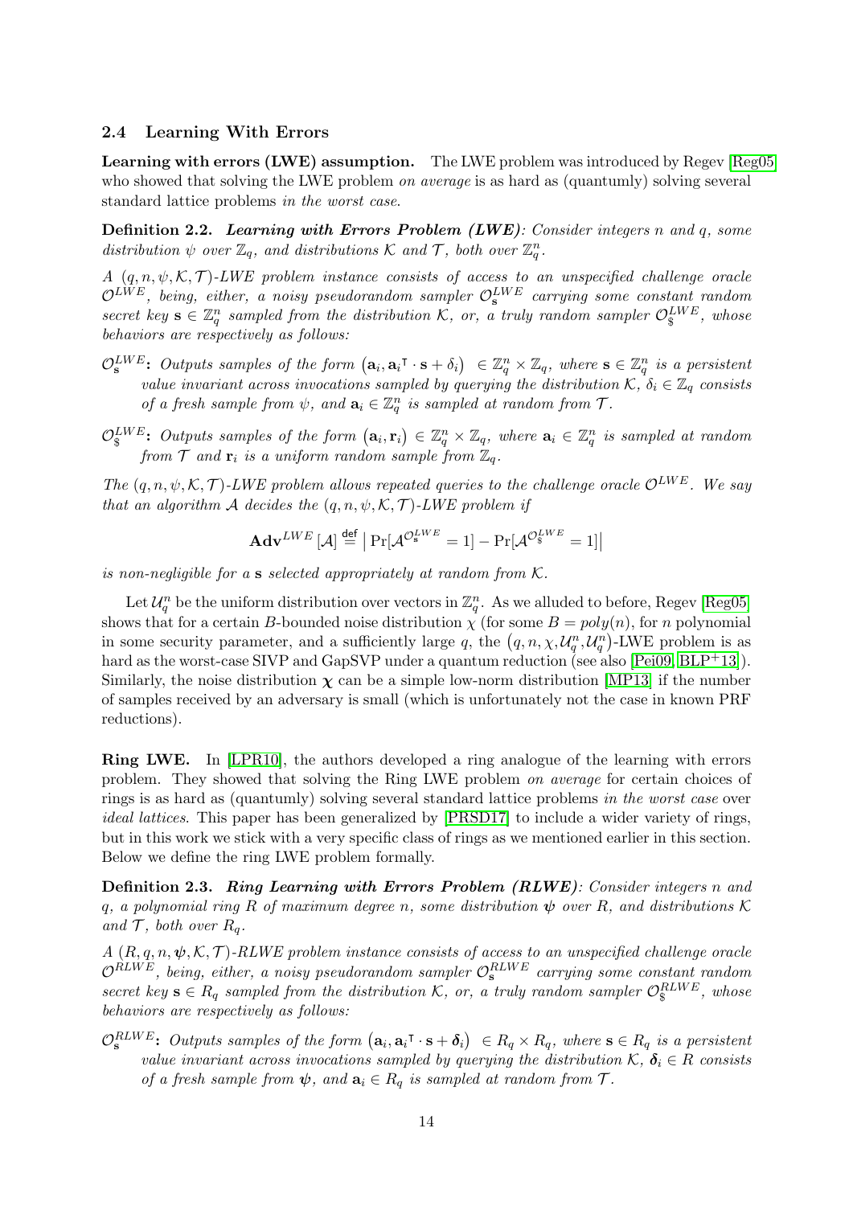### 2.4 Learning With Errors

**Learning with errors (LWE) assumption.** The LWE problem was introduced by Regev [Reg05] who showed that solving the LWE problem *on average* is as hard as (quantumly) solving several standard lattice problems *in the worst case*.

**Definition 2.2.** ***Learning with Errors Problem (LWE)****: Consider integers $n$ and $q$, some distribution $\psi$ over $\mathbb{Z}_q$, and distributions $\mathcal{K}$ and $\mathcal{T}$, both over $\mathbb{Z}_q^n$.*

*A $(q, n, \psi, \mathcal{K}, \mathcal{T})$-LWE problem instance consists of access to an unspecified challenge oracle $\mathcal{O}^{LWE}$, being, either, a noisy pseudorandom sampler $\mathcal{O}_{\mathbf{s}}^{LWE}$ carrying some constant random secret key $\mathbf{s} \in \mathbb{Z}_q^n$ sampled from the distribution $\mathcal{K}$, or, a truly random sampler $\mathcal{O}_{\$}^{LWE}$, whose behaviors are respectively as follows:*

- $\mathcal{O}_{\mathbf{s}}^{LWE}$**:** *Outputs samples of the form $(\mathbf{a}_i, \mathbf{a}_i{}^{\intercal} \cdot \mathbf{s} + \delta_i) \in \mathbb{Z}_q^n \times \mathbb{Z}_q$, where $\mathbf{s} \in \mathbb{Z}_q^n$ is a persistent value invariant across invocations sampled by querying the distribution $\mathcal{K}$, $\delta_i \in \mathbb{Z}_q$ consists of a fresh sample from $\psi$, and $\mathbf{a}_i \in \mathbb{Z}_q^n$ is sampled at random from $\mathcal{T}$.*
- $\mathcal{O}_{\$}^{LWE}$**:** *Outputs samples of the form $(\mathbf{a}_i, \mathbf{r}_i) \in \mathbb{Z}_q^n \times \mathbb{Z}_q$, where $\mathbf{a}_i \in \mathbb{Z}_q^n$ is sampled at random from $\mathcal{T}$ and $\mathbf{r}_i$ is a uniform random sample from $\mathbb{Z}_q$.*

*The $(q, n, \psi, \mathcal{K}, \mathcal{T})$-LWE problem allows repeated queries to the challenge oracle $\mathcal{O}^{LWE}$. We say that an algorithm $\mathcal{A}$ decides the $(q, n, \psi, \mathcal{K}, \mathcal{T})$-LWE problem if*

$$\mathbf{Adv}^{LWE}[\mathcal{A}] \stackrel{\mathsf{def}}{=} \left| \Pr[\mathcal{A}^{\mathcal{O}_{\mathbf{s}}^{LWE}} = 1] - \Pr[\mathcal{A}^{\mathcal{O}_{\$}^{LWE}} = 1] \right|$$

*is non-negligible for a $\mathbf{s}$ selected appropriately at random from $\mathcal{K}$.*

Let $\mathcal{U}_q^n$ be the uniform distribution over vectors in $\mathbb{Z}_q^n$. As we alluded to before, Regev [Reg05] shows that for a certain $B$-bounded noise distribution $\chi$ (for some $B = poly(n)$, for $n$ polynomial in some security parameter, and a sufficiently large $q$, the $(q, n, \chi, \mathcal{U}_q^n, \mathcal{U}_q^n)$-LWE problem is as hard as the worst-case SIVP and GapSVP under a quantum reduction (see also [Pei09, BLP+13]). Similarly, the noise distribution $\boldsymbol{\chi}$ can be a simple low-norm distribution [MP13] if the number of samples received by an adversary is small (which is unfortunately not the case in known PRF reductions).

**Ring LWE.** In [LPR10], the authors developed a ring analogue of the learning with errors problem. They showed that solving the Ring LWE problem *on average* for certain choices of rings is as hard as (quantumly) solving several standard lattice problems *in the worst case* over *ideal lattices*. This paper has been generalized by [PRSD17] to include a wider variety of rings, but in this work we stick with a very specific class of rings as we mentioned earlier in this section. Below we define the ring LWE problem formally.

**Definition 2.3.** ***Ring Learning with Errors Problem (RLWE)****: Consider integers $n$ and $q$, a polynomial ring $R$ of maximum degree $n$, some distribution $\boldsymbol{\psi}$ over $R$, and distributions $\mathcal{K}$ and $\mathcal{T}$, both over $R_q$.*

*A $(R, q, n, \boldsymbol{\psi}, \mathcal{K}, \mathcal{T})$-RLWE problem instance consists of access to an unspecified challenge oracle $\mathcal{O}^{RLWE}$, being, either, a noisy pseudorandom sampler $\mathcal{O}_{\mathbf{s}}^{RLWE}$ carrying some constant random secret key $\mathbf{s} \in R_q$ sampled from the distribution $\mathcal{K}$, or, a truly random sampler $\mathcal{O}_{\$}^{RLWE}$, whose behaviors are respectively as follows:*

- $\mathcal{O}_{\mathbf{s}}^{RLWE}$**:** *Outputs samples of the form $(\mathbf{a}_i, \mathbf{a}_i{}^{\intercal} \cdot \mathbf{s} + \boldsymbol{\delta}_i) \in R_q \times R_q$, where $\mathbf{s} \in R_q$ is a persistent value invariant across invocations sampled by querying the distribution $\mathcal{K}$, $\boldsymbol{\delta}_i \in R$ consists of a fresh sample from $\boldsymbol{\psi}$, and $\mathbf{a}_i \in R_q$ is sampled at random from $\mathcal{T}$.*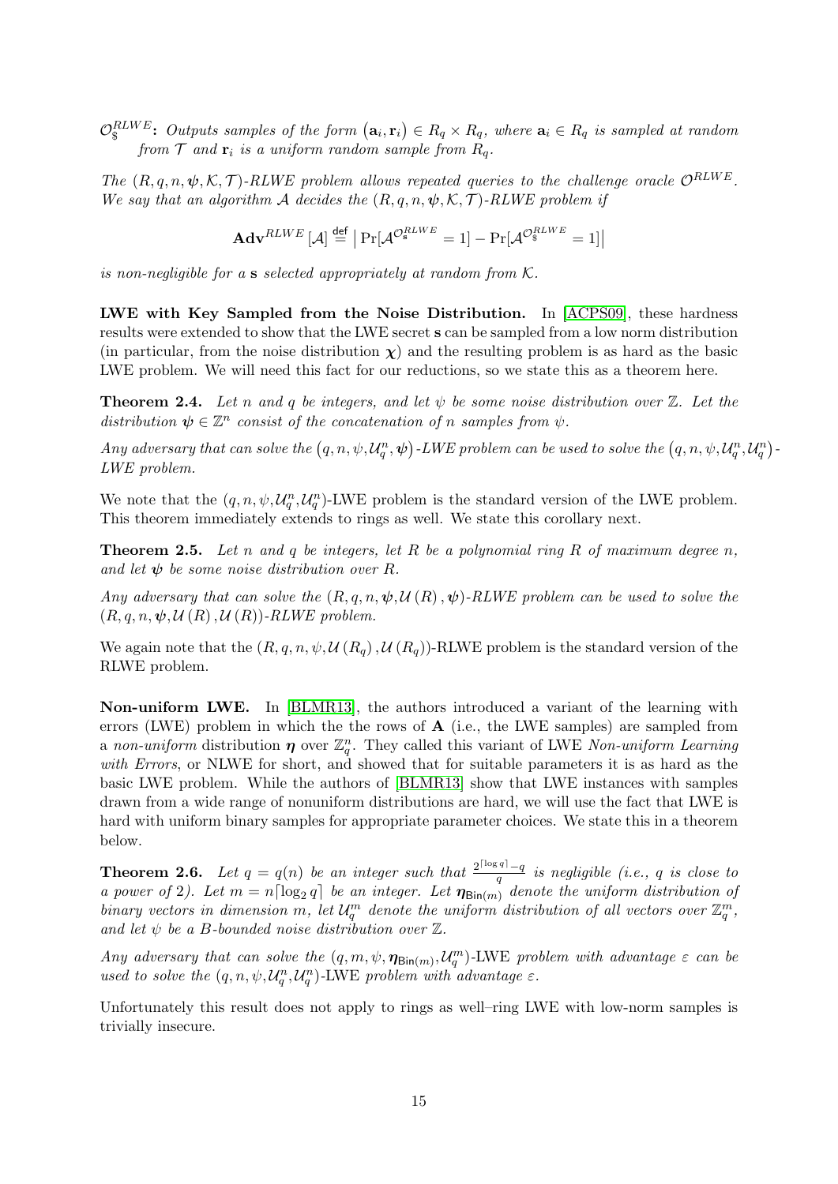$\mathcal{O}_{\$}^{RLWE}$**:** *Outputs samples of the form* $(\mathbf{a}_i, \mathbf{r}_i) \in R_q \times R_q$*, where* $\mathbf{a}_i \in R_q$ *is sampled at random from* $\mathcal{T}$ *and* $\mathbf{r}_i$ *is a uniform random sample from* $R_q$*.*

*The* $(R, q, n, \boldsymbol{\psi}, \mathcal{K}, \mathcal{T})$*-RLWE problem allows repeated queries to the challenge oracle* $\mathcal{O}^{RLWE}$*. We say that an algorithm* $\mathcal{A}$ *decides the* $(R, q, n, \boldsymbol{\psi}, \mathcal{K}, \mathcal{T})$*-RLWE problem if*

$$\mathbf{Adv}^{RLWE}[\mathcal{A}] \overset{\mathsf{def}}{=} \left| \Pr[\mathcal{A}^{\mathcal{O}_{\mathbf{s}}^{RLWE}} = 1] - \Pr[\mathcal{A}^{\mathcal{O}_{\$}^{RLWE}} = 1] \right|$$

*is non-negligible for a* $\mathbf{s}$ *selected appropriately at random from* $\mathcal{K}$*.*

**LWE with Key Sampled from the Noise Distribution.** In [ACPS09], these hardness results were extended to show that the LWE secret $\mathbf{s}$ can be sampled from a low norm distribution (in particular, from the noise distribution $\boldsymbol{\chi}$) and the resulting problem is as hard as the basic LWE problem. We will need this fact for our reductions, so we state this as a theorem here.

**Theorem 2.4.** *Let* $n$ *and* $q$ *be integers, and let* $\psi$ *be some noise distribution over* $\mathbb{Z}$*. Let the distribution* $\boldsymbol{\psi} \in \mathbb{Z}^n$ *consist of the concatenation of* $n$ *samples from* $\psi$*.*

*Any adversary that can solve the* $(q, n, \psi, \mathcal{U}_q^n, \boldsymbol{\psi})$*-LWE problem can be used to solve the* $(q, n, \psi, \mathcal{U}_q^n, \mathcal{U}_q^n)$*-LWE problem.*

We note that the $(q, n, \psi, \mathcal{U}_q^n, \mathcal{U}_q^n)$-LWE problem is the standard version of the LWE problem. This theorem immediately extends to rings as well. We state this corollary next.

**Theorem 2.5.** *Let* $n$ *and* $q$ *be integers, let* $R$ *be a polynomial ring* $R$ *of maximum degree* $n$*, and let* $\boldsymbol{\psi}$ *be some noise distribution over* $R$*.*

*Any adversary that can solve the* $(R, q, n, \boldsymbol{\psi}, \mathcal{U}(R), \boldsymbol{\psi})$*-RLWE problem can be used to solve the* $(R, q, n, \boldsymbol{\psi}, \mathcal{U}(R), \mathcal{U}(R))$*-RLWE problem.*

We again note that the $(R, q, n, \psi, \mathcal{U}(R_q), \mathcal{U}(R_q))$-RLWE problem is the standard version of the RLWE problem.

**Non-uniform LWE.** In [BLMR13], the authors introduced a variant of the learning with errors (LWE) problem in which the the rows of $\mathbf{A}$ (i.e., the LWE samples) are sampled from a *non-uniform* distribution $\boldsymbol{\eta}$ over $\mathbb{Z}_q^n$. They called this variant of LWE *Non-uniform Learning with Errors*, or NLWE for short, and showed that for suitable parameters it is as hard as the basic LWE problem. While the authors of [BLMR13] show that LWE instances with samples drawn from a wide range of nonuniform distributions are hard, we will use the fact that LWE is hard with uniform binary samples for appropriate parameter choices. We state this in a theorem below.

**Theorem 2.6.** *Let* $q = q(n)$ *be an integer such that* $\frac{2^{\lceil \log q \rceil} - q}{q}$ *is negligible (i.e.,* $q$ *is close to a power of 2). Let* $m = n\lceil \log_2 q \rceil$ *be an integer. Let* $\boldsymbol{\eta}_{\mathsf{Bin}(m)}$ *denote the uniform distribution of binary vectors in dimension* $m$*, let* $\mathcal{U}_q^m$ *denote the uniform distribution of all vectors over* $\mathbb{Z}_q^m$*, and let* $\psi$ *be a* $B$*-bounded noise distribution over* $\mathbb{Z}$*.*

*Any adversary that can solve the* $(q, m, \psi, \boldsymbol{\eta}_{\mathsf{Bin}(m)}, \mathcal{U}_q^m)$*-LWE problem with advantage* $\varepsilon$ *can be used to solve the* $(q, n, \psi, \mathcal{U}_q^n, \mathcal{U}_q^n)$*-LWE problem with advantage* $\varepsilon$*.*

Unfortunately this result does not apply to rings as well–ring LWE with low-norm samples is trivially insecure.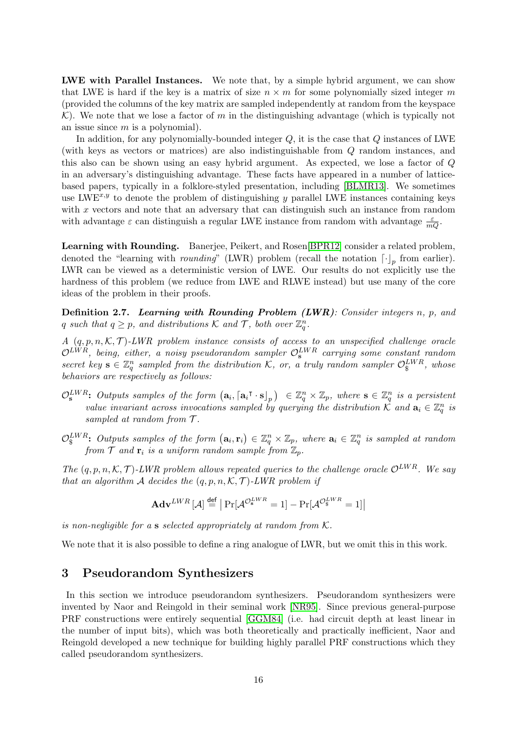**LWE with Parallel Instances.** We note that, by a simple hybrid argument, we can show that LWE is hard if the key is a matrix of size $n \times m$ for some polynomially sized integer $m$ (provided the columns of the key matrix are sampled independently at random from the keyspace $\mathcal{K}$). We note that we lose a factor of $m$ in the distinguishing advantage (which is typically not an issue since $m$ is a polynomial).

In addition, for any polynomially-bounded integer $Q$, it is the case that $Q$ instances of LWE (with keys as vectors or matrices) are also indistinguishable from $Q$ random instances, and this also can be shown using an easy hybrid argument. As expected, we lose a factor of $Q$ in an adversary's distinguishing advantage. These facts have appeared in a number of lattice-based papers, typically in a folklore-styled presentation, including [BLMR13]. We sometimes use $\text{LWE}^{x,y}$ to denote the problem of distinguishing $y$ parallel LWE instances containing keys with $x$ vectors and note that an adversary that can distinguish such an instance from random with advantage $\varepsilon$ can distinguish a regular LWE instance from random with advantage $\frac{\varepsilon}{mQ}$.

**Learning with Rounding.** Banerjee, Peikert, and Rosen[BPR12] consider a related problem, denoted the "learning with *rounding*" (LWR) problem (recall the notation $\lceil \cdot \rfloor_p$ from earlier). LWR can be viewed as a deterministic version of LWE. Our results do not explicitly use the hardness of this problem (we reduce from LWE and RLWE instead) but use many of the core ideas of the problem in their proofs.

**Definition 2.7.** ***Learning with Rounding Problem (LWR)****: Consider integers $n$, $p$, and $q$ such that $q \geq p$, and distributions $\mathcal{K}$ and $\mathcal{T}$, both over $\mathbb{Z}_q^n$.*

*A $(q, p, n, \mathcal{K}, \mathcal{T})$-LWR problem instance consists of access to an unspecified challenge oracle $\mathcal{O}^{LWR}$, being, either, a noisy pseudorandom sampler $\mathcal{O}_{\mathbf{s}}^{LWR}$ carrying some constant random secret key $\mathbf{s} \in \mathbb{Z}_q^n$ sampled from the distribution $\mathcal{K}$, or, a truly random sampler $\mathcal{O}_{\$}^{LWR}$, whose behaviors are respectively as follows:*

- $\mathcal{O}_{\mathbf{s}}^{LWR}$**:** *Outputs samples of the form $\left(\mathbf{a}_i, \lceil \mathbf{a}_i^{\intercal} \cdot \mathbf{s} \rfloor_p\right) \in \mathbb{Z}_q^n \times \mathbb{Z}_p$, where $\mathbf{s} \in \mathbb{Z}_q^n$ is a persistent value invariant across invocations sampled by querying the distribution $\mathcal{K}$ and $\mathbf{a}_i \in \mathbb{Z}_q^n$ is sampled at random from $\mathcal{T}$.*

- $\mathcal{O}_{\$}^{LWR}$**:** *Outputs samples of the form $\left(\mathbf{a}_i, \mathbf{r}_i\right) \in \mathbb{Z}_q^n \times \mathbb{Z}_p$, where $\mathbf{a}_i \in \mathbb{Z}_q^n$ is sampled at random from $\mathcal{T}$ and $\mathbf{r}_i$ is a uniform random sample from $\mathbb{Z}_p$.*

*The $(q, p, n, \mathcal{K}, \mathcal{T})$-LWR problem allows repeated queries to the challenge oracle $\mathcal{O}^{LWR}$. We say that an algorithm $\mathcal{A}$ decides the $(q, p, n, \mathcal{K}, \mathcal{T})$-LWR problem if*

$$\mathbf{Adv}^{LWR}[\mathcal{A}] \stackrel{\mathsf{def}}{=} \left| \Pr[\mathcal{A}^{\mathcal{O}_{\mathbf{s}}^{LWR}} = 1] - \Pr[\mathcal{A}^{\mathcal{O}_{\$}^{LWR}} = 1] \right|$$

*is non-negligible for a $\mathbf{s}$ selected appropriately at random from $\mathcal{K}$.*

We note that it is also possible to define a ring analogue of LWR, but we omit this in this work.

## 3 Pseudorandom Synthesizers

In this section we introduce pseudorandom synthesizers. Pseudorandom synthesizers were invented by Naor and Reingold in their seminal work [NR95]. Since previous general-purpose PRF constructions were entirely sequential [GGM84] (i.e. had circuit depth at least linear in the number of input bits), which was both theoretically and practically inefficient, Naor and Reingold developed a new technique for building highly parallel PRF constructions which they called pseudorandom synthesizers.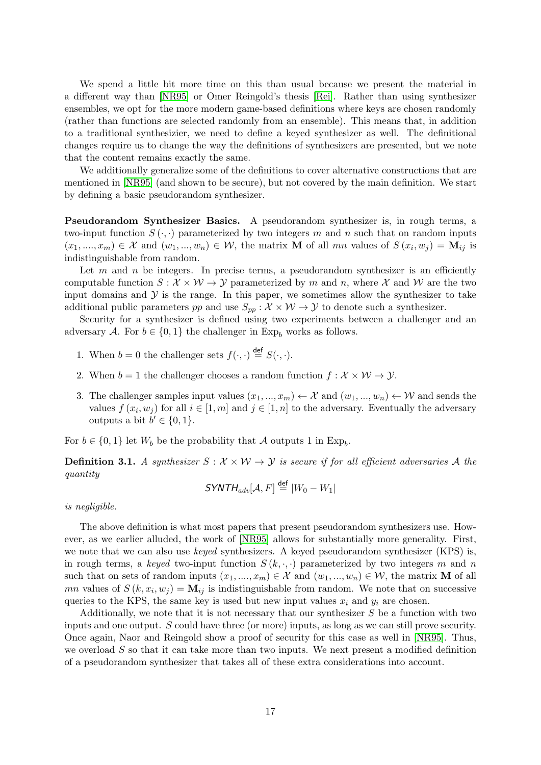We spend a little bit more time on this than usual because we present the material in a different way than [NR95] or Omer Reingold's thesis [Rei]. Rather than using synthesizer ensembles, we opt for the more modern game-based definitions where keys are chosen randomly (rather than functions are selected randomly from an ensemble). This means that, in addition to a traditional synthesizier, we need to define a keyed synthesizer as well. The definitional changes require us to change the way the definitions of synthesizers are presented, but we note that the content remains exactly the same.

We additionally generalize some of the definitions to cover alternative constructions that are mentioned in [NR95] (and shown to be secure), but not covered by the main definition. We start by defining a basic pseudorandom synthesizer.

**Pseudorandom Synthesizer Basics.** A pseudorandom synthesizer is, in rough terms, a two-input function $S(\cdot, \cdot)$ parameterized by two integers $m$ and $n$ such that on random inputs $(x_1, ...., x_m) \in \mathcal{X}$ and $(w_1, ..., w_n) \in \mathcal{W}$, the matrix $\mathbf{M}$ of all $mn$ values of $S(x_i, w_j) = \mathbf{M}_{ij}$ is indistinguishable from random.

Let $m$ and $n$ be integers. In precise terms, a pseudorandom synthesizer is an efficiently computable function $S : \mathcal{X} \times \mathcal{W} \to \mathcal{Y}$ parameterized by $m$ and $n$, where $\mathcal{X}$ and $\mathcal{W}$ are the two input domains and $\mathcal{Y}$ is the range. In this paper, we sometimes allow the synthesizer to take additional public parameters $pp$ and use $S_{pp} : \mathcal{X} \times \mathcal{W} \to \mathcal{Y}$ to denote such a synthesizer.

Security for a synthesizer is defined using two experiments between a challenger and an adversary $\mathcal{A}$. For $b \in \{0, 1\}$ the challenger in $\text{Exp}_b$ works as follows.

1. When $b = 0$ the challenger sets $f(\cdot, \cdot) \stackrel{\mathsf{def}}{=} S(\cdot, \cdot)$.
2. When $b = 1$ the challenger chooses a random function $f : \mathcal{X} \times \mathcal{W} \to \mathcal{Y}$.
3. The challenger samples input values $(x_1, ..., x_m) \leftarrow \mathcal{X}$ and $(w_1, ..., w_n) \leftarrow \mathcal{W}$ and sends the values $f(x_i, w_j)$ for all $i \in [1, m]$ and $j \in [1, n]$ to the adversary. Eventually the adversary outputs a bit $b' \in \{0, 1\}$.

For $b \in \{0, 1\}$ let $W_b$ be the probability that $\mathcal{A}$ outputs 1 in $\text{Exp}_b$.

**Definition 3.1.** *A synthesizer $S : \mathcal{X} \times \mathcal{W} \to \mathcal{Y}$ is secure if for all efficient adversaries $\mathcal{A}$ the quantity*

$$\mathsf{SYNTH}_{adv}[\mathcal{A}, F] \stackrel{\mathsf{def}}{=} |W_0 - W_1|$$

*is negligible.*

The above definition is what most papers that present pseudorandom synthesizers use. However, as we earlier alluded, the work of [NR95] allows for substantially more generality. First, we note that we can also use *keyed* synthesizers. A keyed pseudorandom synthesizer (KPS) is, in rough terms, a *keyed* two-input function $S(k, \cdot, \cdot)$ parameterized by two integers $m$ and $n$ such that on sets of random inputs $(x_1, ...., x_m) \in \mathcal{X}$ and $(w_1, ..., w_n) \in \mathcal{W}$, the matrix $\mathbf{M}$ of all $mn$ values of $S(k, x_i, w_j) = \mathbf{M}_{ij}$ is indistinguishable from random. We note that on successive queries to the KPS, the same key is used but new input values $x_i$ and $y_i$ are chosen.

Additionally, we note that it is not necessary that our synthesizer $S$ be a function with two inputs and one output. $S$ could have three (or more) inputs, as long as we can still prove security. Once again, Naor and Reingold show a proof of security for this case as well in [NR95]. Thus, we overload $S$ so that it can take more than two inputs. We next present a modified definition of a pseudorandom synthesizer that takes all of these extra considerations into account.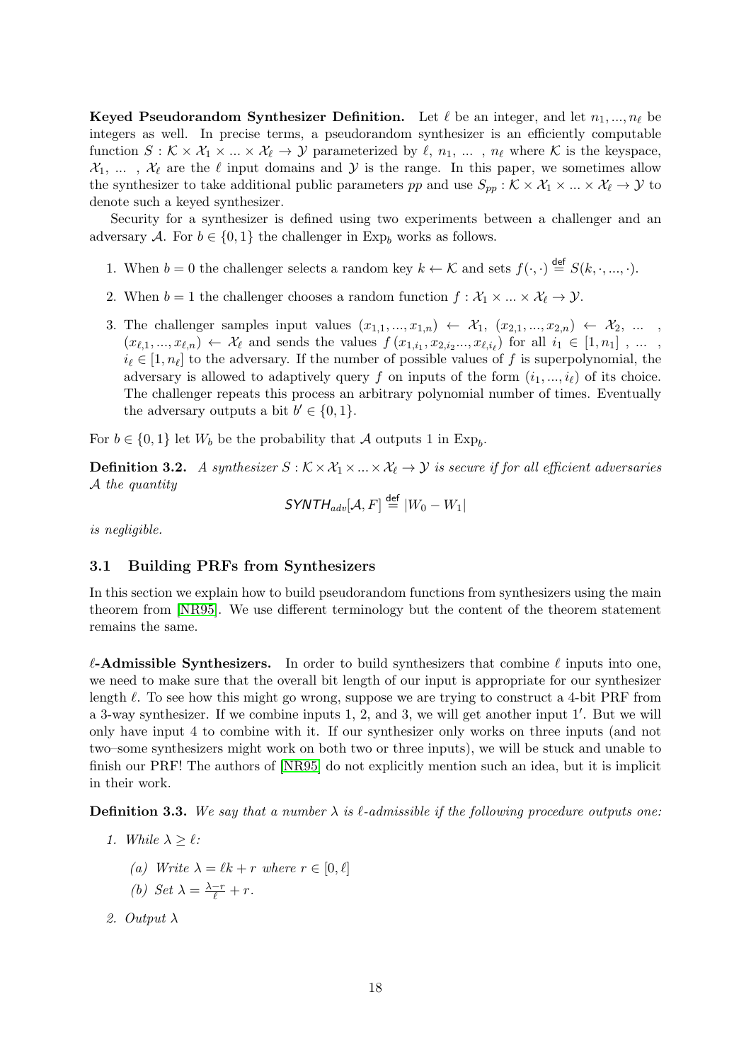**Keyed Pseudorandom Synthesizer Definition.** Let $\ell$ be an integer, and let $n_1, ..., n_\ell$ be integers as well. In precise terms, a pseudorandom synthesizer is an efficiently computable function $S : \mathcal{K} \times \mathcal{X}_1 \times ... \times \mathcal{X}_\ell \to \mathcal{Y}$ parameterized by $\ell$, $n_1$, ... , $n_\ell$ where $\mathcal{K}$ is the keyspace, $\mathcal{X}_1$, ... , $\mathcal{X}_\ell$ are the $\ell$ input domains and $\mathcal{Y}$ is the range. In this paper, we sometimes allow the synthesizer to take additional public parameters $pp$ and use $S_{pp} : \mathcal{K} \times \mathcal{X}_1 \times ... \times \mathcal{X}_\ell \to \mathcal{Y}$ to denote such a keyed synthesizer.

Security for a synthesizer is defined using two experiments between a challenger and an adversary $\mathcal{A}$. For $b \in \{0, 1\}$ the challenger in $\text{Exp}_b$ works as follows.

1. When $b = 0$ the challenger selects a random key $k \leftarrow \mathcal{K}$ and sets $f(\cdot, \cdot) \stackrel{\text{def}}{=} S(k, \cdot, ..., \cdot)$.
2. When $b = 1$ the challenger chooses a random function $f : \mathcal{X}_1 \times ... \times \mathcal{X}_\ell \to \mathcal{Y}$.
3. The challenger samples input values $(x_{1,1}, ..., x_{1,n}) \leftarrow \mathcal{X}_1$, $(x_{2,1}, ..., x_{2,n}) \leftarrow \mathcal{X}_2$, ... , $(x_{\ell,1}, ..., x_{\ell,n}) \leftarrow \mathcal{X}_\ell$ and sends the values $f(x_{1,i_1}, x_{2,i_2} ..., x_{\ell,i_\ell})$ for all $i_1 \in [1, n_1]$ , ... , $i_\ell \in [1, n_\ell]$ to the adversary. If the number of possible values of $f$ is superpolynomial, the adversary is allowed to adaptively query $f$ on inputs of the form $(i_1, ..., i_\ell)$ of its choice. The challenger repeats this process an arbitrary polynomial number of times. Eventually the adversary outputs a bit $b' \in \{0, 1\}$.

For $b \in \{0, 1\}$ let $W_b$ be the probability that $\mathcal{A}$ outputs 1 in $\text{Exp}_b$.

**Definition 3.2.** *A synthesizer $S : \mathcal{K} \times \mathcal{X}_1 \times ... \times \mathcal{X}_\ell \to \mathcal{Y}$ is secure if for all efficient adversaries $\mathcal{A}$ the quantity*

$$\mathsf{SYNTH}_{adv}[\mathcal{A}, F] \stackrel{\text{def}}{=} |W_0 - W_1|$$

*is negligible.*

## 3.1 Building PRFs from Synthesizers

In this section we explain how to build pseudorandom functions from synthesizers using the main theorem from [NR95]. We use different terminology but the content of the theorem statement remains the same.

**$\ell$-Admissible Synthesizers.** In order to build synthesizers that combine $\ell$ inputs into one, we need to make sure that the overall bit length of our input is appropriate for our synthesizer length $\ell$. To see how this might go wrong, suppose we are trying to construct a 4-bit PRF from a 3-way synthesizer. If we combine inputs 1, 2, and 3, we will get another input $1'$. But we will only have input 4 to combine with it. If our synthesizer only works on three inputs (and not two–some synthesizers might work on both two or three inputs), we will be stuck and unable to finish our PRF! The authors of [NR95] do not explicitly mention such an idea, but it is implicit in their work.

**Definition 3.3.** *We say that a number $\lambda$ is $\ell$-admissible if the following procedure outputs one:*

1. *While $\lambda \geq \ell$:*
   (a) *Write $\lambda = \ell k + r$ where $r \in [0, \ell]$*
   (b) *Set $\lambda = \frac{\lambda - r}{\ell} + r$.*
2. *Output $\lambda$*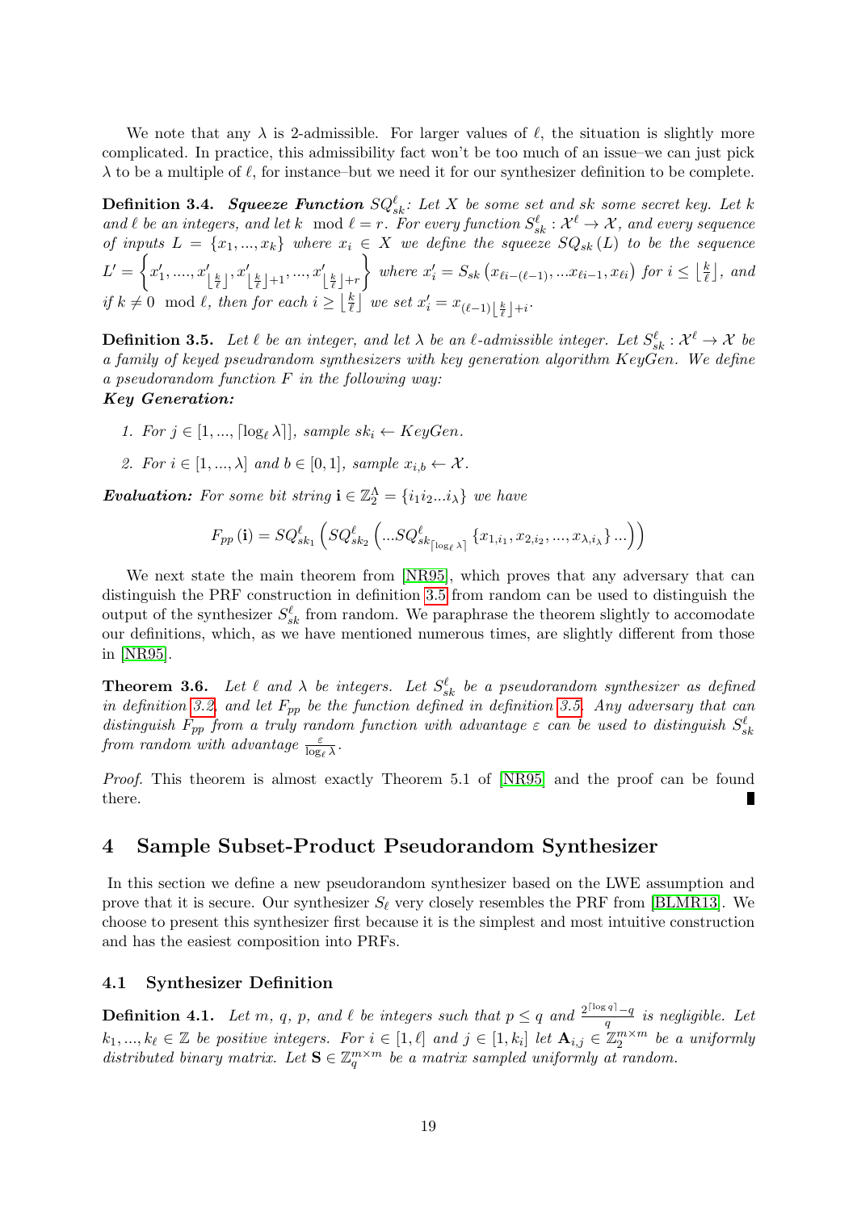We note that any $\lambda$ is 2-admissible. For larger values of $\ell$, the situation is slightly more complicated. In practice, this admissibility fact won't be too much of an issue–we can just pick $\lambda$ to be a multiple of $\ell$, for instance–but we need it for our synthesizer definition to be complete.

**Definition 3.4.** ***Squeeze Function*** $SQ^{\ell}_{sk}$*: Let $X$ be some set and $sk$ some secret key. Let $k$ and $\ell$ be an integers, and let $k \mod \ell = r$. For every function $S^{\ell}_{sk} : \mathcal{X}^{\ell} \to \mathcal{X}$, and every sequence of inputs $L = \{x_1, ..., x_k\}$ where $x_i \in X$ we define the squeeze $SQ_{sk}(L)$ to be the sequence $L' = \left\{x'_1, ...., x'_{\lfloor \frac{k}{\ell} \rfloor}, x'_{\lfloor \frac{k}{\ell} \rfloor + 1}, ..., x'_{\lfloor \frac{k}{\ell} \rfloor + r}\right\}$ where $x'_i = S_{sk}\left(x_{\ell i - (\ell - 1)}, ... x_{\ell i - 1}, x_{\ell i}\right)$ for $i \leq \lfloor \frac{k}{\ell} \rfloor$, and if $k \neq 0 \mod \ell$, then for each $i \geq \lfloor \frac{k}{\ell} \rfloor$ we set $x'_i = x_{(\ell-1)\lfloor \frac{k}{\ell} \rfloor + i}$.*

**Definition 3.5.** *Let $\ell$ be an integer, and let $\lambda$ be an $\ell$-admissible integer. Let $S^{\ell}_{sk} : \mathcal{X}^{\ell} \to \mathcal{X}$ be a family of keyed pseudorandom synthesizers with key generation algorithm KeyGen. We define a pseudorandom function $F$ in the following way:*

***Key Generation:***

1. *For $j \in [1, ..., \lceil \log_{\ell} \lambda \rceil]$, sample $sk_i \leftarrow KeyGen$.*
2. *For $i \in [1, ..., \lambda]$ and $b \in [0, 1]$, sample $x_{i,b} \leftarrow \mathcal{X}$.*

***Evaluation:*** *For some bit string $\mathbf{i} \in \mathbb{Z}_2^{\lambda} = \{i_1 i_2 ... i_{\lambda}\}$ we have*

$$F_{pp}(\mathbf{i}) = SQ^{\ell}_{sk_1}\left(SQ^{\ell}_{sk_2}\left(...SQ^{\ell}_{sk_{\lceil \log_{\ell} \lambda \rceil}}\{x_{1,i_1}, x_{2,i_2}, ..., x_{\lambda,i_{\lambda}}\}...\right)\right)$$

We next state the main theorem from [NR95], which proves that any adversary that can distinguish the PRF construction in definition 3.5 from random can be used to distinguish the output of the synthesizer $S^{\ell}_{sk}$ from random. We paraphrase the theorem slightly to accomodate our definitions, which, as we have mentioned numerous times, are slightly different from those in [NR95].

**Theorem 3.6.** *Let $\ell$ and $\lambda$ be integers. Let $S^{\ell}_{sk}$ be a pseudorandom synthesizer as defined in definition 3.2, and let $F_{pp}$ be the function defined in definition 3.5. Any adversary that can distinguish $F_{pp}$ from a truly random function with advantage $\varepsilon$ can be used to distinguish $S^{\ell}_{sk}$ from random with advantage $\frac{\varepsilon}{\log_{\ell} \lambda}$.*

*Proof.* This theorem is almost exactly Theorem 5.1 of [NR95] and the proof can be found there. ∎

# 4 Sample Subset-Product Pseudorandom Synthesizer

In this section we define a new pseudorandom synthesizer based on the LWE assumption and prove that it is secure. Our synthesizer $S_{\ell}$ very closely resembles the PRF from [BLMR13]. We choose to present this synthesizer first because it is the simplest and most intuitive construction and has the easiest composition into PRFs.

## 4.1 Synthesizer Definition

**Definition 4.1.** *Let $m$, $q$, $p$, and $\ell$ be integers such that $p \leq q$ and $\frac{2^{\lceil \log q \rceil} - q}{q}$ is negligible. Let $k_1, ..., k_{\ell} \in \mathbb{Z}$ be positive integers. For $i \in [1, \ell]$ and $j \in [1, k_i]$ let $\mathbf{A}_{i,j} \in \mathbb{Z}_2^{m \times m}$ be a uniformly distributed binary matrix. Let $\mathbf{S} \in \mathbb{Z}_q^{m \times m}$ be a matrix sampled uniformly at random.*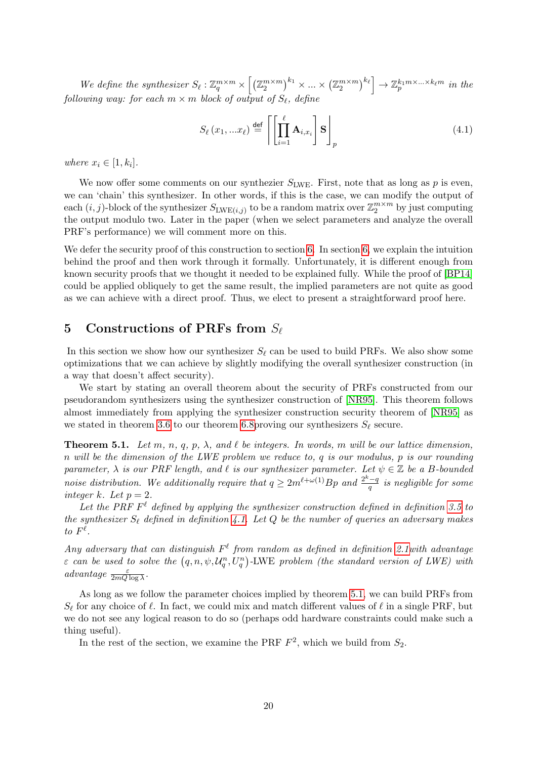*We define the synthesizer $S_\ell : \mathbb{Z}_q^{m\times m} \times \left[ \left(\mathbb{Z}_2^{m\times m}\right)^{k_1} \times ... \times \left(\mathbb{Z}_2^{m\times m}\right)^{k_\ell} \right] \to \mathbb{Z}_p^{k_1 m \times ... \times k_\ell m}$ in the following way: for each $m \times m$ block of output of $S_\ell$, define*

$$S_\ell\left(x_1, ... x_\ell\right) \stackrel{\mathsf{def}}{=} \left\lfloor \left[ \prod_{i=1}^{\ell} \mathbf{A}_{i,x_i} \right] \mathbf{S} \right\rceil_p \tag{4.1}$$

*where $x_i \in [1, k_i]$.*

We now offer some comments on our synthezier $S_{\mathrm{LWE}}$. First, note that as long as $p$ is even, we can 'chain' this synthesizer. In other words, if this is the case, we can modify the output of each $(i, j)$-block of the synthesizer $S_{\mathrm{LWE}(i,j)}$ to be a random matrix over $\mathbb{Z}_2^{m\times m}$ by just computing the output modulo two. Later in the paper (when we select parameters and analyze the overall PRF's performance) we will comment more on this.

We defer the security proof of this construction to section 6. In section 6, we explain the intuition behind the proof and then work through it formally. Unfortunately, it is different enough from known security proofs that we thought it needed to be explained fully. While the proof of [BP14] could be applied obliquely to get the same result, the implied parameters are not quite as good as we can achieve with a direct proof. Thus, we elect to present a straightforward proof here.

## 5 Constructions of PRFs from $S_\ell$

In this section we show how our synthesizer $S_\ell$ can be used to build PRFs. We also show some optimizations that we can achieve by slightly modifying the overall synthesizer construction (in a way that doesn't affect security).

We start by stating an overall theorem about the security of PRFs constructed from our pseudorandom synthesizers using the synthesizer construction of [NR95]. This theorem follows almost immediately from applying the synthesizer construction security theorem of [NR95] as we stated in theorem 3.6 to our theorem 6.8proving our synthesizers $S_\ell$ secure.

**Theorem 5.1.** *Let $m$, $n$, $q$, $p$, $\lambda$, and $\ell$ be integers. In words, $m$ will be our lattice dimension, $n$ will be the dimension of the LWE problem we reduce to, $q$ is our modulus, $p$ is our rounding parameter, $\lambda$ is our PRF length, and $\ell$ is our synthesizer parameter. Let $\psi \in \mathbb{Z}$ be a $B$-bounded noise distribution. We additionally require that $q \geq 2m^{\ell+\omega(1)}Bp$ and $\frac{2^k - q}{q}$ is negligible for some integer $k$. Let $p = 2$.*

*Let the PRF $F^\ell$ defined by applying the synthesizer construction defined in definition 3.5 to the synthesizer $S_\ell$ defined in definition 4.1. Let $Q$ be the number of queries an adversary makes to $F^\ell$.*

*Any adversary that can distinguish $F^\ell$ from random as defined in definition 2.1with advantage $\varepsilon$ can be used to solve the $\left(q, n, \psi, \mathcal{U}_q^n, U_q^n\right)$-LWE problem (the standard version of LWE) with advantage $\frac{\varepsilon}{2mQ\log\lambda}$.*

As long as we follow the parameter choices implied by theorem 5.1, we can build PRFs from $S_\ell$ for any choice of $\ell$. In fact, we could mix and match different values of $\ell$ in a single PRF, but we do not see any logical reason to do so (perhaps odd hardware constraints could make such a thing useful).

In the rest of the section, we examine the PRF $F^2$, which we build from $S_2$.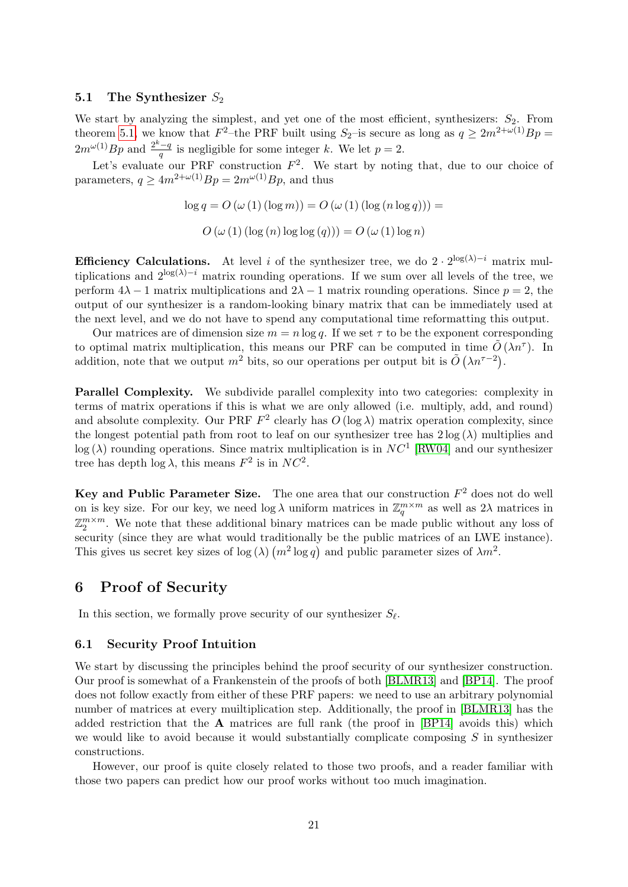### 5.1 The Synthesizer $S_2$

We start by analyzing the simplest, and yet one of the most efficient, synthesizers: $S_2$. From theorem 5.1, we know that $F^2$–the PRF built using $S_2$–is secure as long as $q \geq 2m^{2+\omega(1)}Bp = 2m^{\omega(1)}Bp$ and $\frac{2^k - q}{q}$ is negligible for some integer $k$. We let $p = 2$.

Let's evaluate our PRF construction $F^2$. We start by noting that, due to our choice of parameters, $q \geq 4m^{2+\omega(1)}Bp = 2m^{\omega(1)}Bp$, and thus

$$\log q = O\left(\omega\left(1\right)\left(\log m\right)\right) = O\left(\omega\left(1\right)\left(\log\left(n \log q\right)\right)\right) =$$

$$O\left(\omega\left(1\right)\left(\log\left(n\right)\log\log\left(q\right)\right)\right) = O\left(\omega\left(1\right)\log n\right)$$

**Efficiency Calculations.** At level $i$ of the synthesizer tree, we do $2 \cdot 2^{\log(\lambda)-i}$ matrix multiplications and $2^{\log(\lambda)-i}$ matrix rounding operations. If we sum over all levels of the tree, we perform $4\lambda - 1$ matrix multiplications and $2\lambda - 1$ matrix rounding operations. Since $p = 2$, the output of our synthesizer is a random-looking binary matrix that can be immediately used at the next level, and we do not have to spend any computational time reformatting this output.

Our matrices are of dimension size $m = n \log q$. If we set $\tau$ to be the exponent corresponding to optimal matrix multiplication, this means our PRF can be computed in time $\tilde{O}\left(\lambda n^{\tau}\right)$. In addition, note that we output $m^2$ bits, so our operations per output bit is $\tilde{O}\left(\lambda n^{\tau-2}\right)$.

**Parallel Complexity.** We subdivide parallel complexity into two categories: complexity in terms of matrix operations if this is what we are only allowed (i.e. multiply, add, and round) and absolute complexity. Our PRF $F^2$ clearly has $O\left(\log \lambda\right)$ matrix operation complexity, since the longest potential path from root to leaf on our synthesizer tree has $2\log\left(\lambda\right)$ multiplies and $\log\left(\lambda\right)$ rounding operations. Since matrix multiplication is in $NC^1$ [RW04] and our synthesizer tree has depth $\log \lambda$, this means $F^2$ is in $NC^2$.

**Key and Public Parameter Size.** The one area that our construction $F^2$ does not do well on is key size. For our key, we need $\log \lambda$ uniform matrices in $\mathbb{Z}_q^{m \times m}$ as well as $2\lambda$ matrices in $\mathbb{Z}_2^{m \times m}$. We note that these additional binary matrices can be made public without any loss of security (since they are what would traditionally be the public matrices of an LWE instance). This gives us secret key sizes of $\log\left(\lambda\right)\left(m^2 \log q\right)$ and public parameter sizes of $\lambda m^2$.

# 6 Proof of Security

In this section, we formally prove security of our synthesizer $S_\ell$.

### 6.1 Security Proof Intuition

We start by discussing the principles behind the proof security of our synthesizer construction. Our proof is somewhat of a Frankenstein of the proofs of both [BLMR13] and [BP14]. The proof does not follow exactly from either of these PRF papers: we need to use an arbitrary polynomial number of matrices at every muiltiplication step. Additionally, the proof in [BLMR13] has the added restriction that the $\mathbf{A}$ matrices are full rank (the proof in [BP14] avoids this) which we would like to avoid because it would substantially complicate composing $S$ in synthesizer constructions.

However, our proof is quite closely related to those two proofs, and a reader familiar with those two papers can predict how our proof works without too much imagination.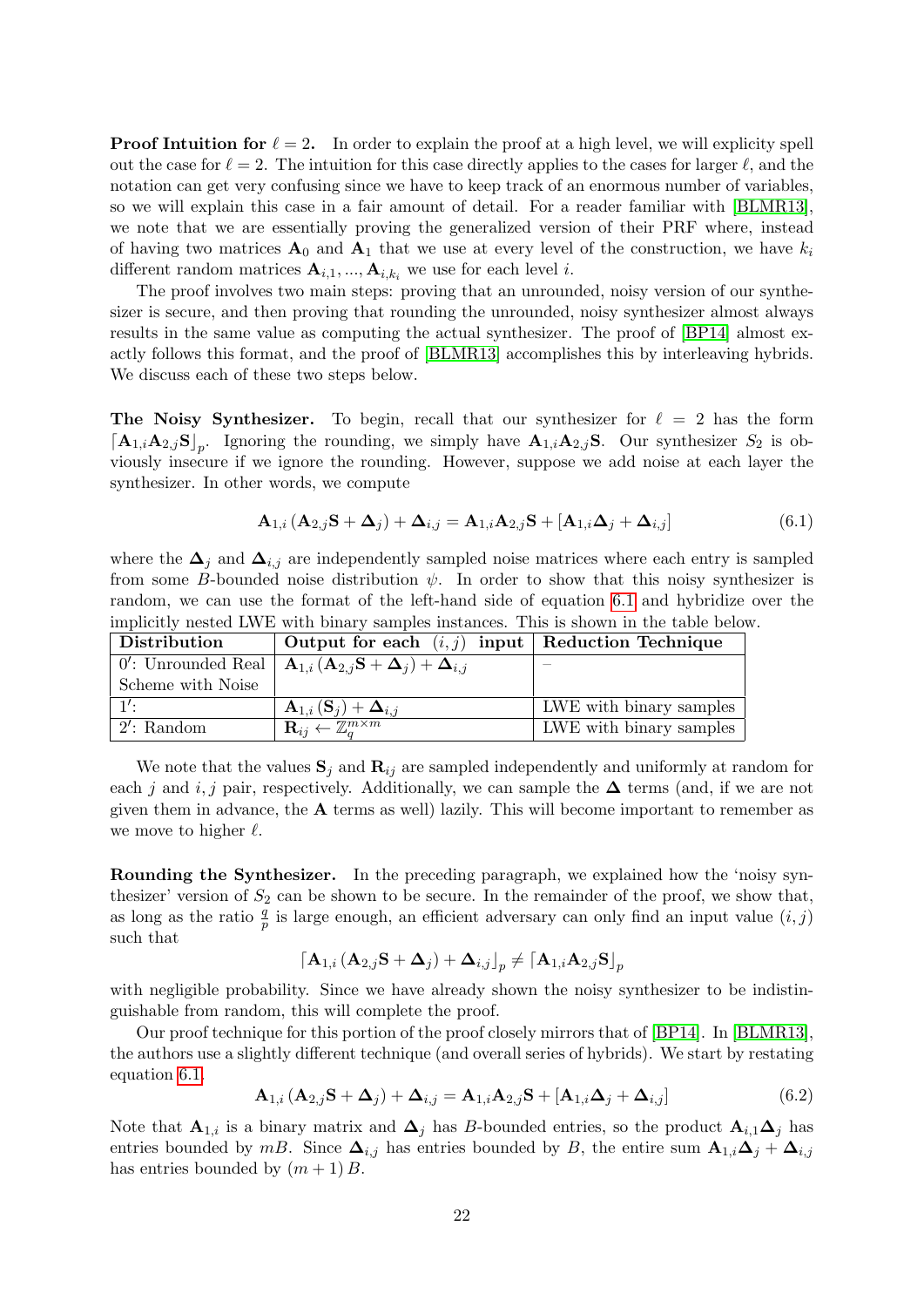**Proof Intuition for $\ell = 2$.** In order to explain the proof at a high level, we will explicity spell out the case for $\ell = 2$. The intuition for this case directly applies to the cases for larger $\ell$, and the notation can get very confusing since we have to keep track of an enormous number of variables, so we will explain this case in a fair amount of detail. For a reader familiar with [BLMR13], we note that we are essentially proving the generalized version of their PRF where, instead of having two matrices $\mathbf{A}_0$ and $\mathbf{A}_1$ that we use at every level of the construction, we have $k_i$ different random matrices $\mathbf{A}_{i,1}, ..., \mathbf{A}_{i,k_i}$ we use for each level $i$.

The proof involves two main steps: proving that an unrounded, noisy version of our synthesizer is secure, and then proving that rounding the unrounded, noisy synthesizer almost always results in the same value as computing the actual synthesizer. The proof of [BP14] almost exactly follows this format, and the proof of [BLMR13] accomplishes this by interleaving hybrids. We discuss each of these two steps below.

**The Noisy Synthesizer.** To begin, recall that our synthesizer for $\ell = 2$ has the form $\lceil \mathbf{A}_{1,i}\mathbf{A}_{2,j}\mathbf{S} \rfloor_p$. Ignoring the rounding, we simply have $\mathbf{A}_{1,i}\mathbf{A}_{2,j}\mathbf{S}$. Our synthesizer $S_2$ is obviously insecure if we ignore the rounding. However, suppose we add noise at each layer the synthesizer. In other words, we compute

$$\mathbf{A}_{1,i}\left(\mathbf{A}_{2,j}\mathbf{S} + \mathbf{\Delta}_j\right) + \mathbf{\Delta}_{i,j} = \mathbf{A}_{1,i}\mathbf{A}_{2,j}\mathbf{S} + \left[\mathbf{A}_{1,i}\mathbf{\Delta}_j + \mathbf{\Delta}_{i,j}\right] \tag{6.1}$$

where the $\mathbf{\Delta}_j$ and $\mathbf{\Delta}_{i,j}$ are independently sampled noise matrices where each entry is sampled from some $B$-bounded noise distribution $\psi$. In order to show that this noisy synthesizer is random, we can use the format of the left-hand side of equation 6.1 and hybridize over the implicitly nested LWE with binary samples instances. This is shown in the table below.

| **Distribution** | **Output for each $(i, j)$ input** | **Reduction Technique** |
|---|---|---|
| $0'$: Unrounded Real Scheme with Noise | $\mathbf{A}_{1,i}\left(\mathbf{A}_{2,j}\mathbf{S} + \mathbf{\Delta}_j\right) + \mathbf{\Delta}_{i,j}$ | – |
| $1'$: | $\mathbf{A}_{1,i}\left(\mathbf{S}_j\right) + \mathbf{\Delta}_{i,j}$ | LWE with binary samples |
| $2'$: Random | $\mathbf{R}_{ij} \leftarrow \mathbb{Z}_q^{m \times m}$ | LWE with binary samples |

We note that the values $\mathbf{S}_j$ and $\mathbf{R}_{ij}$ are sampled independently and uniformly at random for each $j$ and $i, j$ pair, respectively. Additionally, we can sample the $\mathbf{\Delta}$ terms (and, if we are not given them in advance, the $\mathbf{A}$ terms as well) lazily. This will become important to remember as we move to higher $\ell$.

**Rounding the Synthesizer.** In the preceding paragraph, we explained how the 'noisy synthesizer' version of $S_2$ can be shown to be secure. In the remainder of the proof, we show that, as long as the ratio $\frac{q}{p}$ is large enough, an efficient adversary can only find an input value $(i, j)$ such that

$$\lceil \mathbf{A}_{1,i}\left(\mathbf{A}_{2,j}\mathbf{S} + \mathbf{\Delta}_j\right) + \mathbf{\Delta}_{i,j} \rfloor_p \neq \lceil \mathbf{A}_{1,i}\mathbf{A}_{2,j}\mathbf{S} \rfloor_p$$

with negligible probability. Since we have already shown the noisy synthesizer to be indistinguishable from random, this will complete the proof.

Our proof technique for this portion of the proof closely mirrors that of [BP14]. In [BLMR13], the authors use a slightly different technique (and overall series of hybrids). We start by restating equation 6.1.

$$\mathbf{A}_{1,i}\left(\mathbf{A}_{2,j}\mathbf{S} + \mathbf{\Delta}_j\right) + \mathbf{\Delta}_{i,j} = \mathbf{A}_{1,i}\mathbf{A}_{2,j}\mathbf{S} + \left[\mathbf{A}_{1,i}\mathbf{\Delta}_j + \mathbf{\Delta}_{i,j}\right] \tag{6.2}$$

Note that $\mathbf{A}_{1,i}$ is a binary matrix and $\mathbf{\Delta}_j$ has $B$-bounded entries, so the product $\mathbf{A}_{i,1}\mathbf{\Delta}_j$ has entries bounded by $mB$. Since $\mathbf{\Delta}_{i,j}$ has entries bounded by $B$, the entire sum $\mathbf{A}_{1,i}\mathbf{\Delta}_j + \mathbf{\Delta}_{i,j}$ has entries bounded by $(m + 1)B$.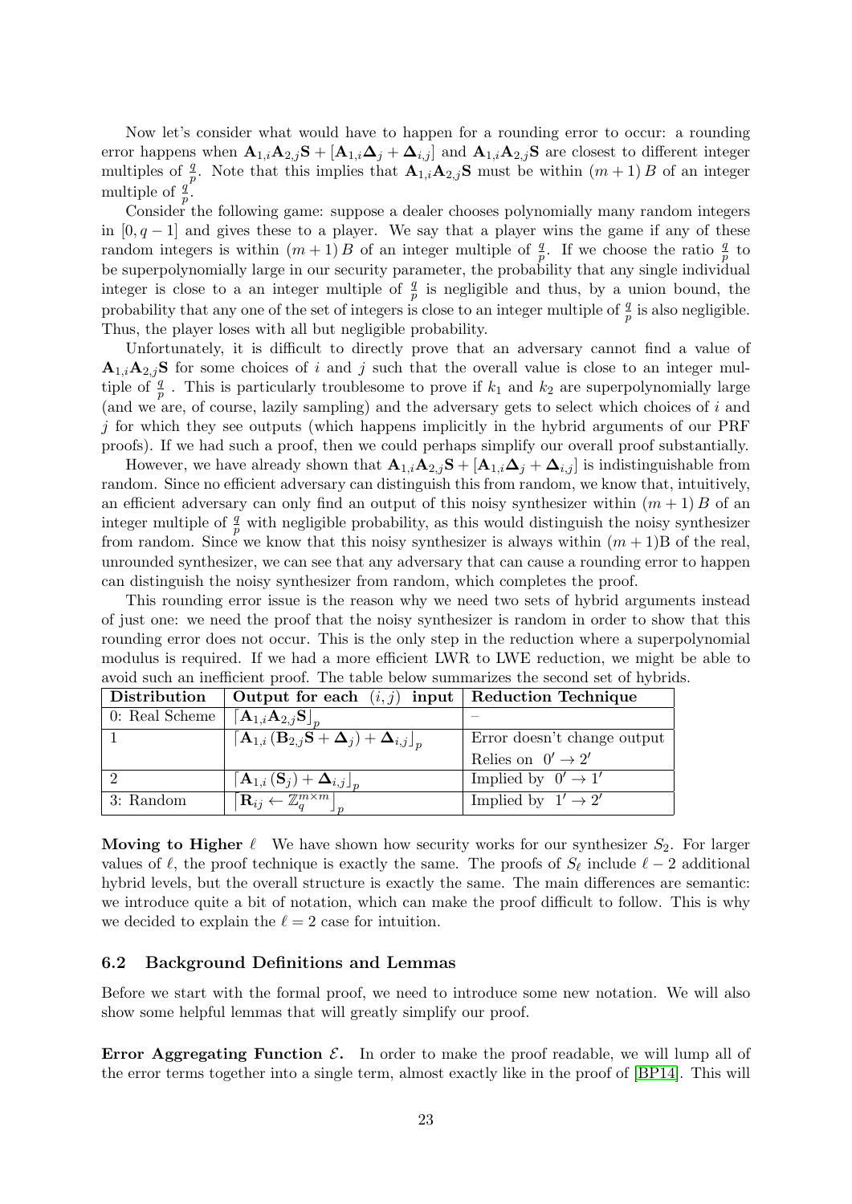Now let's consider what would have to happen for a rounding error to occur: a rounding error happens when $\mathbf{A}_{1,i}\mathbf{A}_{2,j}\mathbf{S} + [\mathbf{A}_{1,i}\mathbf{\Delta}_j + \mathbf{\Delta}_{i,j}]$ and $\mathbf{A}_{1,i}\mathbf{A}_{2,j}\mathbf{S}$ are closest to different integer multiples of $\frac{q}{p}$. Note that this implies that $\mathbf{A}_{1,i}\mathbf{A}_{2,j}\mathbf{S}$ must be within $(m+1)\,B$ of an integer multiple of $\frac{q}{p}$.

Consider the following game: suppose a dealer chooses polynomially many random integers in $[0, q-1]$ and gives these to a player. We say that a player wins the game if any of these random integers is within $(m+1)\,B$ of an integer multiple of $\frac{q}{p}$. If we choose the ratio $\frac{q}{p}$ to be superpolynomially large in our security parameter, the probability that any single individual integer is close to a an integer multiple of $\frac{q}{p}$ is negligible and thus, by a union bound, the probability that any one of the set of integers is close to an integer multiple of $\frac{q}{p}$ is also negligible. Thus, the player loses with all but negligible probability.

Unfortunately, it is difficult to directly prove that an adversary cannot find a value of $\mathbf{A}_{1,i}\mathbf{A}_{2,j}\mathbf{S}$ for some choices of $i$ and $j$ such that the overall value is close to an integer multiple of $\frac{q}{p}$ . This is particularly troublesome to prove if $k_1$ and $k_2$ are superpolynomially large (and we are, of course, lazily sampling) and the adversary gets to select which choices of $i$ and $j$ for which they see outputs (which happens implicitly in the hybrid arguments of our PRF proofs). If we had such a proof, then we could perhaps simplify our overall proof substantially.

However, we have already shown that $\mathbf{A}_{1,i}\mathbf{A}_{2,j}\mathbf{S} + [\mathbf{A}_{1,i}\mathbf{\Delta}_j + \mathbf{\Delta}_{i,j}]$ is indistinguishable from random. Since no efficient adversary can distinguish this from random, we know that, intuitively, an efficient adversary can only find an output of this noisy synthesizer within $(m+1)\,B$ of an integer multiple of $\frac{q}{p}$ with negligible probability, as this would distinguish the noisy synthesizer from random. Since we know that this noisy synthesizer is always within $(m+1)$B of the real, unrounded synthesizer, we can see that any adversary that can cause a rounding error to happen can distinguish the noisy synthesizer from random, which completes the proof.

This rounding error issue is the reason why we need two sets of hybrid arguments instead of just one: we need the proof that the noisy synthesizer is random in order to show that this rounding error does not occur. This is the only step in the reduction where a superpolynomial modulus is required. If we had a more efficient LWR to LWE reduction, we might be able to avoid such an inefficient proof. The table below summarizes the second set of hybrids.

| Distribution | Output for each $(i,j)$ input | Reduction Technique |
|---|---|---|
| 0: Real Scheme | $\lceil \mathbf{A}_{1,i}\mathbf{A}_{2,j}\mathbf{S} \rfloor_p$ | – |
| 1 | $\lceil \mathbf{A}_{1,i}\left(\mathbf{B}_{2,j}\mathbf{S} + \mathbf{\Delta}_j\right) + \mathbf{\Delta}_{i,j} \rfloor_p$ | Error doesn't change output |
| | | Relies on $0' \to 2'$ |
| 2 | $\lceil \mathbf{A}_{1,i}\left(\mathbf{S}_j\right) + \mathbf{\Delta}_{i,j} \rfloor_p$ | Implied by $0' \to 1'$ |
| 3: Random | $\lceil \mathbf{R}_{ij} \leftarrow \mathbb{Z}_q^{m\times m} \rfloor_p$ | Implied by $1' \to 2'$ |

**Moving to Higher $\ell$** We have shown how security works for our synthesizer $S_2$. For larger values of $\ell$, the proof technique is exactly the same. The proofs of $S_\ell$ include $\ell-2$ additional hybrid levels, but the overall structure is exactly the same. The main differences are semantic: we introduce quite a bit of notation, which can make the proof difficult to follow. This is why we decided to explain the $\ell = 2$ case for intuition.

### 6.2 Background Definitions and Lemmas

Before we start with the formal proof, we need to introduce some new notation. We will also show some helpful lemmas that will greatly simplify our proof.

**Error Aggregating Function $\mathcal{E}$.** In order to make the proof readable, we will lump all of the error terms together into a single term, almost exactly like in the proof of [BP14]. This will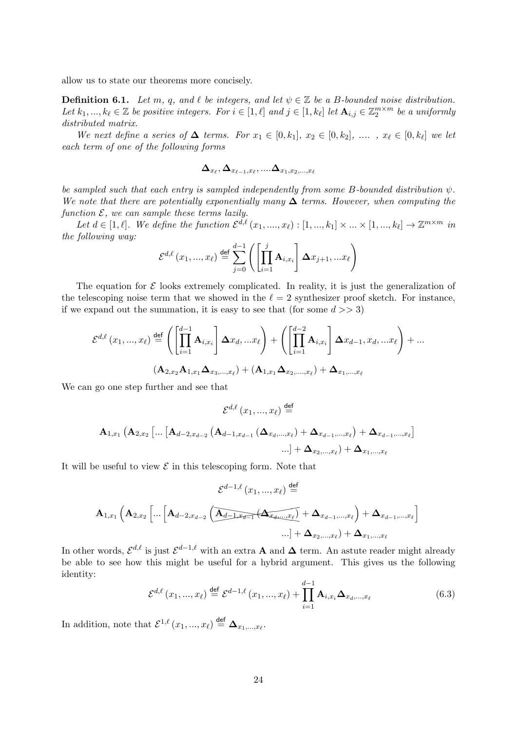allow us to state our theorems more concisely.

**Definition 6.1.** *Let $m$, $q$, and $\ell$ be integers, and let $\psi \in \mathbb{Z}$ be a $B$-bounded noise distribution. Let $k_1, ..., k_\ell \in \mathbb{Z}$ be positive integers. For $i \in [1, \ell]$ and $j \in [1, k_\ell]$ let $\mathbf{A}_{i,j} \in \mathbb{Z}_2^{m \times m}$ be a uniformly distributed matrix.*

*We next define a series of $\mathbf{\Delta}$ terms. For $x_1 \in [0, k_1]$, $x_2 \in [0, k_2]$, .... , $x_\ell \in [0, k_\ell]$ we let each term of one of the following forms*

$$\mathbf{\Delta}_{x_\ell}, \mathbf{\Delta}_{x_{\ell-1}, x_\ell}, ....\mathbf{\Delta}_{x_1, x_2, ..., x_\ell}$$

*be sampled such that each entry is sampled independently from some $B$-bounded distribution $\psi$. We note that there are potentially exponentially many $\mathbf{\Delta}$ terms. However, when computing the function $\mathcal{E}$, we can sample these terms lazily.*

*Let $d \in [1, \ell]$. We define the function $\mathcal{E}^{d,\ell}(x_1, ...., x_\ell) : [1, ..., k_1] \times ... \times [1, ..., k_\ell] \to \mathbb{Z}^{m \times m}$ in the following way:*

$$\mathcal{E}^{d,\ell}(x_1, ..., x_\ell) \stackrel{\mathsf{def}}{=} \sum_{j=0}^{d-1} \left( \left[ \prod_{i=1}^{j} \mathbf{A}_{i,x_i} \right] \mathbf{\Delta} x_{j+1}, ...x_\ell \right)$$

The equation for $\mathcal{E}$ looks extremely complicated. In reality, it is just the generalization of the telescoping noise term that we showed in the $\ell = 2$ synthesizer proof sketch. For instance, if we expand out the summation, it is easy to see that (for some $d >> 3$)

$$\mathcal{E}^{d,\ell}(x_1, ..., x_\ell) \stackrel{\mathsf{def}}{=} \left( \left[ \prod_{i=1}^{d-1} \mathbf{A}_{i,x_i} \right] \mathbf{\Delta} x_d, ...x_\ell \right) + \left( \left[ \prod_{i=1}^{d-2} \mathbf{A}_{i,x_i} \right] \mathbf{\Delta} x_{d-1}, x_d, ...x_\ell \right) + ...$$

$$(\mathbf{A}_{2,x_2}\mathbf{A}_{1,x_1}\mathbf{\Delta}_{x_3,...,x_\ell}) + (\mathbf{A}_{1,x_1}\mathbf{\Delta}_{x_2,....,x_\ell}) + \mathbf{\Delta}_{x_1,...,x_\ell}$$

We can go one step further and see that

$$\mathcal{E}^{d,\ell}(x_1, ..., x_\ell) \stackrel{\mathsf{def}}{=}$$

$$\mathbf{A}_{1,x_1}\left(\mathbf{A}_{2,x_2}\left[...\left[\mathbf{A}_{d-2,x_{d-2}}\left(\mathbf{A}_{d-1,x_{d-1}}\left(\mathbf{\Delta}_{x_d,...,x_\ell}\right) + \mathbf{\Delta}_{x_{d-1},...,x_\ell}\right) + \mathbf{\Delta}_{x_{d-1},...,x_\ell}\right] ...\right] + \mathbf{\Delta}_{x_2,...,x_\ell}\right) + \mathbf{\Delta}_{x_1,...,x_\ell}$$

It will be useful to view $\mathcal{E}$ in this telescoping form. Note that

$$\mathcal{E}^{d-1,\ell}(x_1, ..., x_\ell) \stackrel{\mathsf{def}}{=}$$

$$\mathbf{A}_{1,x_1}\left(\mathbf{A}_{2,x_2}\left[...\left[\mathbf{A}_{d-2,x_{d-2}}\left(\cancel{\mathbf{A}_{d-1,x_{d-1}}\left(\mathbf{\Delta}_{x_d,...,x_\ell}\right)} + \mathbf{\Delta}_{x_{d-1},...,x_\ell}\right) + \mathbf{\Delta}_{x_{d-1},...,x_\ell}\right] ...\right] + \mathbf{\Delta}_{x_2,...,x_\ell}\right) + \mathbf{\Delta}_{x_1,...,x_\ell}$$

In other words, $\mathcal{E}^{d,\ell}$ is just $\mathcal{E}^{d-1,\ell}$ with an extra $\mathbf{A}$ and $\mathbf{\Delta}$ term. An astute reader might already be able to see how this might be useful for a hybrid argument. This gives us the following identity:

$$\mathcal{E}^{d,\ell}(x_1, ..., x_\ell) \stackrel{\mathsf{def}}{=} \mathcal{E}^{d-1,\ell}(x_1, ..., x_\ell) + \prod_{i=1}^{d-1} \mathbf{A}_{i,x_i} \mathbf{\Delta}_{x_d,...,x_\ell} \tag{6.3}$$

In addition, note that $\mathcal{E}^{1,\ell}(x_1, ..., x_\ell) \stackrel{\mathsf{def}}{=} \mathbf{\Delta}_{x_1,...,x_\ell}$.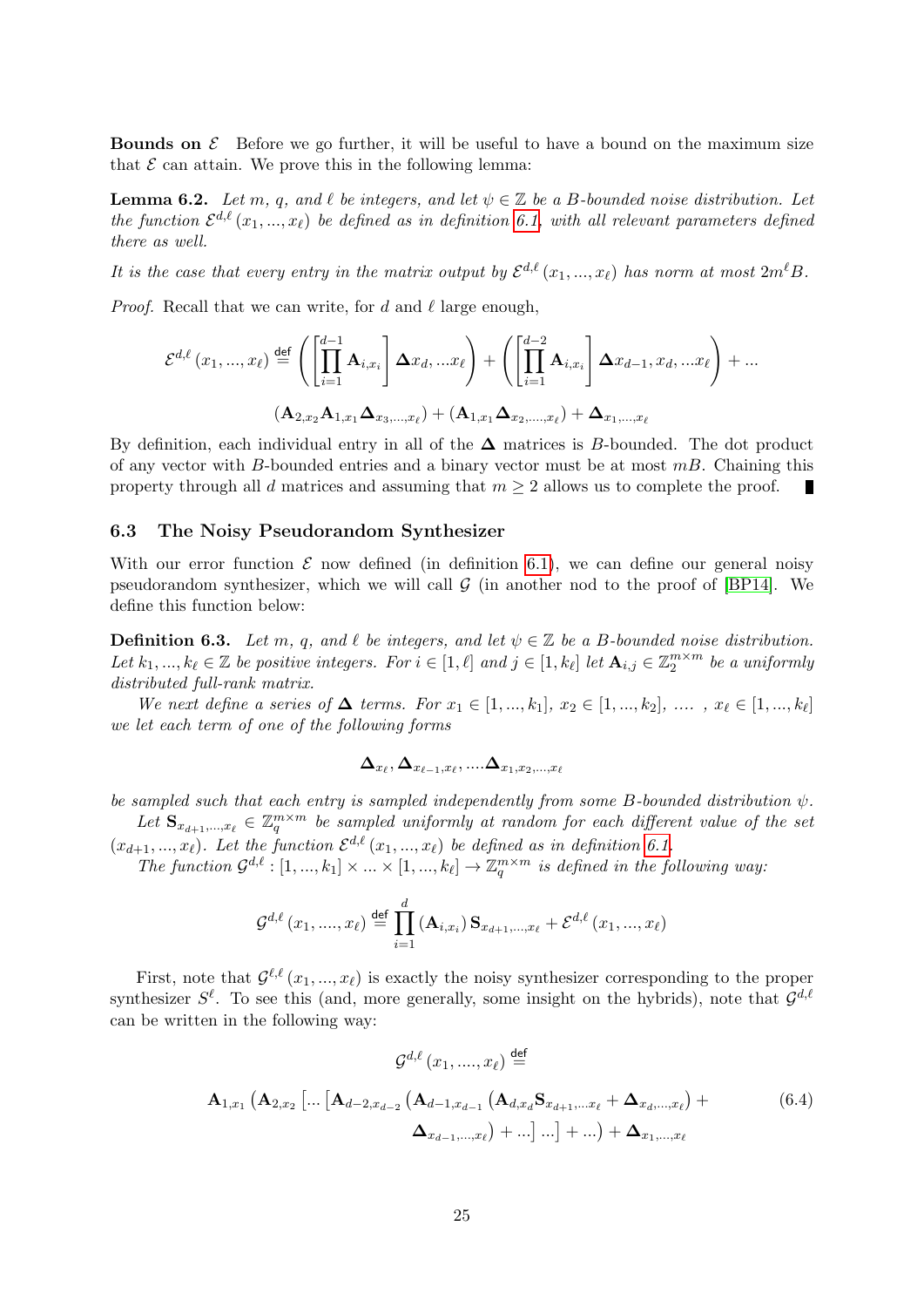**Bounds on $\mathcal{E}$** Before we go further, it will be useful to have a bound on the maximum size that $\mathcal{E}$ can attain. We prove this in the following lemma:

**Lemma 6.2.** *Let $m$, $q$, and $\ell$ be integers, and let $\psi \in \mathbb{Z}$ be a $B$-bounded noise distribution. Let the function $\mathcal{E}^{d,\ell}(x_1, ..., x_\ell)$ be defined as in definition 6.1, with all relevant parameters defined there as well.*

*It is the case that every entry in the matrix output by $\mathcal{E}^{d,\ell}(x_1, ..., x_\ell)$ has norm at most $2m^\ell B$.*

*Proof.* Recall that we can write, for $d$ and $\ell$ large enough,

$$\mathcal{E}^{d,\ell}(x_1, ..., x_\ell) \stackrel{\mathsf{def}}{=} \left( \left[ \prod_{i=1}^{d-1} \mathbf{A}_{i,x_i} \right] \mathbf{\Delta} x_d, ...x_\ell \right) + \left( \left[ \prod_{i=1}^{d-2} \mathbf{A}_{i,x_i} \right] \mathbf{\Delta} x_{d-1}, x_d, ...x_\ell \right) + ...$$

$$(\mathbf{A}_{2,x_2} \mathbf{A}_{1,x_1} \mathbf{\Delta}_{x_3,...,x_\ell}) + (\mathbf{A}_{1,x_1} \mathbf{\Delta}_{x_2,...,x_\ell}) + \mathbf{\Delta}_{x_1,...,x_\ell}$$

By definition, each individual entry in all of the $\mathbf{\Delta}$ matrices is $B$-bounded. The dot product of any vector with $B$-bounded entries and a binary vector must be at most $mB$. Chaining this property through all $d$ matrices and assuming that $m \geq 2$ allows us to complete the proof. ∎

### 6.3 The Noisy Pseudorandom Synthesizer

With our error function $\mathcal{E}$ now defined (in definition 6.1), we can define our general noisy pseudorandom synthesizer, which we will call $\mathcal{G}$ (in another nod to the proof of [BP14]. We define this function below:

**Definition 6.3.** *Let $m$, $q$, and $\ell$ be integers, and let $\psi \in \mathbb{Z}$ be a $B$-bounded noise distribution. Let $k_1, ..., k_\ell \in \mathbb{Z}$ be positive integers. For $i \in [1, \ell]$ and $j \in [1, k_\ell]$ let $\mathbf{A}_{i,j} \in \mathbb{Z}_2^{m \times m}$ be a uniformly distributed full-rank matrix.*

*We next define a series of $\mathbf{\Delta}$ terms. For $x_1 \in [1, ..., k_1]$, $x_2 \in [1, ..., k_2]$, .... , $x_\ell \in [1, ..., k_\ell]$ we let each term of one of the following forms*

$$\mathbf{\Delta}_{x_\ell}, \mathbf{\Delta}_{x_{\ell-1},x_\ell}, ....\mathbf{\Delta}_{x_1,x_2,...,x_\ell}$$

*be sampled such that each entry is sampled independently from some $B$-bounded distribution $\psi$.*

*Let $\mathbf{S}_{x_{d+1},...,x_\ell} \in \mathbb{Z}_q^{m \times m}$ be sampled uniformly at random for each different value of the set $(x_{d+1}, ..., x_\ell)$. Let the function $\mathcal{E}^{d,\ell}(x_1, ..., x_\ell)$ be defined as in definition 6.1.*

*The function $\mathcal{G}^{d,\ell} : [1, ..., k_1] \times ... \times [1, ..., k_\ell] \to \mathbb{Z}_q^{m \times m}$ is defined in the following way:*

$$\mathcal{G}^{d,\ell}(x_1, ...., x_\ell) \stackrel{\mathsf{def}}{=} \prod_{i=1}^{d} (\mathbf{A}_{i,x_i}) \mathbf{S}_{x_{d+1},...,x_\ell} + \mathcal{E}^{d,\ell}(x_1, ..., x_\ell)$$

First, note that $\mathcal{G}^{\ell,\ell}(x_1, ..., x_\ell)$ is exactly the noisy synthesizer corresponding to the proper synthesizer $S^\ell$. To see this (and, more generally, some insight on the hybrids), note that $\mathcal{G}^{d,\ell}$ can be written in the following way:

$$\mathcal{G}^{d,\ell}(x_1, ...., x_\ell) \stackrel{\mathsf{def}}{=}$$

$$\mathbf{A}_{1,x_1} \left( \mathbf{A}_{2,x_2} \left[ ... \left[ \mathbf{A}_{d-2,x_{d-2}} \left( \mathbf{A}_{d-1,x_{d-1}} \left( \mathbf{A}_{d,x_d} \mathbf{S}_{x_{d+1},...x_\ell} + \mathbf{\Delta}_{x_d,...,x_\ell} \right) + \mathbf{\Delta}_{x_{d-1},...,x_\ell} \right) + ... \right] ... \right] + ... \right) + \mathbf{\Delta}_{x_1,...,x_\ell} \tag{6.4}$$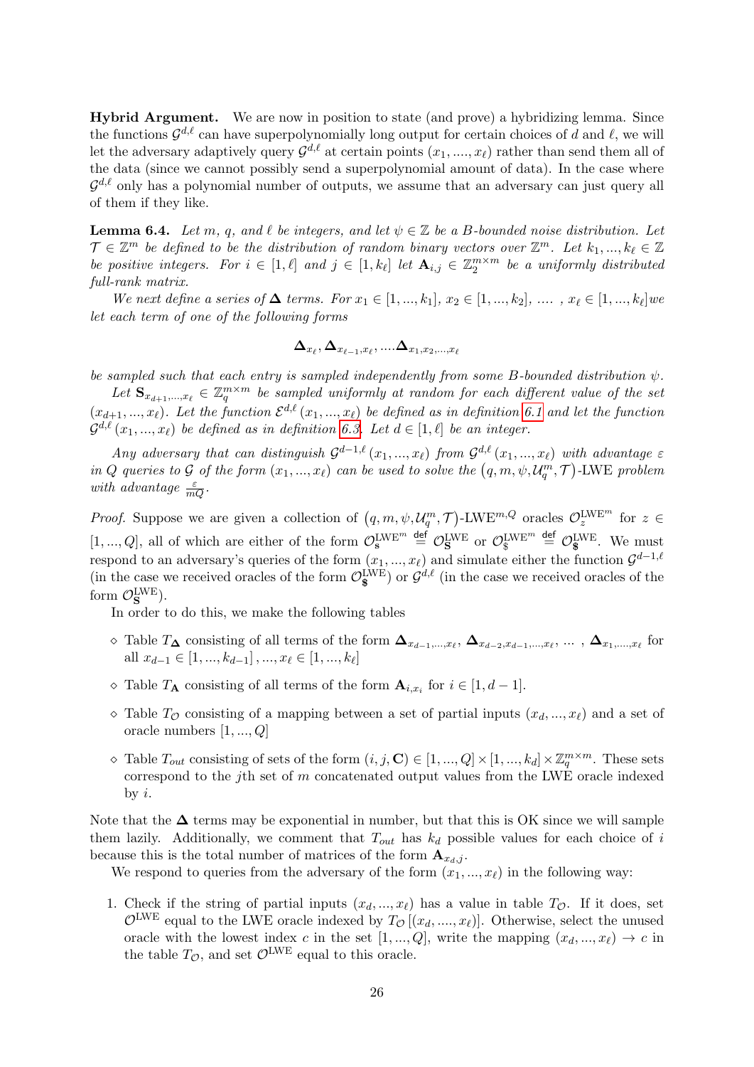**Hybrid Argument.** We are now in position to state (and prove) a hybridizing lemma. Since the functions $\mathcal{G}^{d,\ell}$ can have superpolynomially long output for certain choices of $d$ and $\ell$, we will let the adversary adaptively query $\mathcal{G}^{d,\ell}$ at certain points $(x_1, ...., x_\ell)$ rather than send them all of the data (since we cannot possibly send a superpolynomial amount of data). In the case where $\mathcal{G}^{d,\ell}$ only has a polynomial number of outputs, we assume that an adversary can just query all of them if they like.

**Lemma 6.4.** *Let $m$, $q$, and $\ell$ be integers, and let $\psi \in \mathbb{Z}$ be a $B$-bounded noise distribution. Let $\mathcal{T} \in \mathbb{Z}^m$ be defined to be the distribution of random binary vectors over $\mathbb{Z}^m$. Let $k_1, ..., k_\ell \in \mathbb{Z}$ be positive integers. For $i \in [1, \ell]$ and $j \in [1, k_\ell]$ let $\mathbf{A}_{i,j} \in \mathbb{Z}_2^{m\times m}$ be a uniformly distributed full-rank matrix.*

*We next define a series of $\mathbf{\Delta}$ terms. For $x_1 \in [1, ..., k_1]$, $x_2 \in [1, ..., k_2]$, .... , $x_\ell \in [1, ..., k_\ell]$we let each term of one of the following forms*

$$\mathbf{\Delta}_{x_\ell}, \mathbf{\Delta}_{x_{\ell-1},x_\ell}, ....\mathbf{\Delta}_{x_1,x_2,...,x_\ell}$$

*be sampled such that each entry is sampled independently from some $B$-bounded distribution $\psi$.*

*Let $\mathbf{S}_{x_{d+1},...,x_\ell} \in \mathbb{Z}_q^{m\times m}$ be sampled uniformly at random for each different value of the set $(x_{d+1}, ..., x_\ell)$. Let the function $\mathcal{E}^{d,\ell}(x_1, ..., x_\ell)$ be defined as in definition 6.1 and let the function $\mathcal{G}^{d,\ell}(x_1, ..., x_\ell)$ be defined as in definition 6.3. Let $d \in [1, \ell]$ be an integer.*

*Any adversary that can distinguish $\mathcal{G}^{d-1,\ell}(x_1, ..., x_\ell)$ from $\mathcal{G}^{d,\ell}(x_1, ..., x_\ell)$ with advantage $\varepsilon$ in $Q$ queries to $\mathcal{G}$ of the form $(x_1, ..., x_\ell)$ can be used to solve the $(q, m, \psi, \mathcal{U}_q^m, \mathcal{T})$-LWE problem with advantage $\frac{\varepsilon}{mQ}$.*

*Proof.* Suppose we are given a collection of $(q, m, \psi, \mathcal{U}_q^m, \mathcal{T})$-LWE$^{m,Q}$ oracles $\mathcal{O}_z^{\text{LWE}^m}$ for $z \in [1, ..., Q]$, all of which are either of the form $\mathcal{O}_{\mathbf{s}}^{\text{LWE}^m} \overset{\text{def}}{=} \mathcal{O}_{\mathbf{S}}^{\text{LWE}}$ or $\mathcal{O}_{\$}^{\text{LWE}^m} \overset{\text{def}}{=} \mathcal{O}_{\mathbf{\$}}^{\text{LWE}}$. We must respond to an adversary's queries of the form $(x_1, ..., x_\ell)$ and simulate either the function $\mathcal{G}^{d-1,\ell}$ (in the case we received oracles of the form $\mathcal{O}_{\mathbf{\$}}^{\text{LWE}}$) or $\mathcal{G}^{d,\ell}$ (in the case we received oracles of the form $\mathcal{O}_{\mathbf{S}}^{\text{LWE}}$).

In order to do this, we make the following tables

- Table $T_{\mathbf{\Delta}}$ consisting of all terms of the form $\mathbf{\Delta}_{x_{d-1},...,x_\ell}$, $\mathbf{\Delta}_{x_{d-2},x_{d-1},...,x_\ell}$, ... , $\mathbf{\Delta}_{x_1,....,x_\ell}$ for all $x_{d-1} \in [1, ..., k_{d-1}], ..., x_\ell \in [1, ..., k_\ell]$
- Table $T_{\mathbf{A}}$ consisting of all terms of the form $\mathbf{A}_{i,x_i}$ for $i \in [1, d-1]$.
- Table $T_{\mathcal{O}}$ consisting of a mapping between a set of partial inputs $(x_d, ..., x_\ell)$ and a set of oracle numbers $[1, ..., Q]$
- Table $T_{out}$ consisting of sets of the form $(i, j, \mathbf{C}) \in [1, ..., Q] \times [1, ..., k_d] \times \mathbb{Z}_q^{m\times m}$. These sets correspond to the $j$th set of $m$ concatenated output values from the LWE oracle indexed by $i$.

Note that the $\mathbf{\Delta}$ terms may be exponential in number, but that this is OK since we will sample them lazily. Additionally, we comment that $T_{out}$ has $k_d$ possible values for each choice of $i$ because this is the total number of matrices of the form $\mathbf{A}_{x_d,j}$.

We respond to queries from the adversary of the form $(x_1, ..., x_\ell)$ in the following way:

1. Check if the string of partial inputs $(x_d, ..., x_\ell)$ has a value in table $T_{\mathcal{O}}$. If it does, set $\mathcal{O}^{\text{LWE}}$ equal to the LWE oracle indexed by $T_{\mathcal{O}}[(x_d, ...., x_\ell)]$. Otherwise, select the unused oracle with the lowest index $c$ in the set $[1, ..., Q]$, write the mapping $(x_d, ..., x_\ell) \to c$ in the table $T_{\mathcal{O}}$, and set $\mathcal{O}^{\text{LWE}}$ equal to this oracle.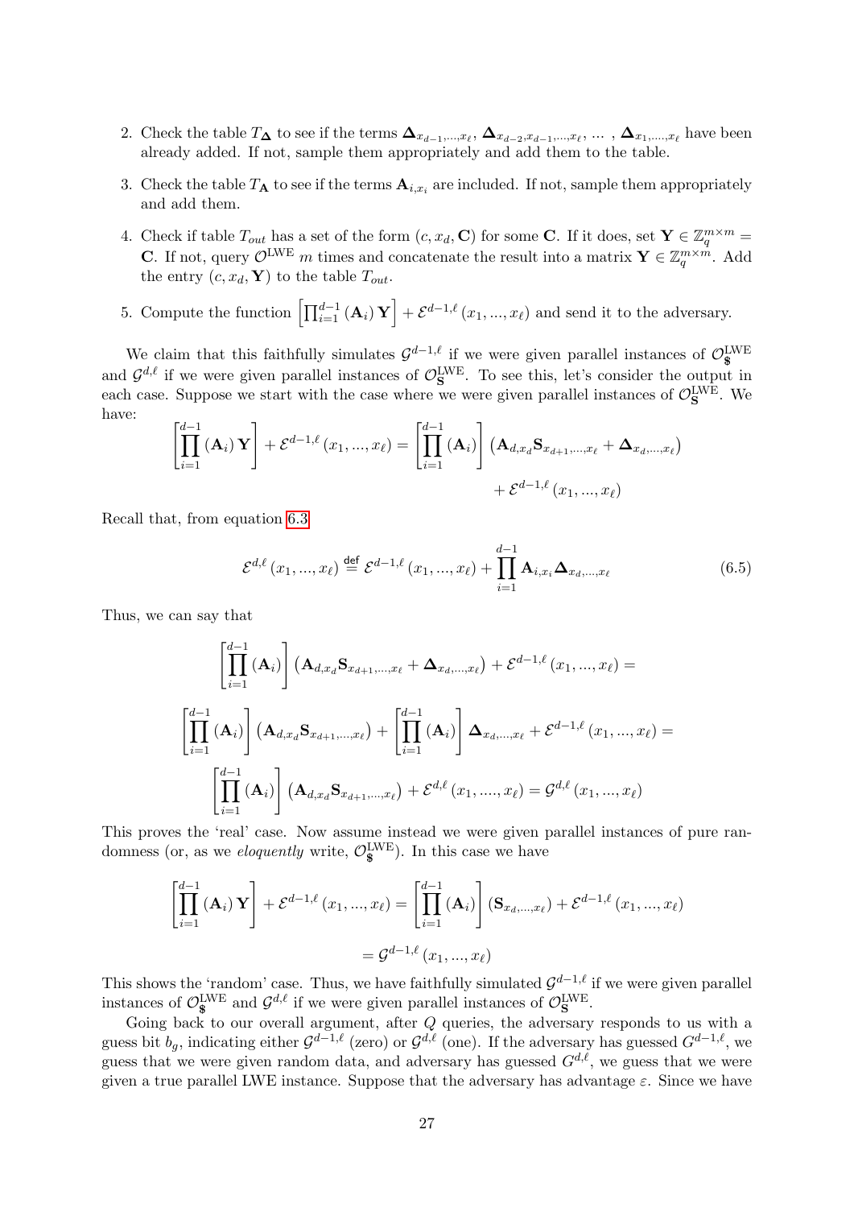2. Check the table $T_{\mathbf{\Delta}}$ to see if the terms $\mathbf{\Delta}_{x_{d-1},...,x_\ell}$, $\mathbf{\Delta}_{x_{d-2},x_{d-1},...,x_\ell}$, ... , $\mathbf{\Delta}_{x_1,....,x_\ell}$ have been already added. If not, sample them appropriately and add them to the table.

3. Check the table $T_{\mathbf{A}}$ to see if the terms $\mathbf{A}_{i,x_i}$ are included. If not, sample them appropriately and add them.

4. Check if table $T_{out}$ has a set of the form $(c, x_d, \mathbf{C})$ for some $\mathbf{C}$. If it does, set $\mathbf{Y} \in \mathbb{Z}_q^{m\times m} = \mathbf{C}$. If not, query $\mathcal{O}^{\text{LWE}}$ $m$ times and concatenate the result into a matrix $\mathbf{Y} \in \mathbb{Z}_q^{m\times m}$. Add the entry $(c, x_d, \mathbf{Y})$ to the table $T_{out}$.

5. Compute the function $\left[\prod_{i=1}^{d-1}(\mathbf{A}_i)\,\mathbf{Y}\right] + \mathcal{E}^{d-1,\ell}(x_1, ..., x_\ell)$ and send it to the adversary.

We claim that this faithfully simulates $\mathcal{G}^{d-1,\ell}$ if we were given parallel instances of $\mathcal{O}^{\text{LWE}}_{\$}$ and $\mathcal{G}^{d,\ell}$ if we were given parallel instances of $\mathcal{O}^{\text{LWE}}_{\mathbf{S}}$. To see this, let's consider the output in each case. Suppose we start with the case where we were given parallel instances of $\mathcal{O}^{\text{LWE}}_{\mathbf{S}}$. We have:

$$\left[\prod_{i=1}^{d-1}(\mathbf{A}_i)\,\mathbf{Y}\right] + \mathcal{E}^{d-1,\ell}(x_1, ..., x_\ell) = \left[\prod_{i=1}^{d-1}(\mathbf{A}_i)\right]\left(\mathbf{A}_{d,x_d}\mathbf{S}_{x_{d+1},...,x_\ell} + \mathbf{\Delta}_{x_d,...,x_\ell}\right) + \mathcal{E}^{d-1,\ell}(x_1, ..., x_\ell)$$

Recall that, from equation 6.3

$$\mathcal{E}^{d,\ell}(x_1, ..., x_\ell) \stackrel{\mathsf{def}}{=} \mathcal{E}^{d-1,\ell}(x_1, ..., x_\ell) + \prod_{i=1}^{d-1}\mathbf{A}_{i,x_i}\mathbf{\Delta}_{x_d,...,x_\ell} \tag{6.5}$$

Thus, we can say that

$$\left[\prod_{i=1}^{d-1}(\mathbf{A}_i)\right]\left(\mathbf{A}_{d,x_d}\mathbf{S}_{x_{d+1},...,x_\ell} + \mathbf{\Delta}_{x_d,...,x_\ell}\right) + \mathcal{E}^{d-1,\ell}(x_1, ..., x_\ell) =$$

$$\left[\prod_{i=1}^{d-1}(\mathbf{A}_i)\right]\left(\mathbf{A}_{d,x_d}\mathbf{S}_{x_{d+1},...,x_\ell}\right) + \left[\prod_{i=1}^{d-1}(\mathbf{A}_i)\right]\mathbf{\Delta}_{x_d,...,x_\ell} + \mathcal{E}^{d-1,\ell}(x_1, ..., x_\ell) =$$

$$\left[\prod_{i=1}^{d-1}(\mathbf{A}_i)\right]\left(\mathbf{A}_{d,x_d}\mathbf{S}_{x_{d+1},...,x_\ell}\right) + \mathcal{E}^{d,\ell}(x_1, ...., x_\ell) = \mathcal{G}^{d,\ell}(x_1, ..., x_\ell)$$

This proves the 'real' case. Now assume instead we were given parallel instances of pure randomness (or, as we *eloquently* write, $\mathcal{O}^{\text{LWE}}_{\$}$). In this case we have

$$\left[\prod_{i=1}^{d-1}(\mathbf{A}_i)\,\mathbf{Y}\right] + \mathcal{E}^{d-1,\ell}(x_1, ..., x_\ell) = \left[\prod_{i=1}^{d-1}(\mathbf{A}_i)\right](\mathbf{S}_{x_d,...,x_\ell}) + \mathcal{E}^{d-1,\ell}(x_1, ..., x_\ell)$$

$$= \mathcal{G}^{d-1,\ell}(x_1, ..., x_\ell)$$

This shows the 'random' case. Thus, we have faithfully simulated $\mathcal{G}^{d-1,\ell}$ if we were given parallel instances of $\mathcal{O}^{\text{LWE}}_{\$}$ and $\mathcal{G}^{d,\ell}$ if we were given parallel instances of $\mathcal{O}^{\text{LWE}}_{\mathbf{S}}$.

Going back to our overall argument, after $Q$ queries, the adversary responds to us with a guess bit $b_g$, indicating either $\mathcal{G}^{d-1,\ell}$ (zero) or $\mathcal{G}^{d,\ell}$ (one). If the adversary has guessed $G^{d-1,\ell}$, we guess that we were given random data, and adversary has guessed $G^{d,\ell}$, we guess that we were given a true parallel LWE instance. Suppose that the adversary has advantage $\varepsilon$. Since we have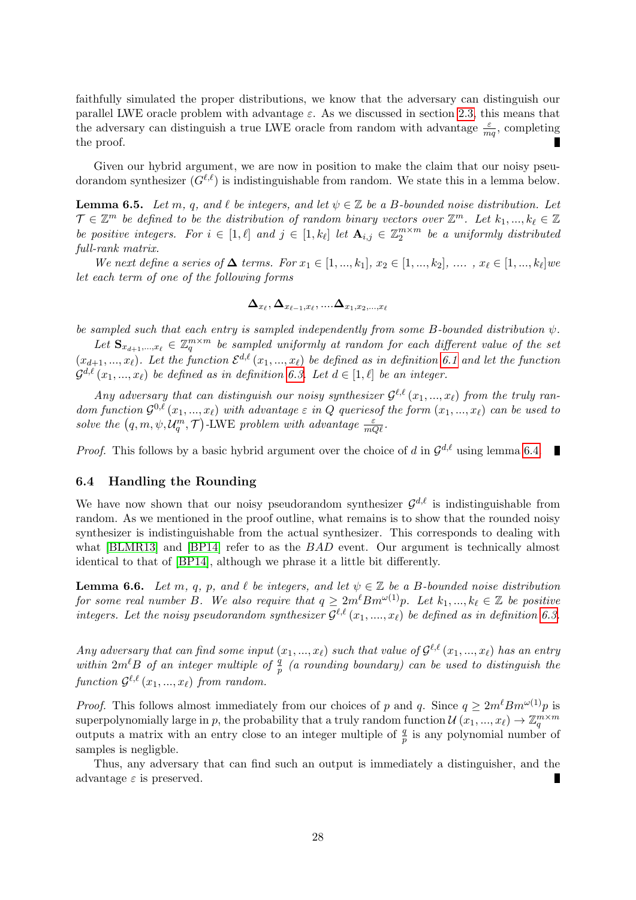faithfully simulated the proper distributions, we know that the adversary can distinguish our parallel LWE oracle problem with advantage $\varepsilon$. As we discussed in section 2.3, this means that the adversary can distinguish a true LWE oracle from random with advantage $\frac{\varepsilon}{mq}$, completing the proof. ∎

Given our hybrid argument, we are now in position to make the claim that our noisy pseudorandom synthesizer ($G^{\ell,\ell}$) is indistinguishable from random. We state this in a lemma below.

**Lemma 6.5.** *Let $m$, $q$, and $\ell$ be integers, and let $\psi \in \mathbb{Z}$ be a $B$-bounded noise distribution. Let $\mathcal{T} \in \mathbb{Z}^m$ be defined to be the distribution of random binary vectors over $\mathbb{Z}^m$. Let $k_1, ..., k_\ell \in \mathbb{Z}$ be positive integers. For $i \in [1, \ell]$ and $j \in [1, k_\ell]$ let $\mathbf{A}_{i,j} \in \mathbb{Z}_2^{m \times m}$ be a uniformly distributed full-rank matrix.*

*We next define a series of $\mathbf{\Delta}$ terms. For $x_1 \in [1, ..., k_1]$, $x_2 \in [1, ..., k_2]$, .... , $x_\ell \in [1, ..., k_\ell]$we let each term of one of the following forms*

$$\mathbf{\Delta}_{x_\ell}, \mathbf{\Delta}_{x_{\ell-1},x_\ell}, ....\mathbf{\Delta}_{x_1,x_2,...,x_\ell}$$

*be sampled such that each entry is sampled independently from some $B$-bounded distribution $\psi$.*

*Let $\mathbf{S}_{x_{d+1},...,x_\ell} \in \mathbb{Z}_q^{m \times m}$ be sampled uniformly at random for each different value of the set $(x_{d+1}, ..., x_\ell)$. Let the function $\mathcal{E}^{d,\ell}(x_1, ..., x_\ell)$ be defined as in definition 6.1 and let the function $\mathcal{G}^{d,\ell}(x_1, ..., x_\ell)$ be defined as in definition 6.3. Let $d \in [1, \ell]$ be an integer.*

*Any adversary that can distinguish our noisy synthesizer $\mathcal{G}^{\ell,\ell}(x_1, ..., x_\ell)$ from the truly random function $\mathcal{G}^{0,\ell}(x_1, ..., x_\ell)$ with advantage $\varepsilon$ in $Q$ queriesof the form $(x_1, ..., x_\ell)$ can be used to solve the $(q, m, \psi, \mathcal{U}_q^m, \mathcal{T})$-LWE problem with advantage $\frac{\varepsilon}{mQ\ell}$.*

*Proof.* This follows by a basic hybrid argument over the choice of $d$ in $\mathcal{G}^{d,\ell}$ using lemma 6.4. ∎

### 6.4 Handling the Rounding

We have now shown that our noisy pseudorandom synthesizer $\mathcal{G}^{d,\ell}$ is indistinguishable from random. As we mentioned in the proof outline, what remains is to show that the rounded noisy synthesizer is indistinguishable from the actual synthesizer. This corresponds to dealing with what [BLMR13] and [BP14] refer to as the *BAD* event. Our argument is technically almost identical to that of [BP14], although we phrase it a little bit differently.

**Lemma 6.6.** *Let $m$, $q$, $p$, and $\ell$ be integers, and let $\psi \in \mathbb{Z}$ be a $B$-bounded noise distribution for some real number $B$. We also require that $q \geq 2m^\ell B m^{\omega(1)} p$. Let $k_1, ..., k_\ell \in \mathbb{Z}$ be positive integers. Let the noisy pseudorandom synthesizer $\mathcal{G}^{\ell,\ell}(x_1, ...., x_\ell)$ be defined as in definition 6.3.*

*Any adversary that can find some input $(x_1, ..., x_\ell)$ such that value of $\mathcal{G}^{\ell,\ell}(x_1, ..., x_\ell)$ has an entry within $2m^\ell B$ of an integer multiple of $\frac{q}{p}$ (a rounding boundary) can be used to distinguish the function $\mathcal{G}^{\ell,\ell}(x_1, ..., x_\ell)$ from random.*

*Proof.* This follows almost immediately from our choices of $p$ and $q$. Since $q \geq 2m^\ell B m^{\omega(1)} p$ is superpolynomially large in $p$, the probability that a truly random function $\mathcal{U}(x_1, ..., x_\ell) \to \mathbb{Z}_q^{m \times m}$ outputs a matrix with an entry close to an integer multiple of $\frac{q}{p}$ is any polynomial number of samples is negligble.

Thus, any adversary that can find such an output is immediately a distinguisher, and the advantage $\varepsilon$ is preserved. ∎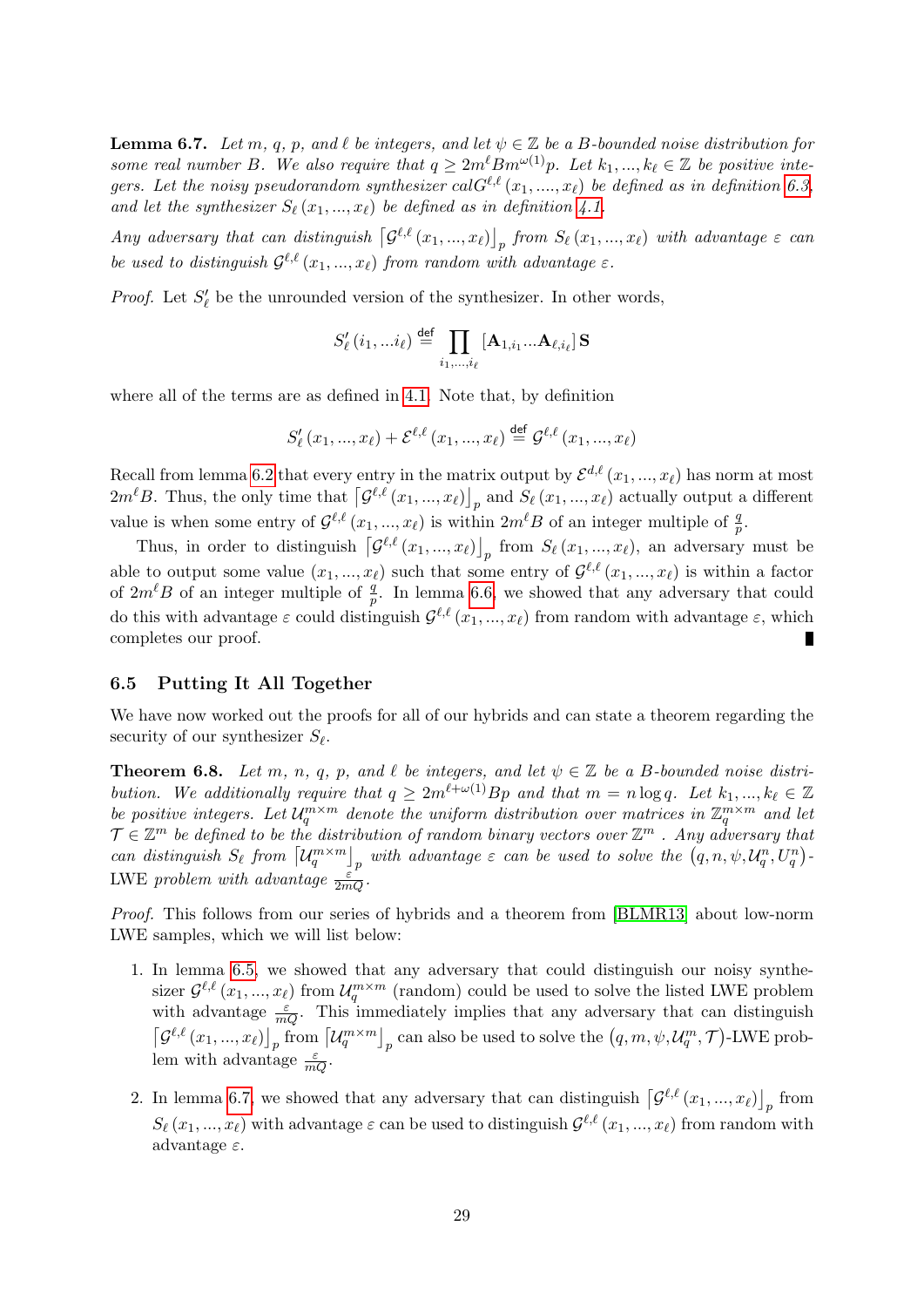**Lemma 6.7.** *Let $m$, $q$, $p$, and $\ell$ be integers, and let $\psi \in \mathbb{Z}$ be a $B$-bounded noise distribution for some real number $B$. We also require that $q \geq 2m^\ell B m^{\omega(1)} p$. Let $k_1, ..., k_\ell \in \mathbb{Z}$ be positive integers. Let the noisy pseudorandom synthesizer $calG^{\ell,\ell}(x_1, ...., x_\ell)$ be defined as in definition 6.3, and let the synthesizer $S_\ell(x_1, ..., x_\ell)$ be defined as in definition 4.1.*

*Any adversary that can distinguish $\left\lceil \mathcal{G}^{\ell,\ell}(x_1, ..., x_\ell) \right\rfloor_p$ from $S_\ell(x_1, ..., x_\ell)$ with advantage $\varepsilon$ can be used to distinguish $\mathcal{G}^{\ell,\ell}(x_1, ..., x_\ell)$ from random with advantage $\varepsilon$.*

*Proof.* Let $S'_\ell$ be the unrounded version of the synthesizer. In other words,

$$S'_\ell(i_1, ... i_\ell) \stackrel{\text{def}}{=} \prod_{i_1, ..., i_\ell} [\mathbf{A}_{1,i_1} ... \mathbf{A}_{\ell,i_\ell}] \mathbf{S}$$

where all of the terms are as defined in 4.1. Note that, by definition

$$S'_\ell(x_1, ..., x_\ell) + \mathcal{E}^{\ell,\ell}(x_1, ..., x_\ell) \stackrel{\text{def}}{=} \mathcal{G}^{\ell,\ell}(x_1, ..., x_\ell)$$

Recall from lemma 6.2 that every entry in the matrix output by $\mathcal{E}^{d,\ell}(x_1, ..., x_\ell)$ has norm at most $2m^\ell B$. Thus, the only time that $\left\lceil \mathcal{G}^{\ell,\ell}(x_1, ..., x_\ell) \right\rfloor_p$ and $S_\ell(x_1, ..., x_\ell)$ actually output a different value is when some entry of $\mathcal{G}^{\ell,\ell}(x_1, ..., x_\ell)$ is within $2m^\ell B$ of an integer multiple of $\frac{q}{p}$.

Thus, in order to distinguish $\left\lceil \mathcal{G}^{\ell,\ell}(x_1, ..., x_\ell) \right\rfloor_p$ from $S_\ell(x_1, ..., x_\ell)$, an adversary must be able to output some value $(x_1, ..., x_\ell)$ such that some entry of $\mathcal{G}^{\ell,\ell}(x_1, ..., x_\ell)$ is within a factor of $2m^\ell B$ of an integer multiple of $\frac{q}{p}$. In lemma 6.6, we showed that any adversary that could do this with advantage $\varepsilon$ could distinguish $\mathcal{G}^{\ell,\ell}(x_1, ..., x_\ell)$ from random with advantage $\varepsilon$, which completes our proof. ∎

### 6.5 Putting It All Together

We have now worked out the proofs for all of our hybrids and can state a theorem regarding the security of our synthesizer $S_\ell$.

**Theorem 6.8.** *Let $m$, $n$, $q$, $p$, and $\ell$ be integers, and let $\psi \in \mathbb{Z}$ be a $B$-bounded noise distribution. We additionally require that $q \geq 2m^{\ell+\omega(1)} B p$ and that $m = n \log q$. Let $k_1, ..., k_\ell \in \mathbb{Z}$ be positive integers. Let $\mathcal{U}_q^{m \times m}$ denote the uniform distribution over matrices in $\mathbb{Z}_q^{m \times m}$ and let $\mathcal{T} \in \mathbb{Z}^m$ be defined to be the distribution of random binary vectors over $\mathbb{Z}^m$. Any adversary that can distinguish $S_\ell$ from $\left\lceil \mathcal{U}_q^{m \times m} \right\rfloor_p$ with advantage $\varepsilon$ can be used to solve the $(q, n, \psi, \mathcal{U}_q^n, U_q^n)$-LWE problem with advantage $\frac{\varepsilon}{2mQ}$.*

*Proof.* This follows from our series of hybrids and a theorem from [BLMR13] about low-norm LWE samples, which we will list below:

1. In lemma 6.5, we showed that any adversary that could distinguish our noisy synthesizer $\mathcal{G}^{\ell,\ell}(x_1, ..., x_\ell)$ from $\mathcal{U}_q^{m \times m}$ (random) could be used to solve the listed LWE problem with advantage $\frac{\varepsilon}{mQ}$. This immediately implies that any adversary that can distinguish $\left\lceil \mathcal{G}^{\ell,\ell}(x_1, ..., x_\ell) \right\rfloor_p$ from $\left\lceil \mathcal{U}_q^{m \times m} \right\rfloor_p$ can also be used to solve the $(q, m, \psi, \mathcal{U}_q^m, \mathcal{T})$-LWE problem with advantage $\frac{\varepsilon}{mQ}$.

2. In lemma 6.7, we showed that any adversary that can distinguish $\left\lceil \mathcal{G}^{\ell,\ell}(x_1, ..., x_\ell) \right\rfloor_p$ from $S_\ell(x_1, ..., x_\ell)$ with advantage $\varepsilon$ can be used to distinguish $\mathcal{G}^{\ell,\ell}(x_1, ..., x_\ell)$ from random with advantage $\varepsilon$.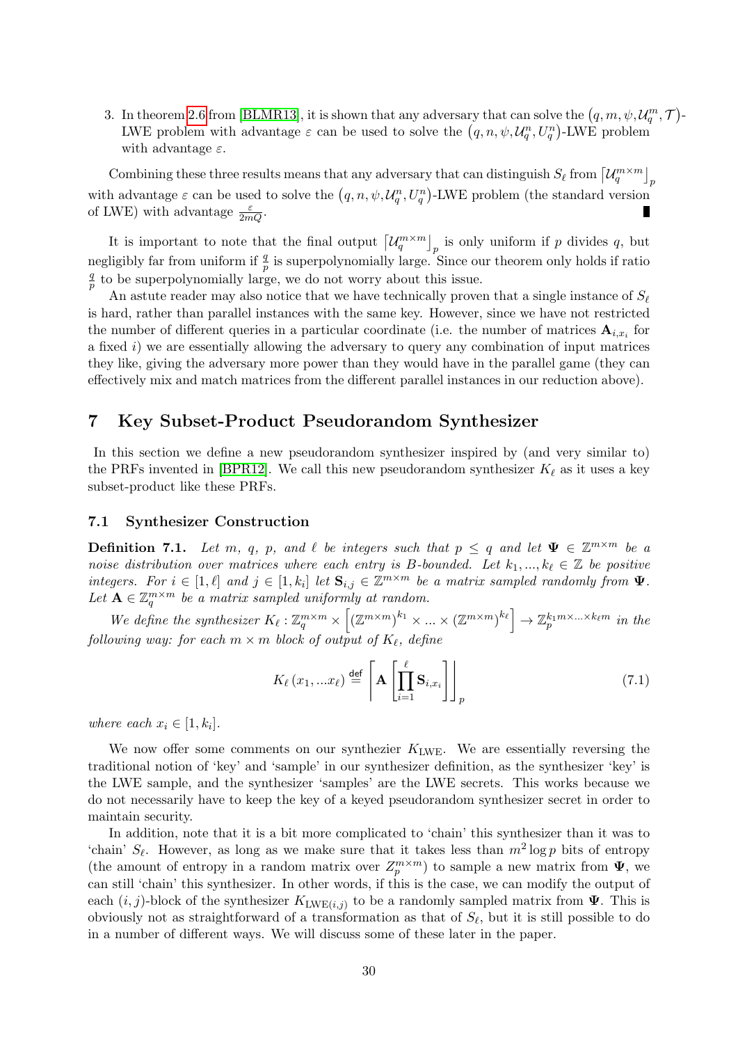3. In theorem 2.6 from [BLMR13], it is shown that any adversary that can solve the $(q, m, \psi, \mathcal{U}_q^m, \mathcal{T})$-LWE problem with advantage $\varepsilon$ can be used to solve the $(q, n, \psi, \mathcal{U}_q^n, U_q^n)$-LWE problem with advantage $\varepsilon$.

Combining these three results means that any adversary that can distinguish $S_\ell$ from $\left\lceil \mathcal{U}_q^{m\times m} \right\rfloor_p$ with advantage $\varepsilon$ can be used to solve the $(q, n, \psi, \mathcal{U}_q^n, U_q^n)$-LWE problem (the standard version of LWE) with advantage $\frac{\varepsilon}{2mQ}$. ∎

It is important to note that the final output $\left\lceil \mathcal{U}_q^{m\times m} \right\rfloor_p$ is only uniform if $p$ divides $q$, but negligibly far from uniform if $\frac{q}{p}$ is superpolynomially large. Since our theorem only holds if ratio $\frac{q}{p}$ to be superpolynomially large, we do not worry about this issue.

An astute reader may also notice that we have technically proven that a single instance of $S_\ell$ is hard, rather than parallel instances with the same key. However, since we have not restricted the number of different queries in a particular coordinate (i.e. the number of matrices $\mathbf{A}_{i,x_i}$ for a fixed $i$) we are essentially allowing the adversary to query any combination of input matrices they like, giving the adversary more power than they would have in the parallel game (they can effectively mix and match matrices from the different parallel instances in our reduction above).

## 7 Key Subset-Product Pseudorandom Synthesizer

In this section we define a new pseudorandom synthesizer inspired by (and very similar to) the PRFs invented in [BPR12]. We call this new pseudorandom synthesizer $K_\ell$ as it uses a key subset-product like these PRFs.

### 7.1 Synthesizer Construction

**Definition 7.1.** *Let $m$, $q$, $p$, and $\ell$ be integers such that $p \leq q$ and let $\mathbf{\Psi} \in \mathbb{Z}^{m\times m}$ be a noise distribution over matrices where each entry is $B$-bounded. Let $k_1, ..., k_\ell \in \mathbb{Z}$ be positive integers. For $i \in [1, \ell]$ and $j \in [1, k_i]$ let $\mathbf{S}_{i,j} \in \mathbb{Z}^{m\times m}$ be a matrix sampled randomly from $\mathbf{\Psi}$. Let $\mathbf{A} \in \mathbb{Z}_q^{m\times m}$ be a matrix sampled uniformly at random.*

*We define the synthesizer $K_\ell : \mathbb{Z}_q^{m\times m} \times \left[ (\mathbb{Z}^{m\times m})^{k_1} \times ... \times (\mathbb{Z}^{m\times m})^{k_\ell} \right] \to \mathbb{Z}_p^{k_1 m\times ... \times k_\ell m}$ in the following way: for each $m \times m$ block of output of $K_\ell$, define*

$$K_\ell(x_1, ... x_\ell) \overset{\mathsf{def}}{=} \left\lceil \mathbf{A} \left[ \prod_{i=1}^{\ell} \mathbf{S}_{i,x_i} \right] \right\rfloor_p \tag{7.1}$$

*where each $x_i \in [1, k_i]$.*

We now offer some comments on our synthezier $K_{\text{LWE}}$. We are essentially reversing the traditional notion of 'key' and 'sample' in our synthesizer definition, as the synthesizer 'key' is the LWE sample, and the synthesizer 'samples' are the LWE secrets. This works because we do not necessarily have to keep the key of a keyed pseudorandom synthesizer secret in order to maintain security.

In addition, note that it is a bit more complicated to 'chain' this synthesizer than it was to 'chain' $S_\ell$. However, as long as we make sure that it takes less than $m^2 \log p$ bits of entropy (the amount of entropy in a random matrix over $Z_p^{m\times m}$) to sample a new matrix from $\mathbf{\Psi}$, we can still 'chain' this synthesizer. In other words, if this is the case, we can modify the output of each $(i, j)$-block of the synthesizer $K_{\text{LWE}(i,j)}$ to be a randomly sampled matrix from $\mathbf{\Psi}$. This is obviously not as straightforward of a transformation as that of $S_\ell$, but it is still possible to do in a number of different ways. We will discuss some of these later in the paper.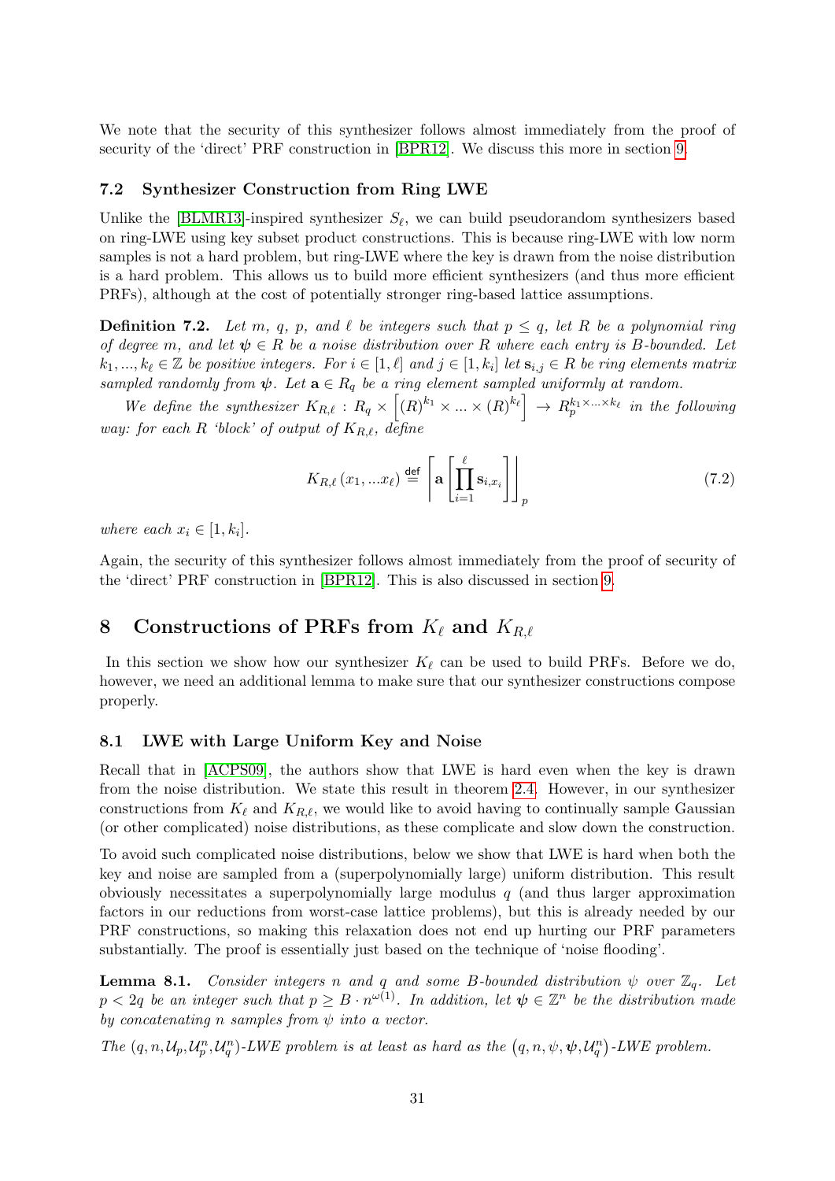We note that the security of this synthesizer follows almost immediately from the proof of security of the 'direct' PRF construction in [BPR12]. We discuss this more in section 9.

### 7.2 Synthesizer Construction from Ring LWE

Unlike the [BLMR13]-inspired synthesizer $S_\ell$, we can build pseudorandom synthesizers based on ring-LWE using key subset product constructions. This is because ring-LWE with low norm samples is not a hard problem, but ring-LWE where the key is drawn from the noise distribution is a hard problem. This allows us to build more efficient synthesizers (and thus more efficient PRFs), although at the cost of potentially stronger ring-based lattice assumptions.

**Definition 7.2.** *Let $m$, $q$, $p$, and $\ell$ be integers such that $p \leq q$, let $R$ be a polynomial ring of degree $m$, and let $\boldsymbol{\psi} \in R$ be a noise distribution over $R$ where each entry is $B$-bounded. Let $k_1, ..., k_\ell \in \mathbb{Z}$ be positive integers. For $i \in [1, \ell]$ and $j \in [1, k_i]$ let $\mathbf{s}_{i,j} \in R$ be ring elements matrix sampled randomly from $\boldsymbol{\psi}$. Let $\mathbf{a} \in R_q$ be a ring element sampled uniformly at random.*

*We define the synthesizer $K_{R,\ell} : R_q \times \left[(R)^{k_1} \times ... \times (R)^{k_\ell}\right] \to R_p^{k_1 \times ... \times k_\ell}$ in the following way: for each $R$ 'block' of output of $K_{R,\ell}$, define*

$$K_{R,\ell}(x_1, ...x_\ell) \overset{\mathsf{def}}{=} \left\lfloor \mathbf{a} \left[ \prod_{i=1}^{\ell} \mathbf{s}_{i,x_i} \right] \right\rceil_p \tag{7.2}$$

*where each $x_i \in [1, k_i]$.*

Again, the security of this synthesizer follows almost immediately from the proof of security of the 'direct' PRF construction in [BPR12]. This is also discussed in section 9.

## 8 Constructions of PRFs from $K_\ell$ and $K_{R,\ell}$

In this section we show how our synthesizer $K_\ell$ can be used to build PRFs. Before we do, however, we need an additional lemma to make sure that our synthesizer constructions compose properly.

### 8.1 LWE with Large Uniform Key and Noise

Recall that in [ACPS09], the authors show that LWE is hard even when the key is drawn from the noise distribution. We state this result in theorem 2.4. However, in our synthesizer constructions from $K_\ell$ and $K_{R,\ell}$, we would like to avoid having to continually sample Gaussian (or other complicated) noise distributions, as these complicate and slow down the construction.

To avoid such complicated noise distributions, below we show that LWE is hard when both the key and noise are sampled from a (superpolynomially large) uniform distribution. This result obviously necessitates a superpolynomially large modulus $q$ (and thus larger approximation factors in our reductions from worst-case lattice problems), but this is already needed by our PRF constructions, so making this relaxation does not end up hurting our PRF parameters substantially. The proof is essentially just based on the technique of 'noise flooding'.

**Lemma 8.1.** *Consider integers $n$ and $q$ and some $B$-bounded distribution $\psi$ over $\mathbb{Z}_q$. Let $p < 2q$ be an integer such that $p \geq B \cdot n^{\omega(1)}$. In addition, let $\boldsymbol{\psi} \in \mathbb{Z}^n$ be the distribution made by concatenating $n$ samples from $\psi$ into a vector.*

*The $(q, n, \mathcal{U}_p, \mathcal{U}_p^n, \mathcal{U}_q^n)$-LWE problem is at least as hard as the $\left(q, n, \psi, \boldsymbol{\psi}, \mathcal{U}_q^n\right)$-LWE problem.*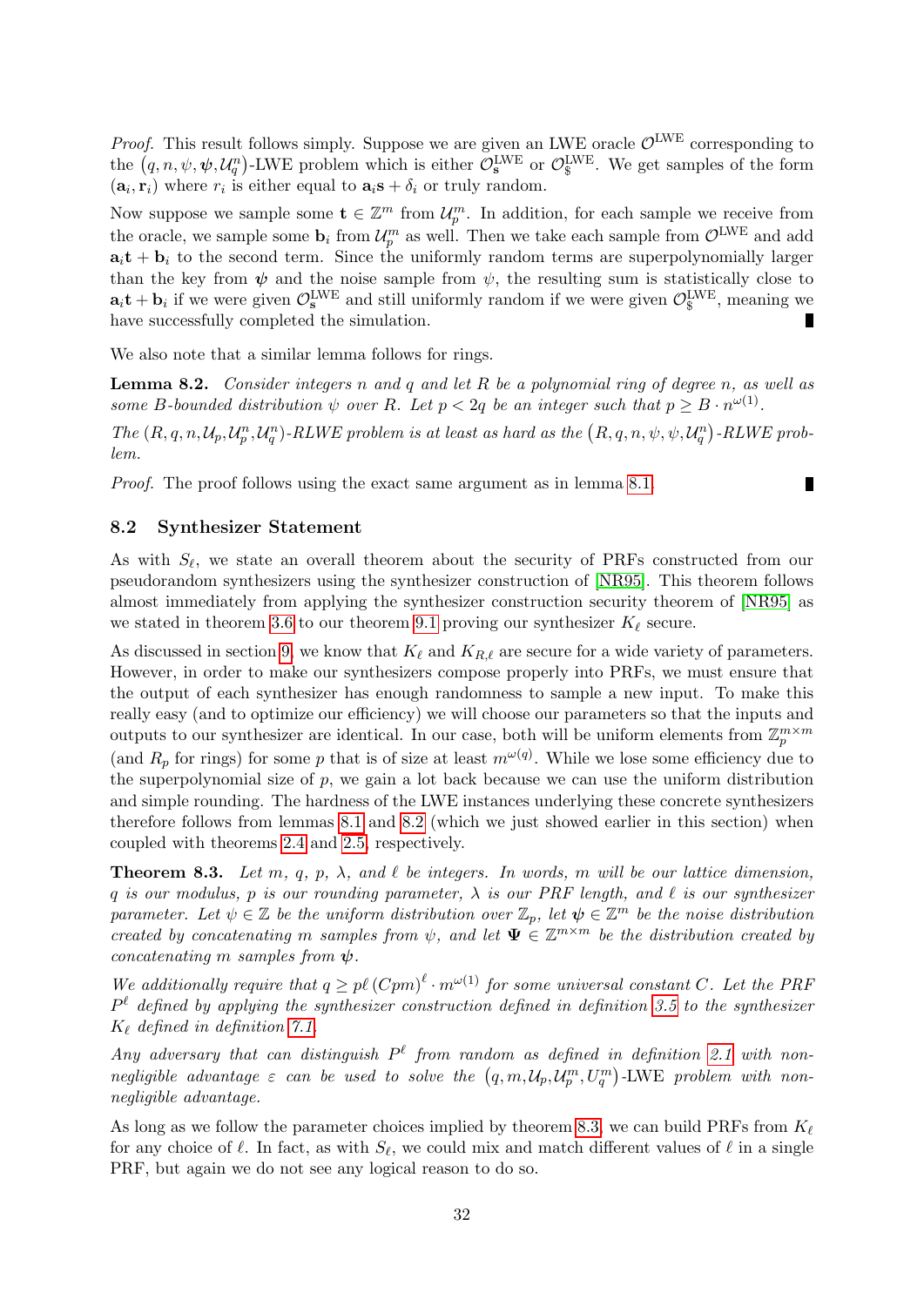*Proof.* This result follows simply. Suppose we are given an LWE oracle $\mathcal{O}^{\text{LWE}}$ corresponding to the $(q, n, \psi, \boldsymbol{\psi}, \mathcal{U}_q^n)$-LWE problem which is either $\mathcal{O}_{\mathbf{s}}^{\text{LWE}}$ or $\mathcal{O}_{\$}^{\text{LWE}}$. We get samples of the form $(\mathbf{a}_i, \mathbf{r}_i)$ where $r_i$ is either equal to $\mathbf{a}_i\mathbf{s} + \delta_i$ or truly random.

Now suppose we sample some $\mathbf{t} \in \mathbb{Z}^m$ from $\mathcal{U}_p^m$. In addition, for each sample we receive from the oracle, we sample some $\mathbf{b}_i$ from $\mathcal{U}_p^m$ as well. Then we take each sample from $\mathcal{O}^{\text{LWE}}$ and add $\mathbf{a}_i\mathbf{t} + \mathbf{b}_i$ to the second term. Since the uniformly random terms are superpolynomially larger than the key from $\boldsymbol{\psi}$ and the noise sample from $\psi$, the resulting sum is statistically close to $\mathbf{a}_i\mathbf{t} + \mathbf{b}_i$ if we were given $\mathcal{O}_{\mathbf{s}}^{\text{LWE}}$ and still uniformly random if we were given $\mathcal{O}_{\$}^{\text{LWE}}$, meaning we have successfully completed the simulation. ∎

We also note that a similar lemma follows for rings.

**Lemma 8.2.** *Consider integers $n$ and $q$ and let $R$ be a polynomial ring of degree $n$, as well as some $B$-bounded distribution $\psi$ over $R$. Let $p < 2q$ be an integer such that $p \geq B \cdot n^{\omega(1)}$.*

*The $(R, q, n, \mathcal{U}_p, \mathcal{U}_p^n, \mathcal{U}_q^n)$-RLWE problem is at least as hard as the $(R, q, n, \psi, \psi, \mathcal{U}_q^n)$-RLWE problem.*

*Proof.* The proof follows using the exact same argument as in lemma 8.1. ∎

## 8.2 Synthesizer Statement

As with $S_\ell$, we state an overall theorem about the security of PRFs constructed from our pseudorandom synthesizers using the synthesizer construction of [NR95]. This theorem follows almost immediately from applying the synthesizer construction security theorem of [NR95] as we stated in theorem 3.6 to our theorem 9.1 proving our synthesizer $K_\ell$ secure.

As discussed in section 9, we know that $K_\ell$ and $K_{R,\ell}$ are secure for a wide variety of parameters. However, in order to make our synthesizers compose properly into PRFs, we must ensure that the output of each synthesizer has enough randomness to sample a new input. To make this really easy (and to optimize our efficiency) we will choose our parameters so that the inputs and outputs to our synthesizer are identical. In our case, both will be uniform elements from $\mathbb{Z}_p^{m \times m}$ (and $R_p$ for rings) for some $p$ that is of size at least $m^{\omega(q)}$. While we lose some efficiency due to the superpolynomial size of $p$, we gain a lot back because we can use the uniform distribution and simple rounding. The hardness of the LWE instances underlying these concrete synthesizers therefore follows from lemmas 8.1 and 8.2 (which we just showed earlier in this section) when coupled with theorems 2.4 and 2.5, respectively.

**Theorem 8.3.** *Let $m$, $q$, $p$, $\lambda$, and $\ell$ be integers. In words, $m$ will be our lattice dimension, $q$ is our modulus, $p$ is our rounding parameter, $\lambda$ is our PRF length, and $\ell$ is our synthesizer parameter. Let $\psi \in \mathbb{Z}$ be the uniform distribution over $\mathbb{Z}_p$, let $\boldsymbol{\psi} \in \mathbb{Z}^m$ be the noise distribution created by concatenating $m$ samples from $\psi$, and let $\boldsymbol{\Psi} \in \mathbb{Z}^{m \times m}$ be the distribution created by concatenating $m$ samples from $\boldsymbol{\psi}$.*

*We additionally require that $q \geq p\ell\,(Cpm)^\ell \cdot m^{\omega(1)}$ for some universal constant $C$. Let the PRF $P^\ell$ defined by applying the synthesizer construction defined in definition 3.5 to the synthesizer $K_\ell$ defined in definition 7.1.*

*Any adversary that can distinguish $P^\ell$ from random as defined in definition 2.1 with non-negligible advantage $\varepsilon$ can be used to solve the $(q, m, \mathcal{U}_p, \mathcal{U}_p^m, U_q^m)$-LWE problem with non-negligible advantage.*

As long as we follow the parameter choices implied by theorem 8.3, we can build PRFs from $K_\ell$ for any choice of $\ell$. In fact, as with $S_\ell$, we could mix and match different values of $\ell$ in a single PRF, but again we do not see any logical reason to do so.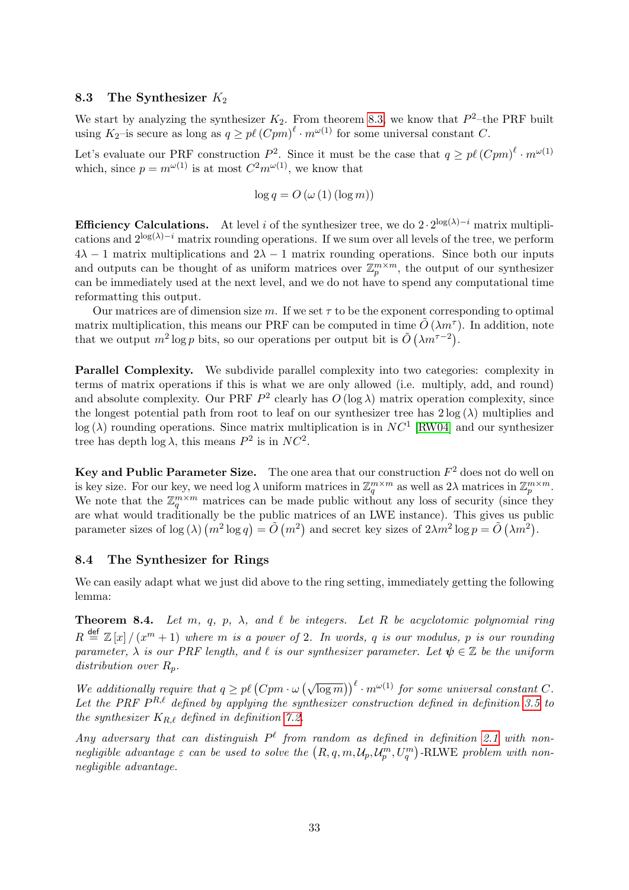### 8.3 The Synthesizer $K_2$

We start by analyzing the synthesizer $K_2$. From theorem 8.3, we know that $P^2$–the PRF built using $K_2$–is secure as long as $q \geq p\ell\,(Cpm)^{\ell} \cdot m^{\omega(1)}$ for some universal constant $C$.

Let's evaluate our PRF construction $P^2$. Since it must be the case that $q \geq p\ell\,(Cpm)^{\ell} \cdot m^{\omega(1)}$ which, since $p = m^{\omega(1)}$ is at most $C^2 m^{\omega(1)}$, we know that

$$\log q = O\left(\omega\left(1\right)\left(\log m\right)\right)$$

**Efficiency Calculations.** At level $i$ of the synthesizer tree, we do $2 \cdot 2^{\log(\lambda)-i}$ matrix multiplications and $2^{\log(\lambda)-i}$ matrix rounding operations. If we sum over all levels of the tree, we perform $4\lambda - 1$ matrix multiplications and $2\lambda - 1$ matrix rounding operations. Since both our inputs and outputs can be thought of as uniform matrices over $\mathbb{Z}_p^{m\times m}$, the output of our synthesizer can be immediately used at the next level, and we do not have to spend any computational time reformatting this output.

Our matrices are of dimension size $m$. If we set $\tau$ to be the exponent corresponding to optimal matrix multiplication, this means our PRF can be computed in time $\tilde{O}\left(\lambda m^{\tau}\right)$. In addition, note that we output $m^2 \log p$ bits, so our operations per output bit is $\tilde{O}\left(\lambda m^{\tau-2}\right)$.

**Parallel Complexity.** We subdivide parallel complexity into two categories: complexity in terms of matrix operations if this is what we are only allowed (i.e. multiply, add, and round) and absolute complexity. Our PRF $P^2$ clearly has $O\left(\log\lambda\right)$ matrix operation complexity, since the longest potential path from root to leaf on our synthesizer tree has $2\log\left(\lambda\right)$ multiplies and $\log\left(\lambda\right)$ rounding operations. Since matrix multiplication is in $NC^1$ [RW04] and our synthesizer tree has depth $\log\lambda$, this means $P^2$ is in $NC^2$.

**Key and Public Parameter Size.** The one area that our construction $F^2$ does not do well on is key size. For our key, we need $\log\lambda$ uniform matrices in $\mathbb{Z}_q^{m\times m}$ as well as $2\lambda$ matrices in $\mathbb{Z}_p^{m\times m}$. We note that the $\mathbb{Z}_q^{m\times m}$ matrices can be made public without any loss of security (since they are what would traditionally be the public matrices of an LWE instance). This gives us public parameter sizes of $\log\left(\lambda\right)\left(m^2\log q\right) = \tilde{O}\left(m^2\right)$ and secret key sizes of $2\lambda m^2 \log p = \tilde{O}\left(\lambda m^2\right)$.

### 8.4 The Synthesizer for Rings

We can easily adapt what we just did above to the ring setting, immediately getting the following lemma:

**Theorem 8.4.** *Let $m$, $q$, $p$, $\lambda$, and $\ell$ be integers. Let $R$ be acyclotomic polynomial ring $R \overset{\text{def}}{=} \mathbb{Z}\left[x\right]/\left(x^m+1\right)$ where $m$ is a power of 2. In words, $q$ is our modulus, $p$ is our rounding parameter, $\lambda$ is our PRF length, and $\ell$ is our synthesizer parameter. Let $\boldsymbol{\psi} \in \mathbb{Z}$ be the uniform distribution over $R_p$.*

*We additionally require that $q \geq p\ell\left(Cpm \cdot \omega\left(\sqrt{\log m}\right)\right)^{\ell} \cdot m^{\omega(1)}$ for some universal constant $C$. Let the PRF $P^{R,\ell}$ defined by applying the synthesizer construction defined in definition 3.5 to the synthesizer $K_{R,\ell}$ defined in definition 7.2.*

*Any adversary that can distinguish $P^{\ell}$ from random as defined in definition 2.1 with non-negligible advantage $\varepsilon$ can be used to solve the $\left(R, q, m, \mathcal{U}_p, \mathcal{U}_p^m, U_q^m\right)$-RLWE problem with non-negligible advantage.*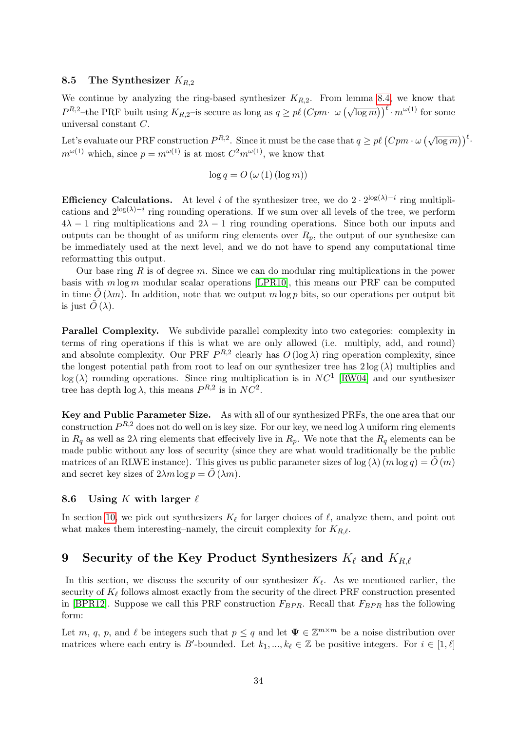### 8.5 The Synthesizer $K_{R,2}$

We continue by analyzing the ring-based synthesizer $K_{R,2}$. From lemma 8.4, we know that $P^{R,2}$–the PRF built using $K_{R,2}$–is secure as long as $q \geq p\ell \left(Cpm \cdot\ \omega\left(\sqrt{\log m}\right)\right)^{\ell} \cdot m^{\omega(1)}$ for some universal constant $C$.

Let's evaluate our PRF construction $P^{R,2}$. Since it must be the case that $q \geq p\ell \left(Cpm \cdot \omega\left(\sqrt{\log m}\right)\right)^{\ell} \cdot m^{\omega(1)}$ which, since $p = m^{\omega(1)}$ is at most $C^2 m^{\omega(1)}$, we know that

$$\log q = O\left(\omega\left(1\right)\left(\log m\right)\right)$$

**Efficiency Calculations.** At level $i$ of the synthesizer tree, we do $2 \cdot 2^{\log(\lambda)-i}$ ring multiplications and $2^{\log(\lambda)-i}$ ring rounding operations. If we sum over all levels of the tree, we perform $4\lambda - 1$ ring multiplications and $2\lambda - 1$ ring rounding operations. Since both our inputs and outputs can be thought of as uniform ring elements over $R_p$, the output of our synthesize can be immediately used at the next level, and we do not have to spend any computational time reformatting this output.

Our base ring $R$ is of degree $m$. Since we can do modular ring multiplications in the power basis with $m \log m$ modular scalar operations [LPR10], this means our PRF can be computed in time $\tilde{O}\left(\lambda m\right)$. In addition, note that we output $m \log p$ bits, so our operations per output bit is just $\tilde{O}\left(\lambda\right)$.

**Parallel Complexity.** We subdivide parallel complexity into two categories: complexity in terms of ring operations if this is what we are only allowed (i.e. multiply, add, and round) and absolute complexity. Our PRF $P^{R,2}$ clearly has $O\left(\log \lambda\right)$ ring operation complexity, since the longest potential path from root to leaf on our synthesizer tree has $2\log\left(\lambda\right)$ multiplies and $\log\left(\lambda\right)$ rounding operations. Since ring multiplication is in $NC^1$ [RW04] and our synthesizer tree has depth $\log \lambda$, this means $P^{R,2}$ is in $NC^2$.

**Key and Public Parameter Size.** As with all of our synthesized PRFs, the one area that our construction $P^{R,2}$ does not do well on is key size. For our key, we need $\log \lambda$ uniform ring elements in $R_q$ as well as $2\lambda$ ring elements that effecively live in $R_p$. We note that the $R_q$ elements can be made public without any loss of security (since they are what would traditionally be the public matrices of an RLWE instance). This gives us public parameter sizes of $\log\left(\lambda\right)\left(m \log q\right) = \tilde{O}\left(m\right)$ and secret key sizes of $2\lambda m \log p = \tilde{O}\left(\lambda m\right)$.

### 8.6 Using $K$ with larger $\ell$

In section 10, we pick out synthesizers $K_\ell$ for larger choices of $\ell$, analyze them, and point out what makes them interesting–namely, the circuit complexity for $K_{R,\ell}$.

## 9 Security of the Key Product Synthesizers $K_\ell$ and $K_{R,\ell}$

In this section, we discuss the security of our synthesizer $K_\ell$. As we mentioned earlier, the security of $K_\ell$ follows almost exactly from the security of the direct PRF construction presented in [BPR12]. Suppose we call this PRF construction $F_{BPR}$. Recall that $F_{BPR}$ has the following form:

Let $m$, $q$, $p$, and $\ell$ be integers such that $p \leq q$ and let $\mathbf{\Psi} \in \mathbb{Z}^{m \times m}$ be a noise distribution over matrices where each entry is $B'$-bounded. Let $k_1, ..., k_\ell \in \mathbb{Z}$ be positive integers. For $i \in [1, \ell]$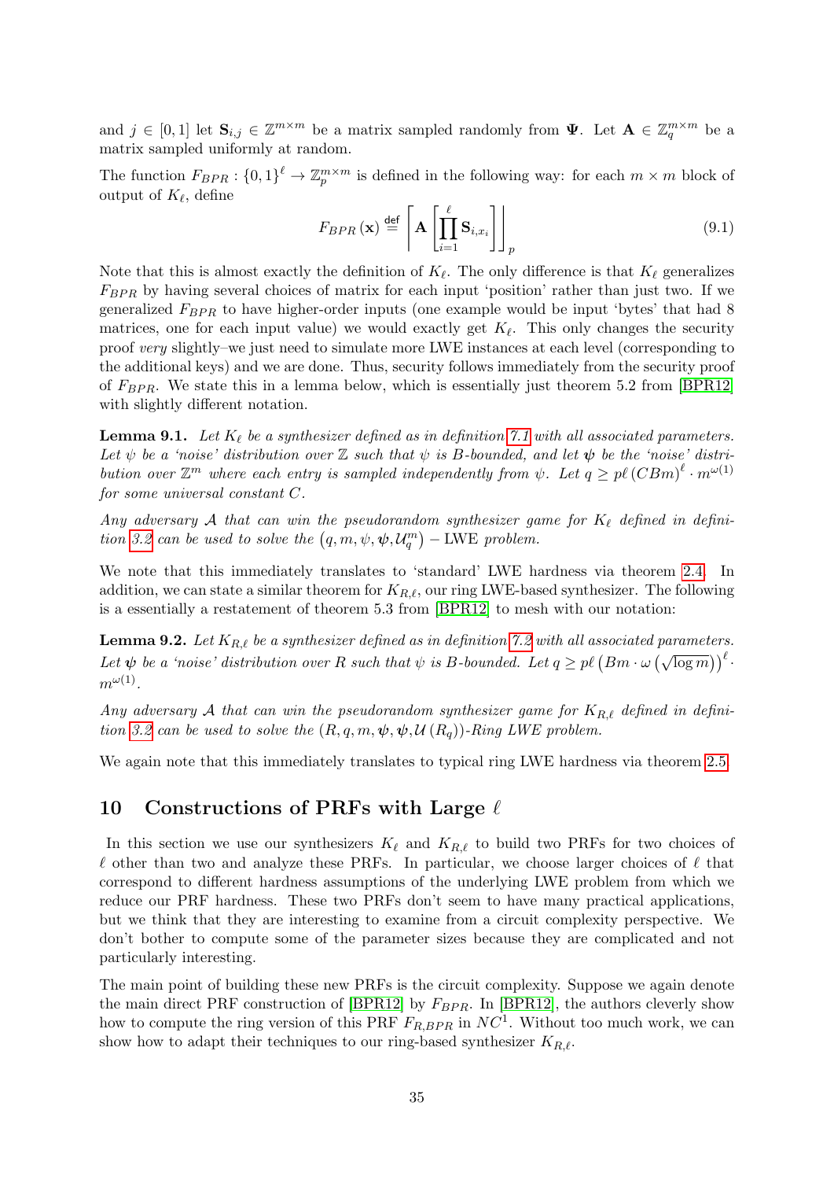and $j \in [0,1]$ let $\mathbf{S}_{i,j} \in \mathbb{Z}^{m \times m}$ be a matrix sampled randomly from $\mathbf{\Psi}$. Let $\mathbf{A} \in \mathbb{Z}_q^{m \times m}$ be a matrix sampled uniformly at random.

The function $F_{BPR} : \{0,1\}^\ell \to \mathbb{Z}_p^{m \times m}$ is defined in the following way: for each $m \times m$ block of output of $K_\ell$, define

$$F_{BPR}(\mathbf{x}) \stackrel{\text{def}}{=} \left\lceil \mathbf{A} \left[ \prod_{i=1}^{\ell} \mathbf{S}_{i,x_i} \right] \right\rfloor_p \tag{9.1}$$

Note that this is almost exactly the definition of $K_\ell$. The only difference is that $K_\ell$ generalizes $F_{BPR}$ by having several choices of matrix for each input 'position' rather than just two. If we generalized $F_{BPR}$ to have higher-order inputs (one example would be input 'bytes' that had 8 matrices, one for each input value) we would exactly get $K_\ell$. This only changes the security proof *very* slightly–we just need to simulate more LWE instances at each level (corresponding to the additional keys) and we are done. Thus, security follows immediately from the security proof of $F_{BPR}$. We state this in a lemma below, which is essentially just theorem 5.2 from [BPR12] with slightly different notation.

**Lemma 9.1.** *Let $K_\ell$ be a synthesizer defined as in definition 7.1 with all associated parameters. Let $\psi$ be a 'noise' distribution over $\mathbb{Z}$ such that $\psi$ is $B$-bounded, and let $\boldsymbol{\psi}$ be the 'noise' distribution over $\mathbb{Z}^m$ where each entry is sampled independently from $\psi$. Let $q \geq p\ell\,(CBm)^\ell \cdot m^{\omega(1)}$ for some universal constant $C$.*

*Any adversary $\mathcal{A}$ that can win the pseudorandom synthesizer game for $K_\ell$ defined in definition 3.2 can be used to solve the $\left(q, m, \psi, \boldsymbol{\psi}, \mathcal{U}_q^m\right) - \text{LWE}$ problem.*

We note that this immediately translates to 'standard' LWE hardness via theorem 2.4. In addition, we can state a similar theorem for $K_{R,\ell}$, our ring LWE-based synthesizer. The following is a essentially a restatement of theorem 5.3 from [BPR12] to mesh with our notation:

**Lemma 9.2.** *Let $K_{R,\ell}$ be a synthesizer defined as in definition 7.2 with all associated parameters. Let $\boldsymbol{\psi}$ be a 'noise' distribution over $R$ such that $\psi$ is $B$-bounded. Let $q \geq p\ell\left(Bm \cdot \omega\left(\sqrt{\log m}\right)\right)^\ell \cdot m^{\omega(1)}$.*

*Any adversary $\mathcal{A}$ that can win the pseudorandom synthesizer game for $K_{R,\ell}$ defined in definition 3.2 can be used to solve the $(R, q, m, \boldsymbol{\psi}, \boldsymbol{\psi}, \mathcal{U}(R_q))$-Ring LWE problem.*

We again note that this immediately translates to typical ring LWE hardness via theorem 2.5.

## 10 Constructions of PRFs with Large $\ell$

In this section we use our synthesizers $K_\ell$ and $K_{R,\ell}$ to build two PRFs for two choices of $\ell$ other than two and analyze these PRFs. In particular, we choose larger choices of $\ell$ that correspond to different hardness assumptions of the underlying LWE problem from which we reduce our PRF hardness. These two PRFs don't seem to have many practical applications, but we think that they are interesting to examine from a circuit complexity perspective. We don't bother to compute some of the parameter sizes because they are complicated and not particularly interesting.

The main point of building these new PRFs is the circuit complexity. Suppose we again denote the main direct PRF construction of [BPR12] by $F_{BPR}$. In [BPR12], the authors cleverly show how to compute the ring version of this PRF $F_{R,BPR}$ in $NC^1$. Without too much work, we can show how to adapt their techniques to our ring-based synthesizer $K_{R,\ell}$.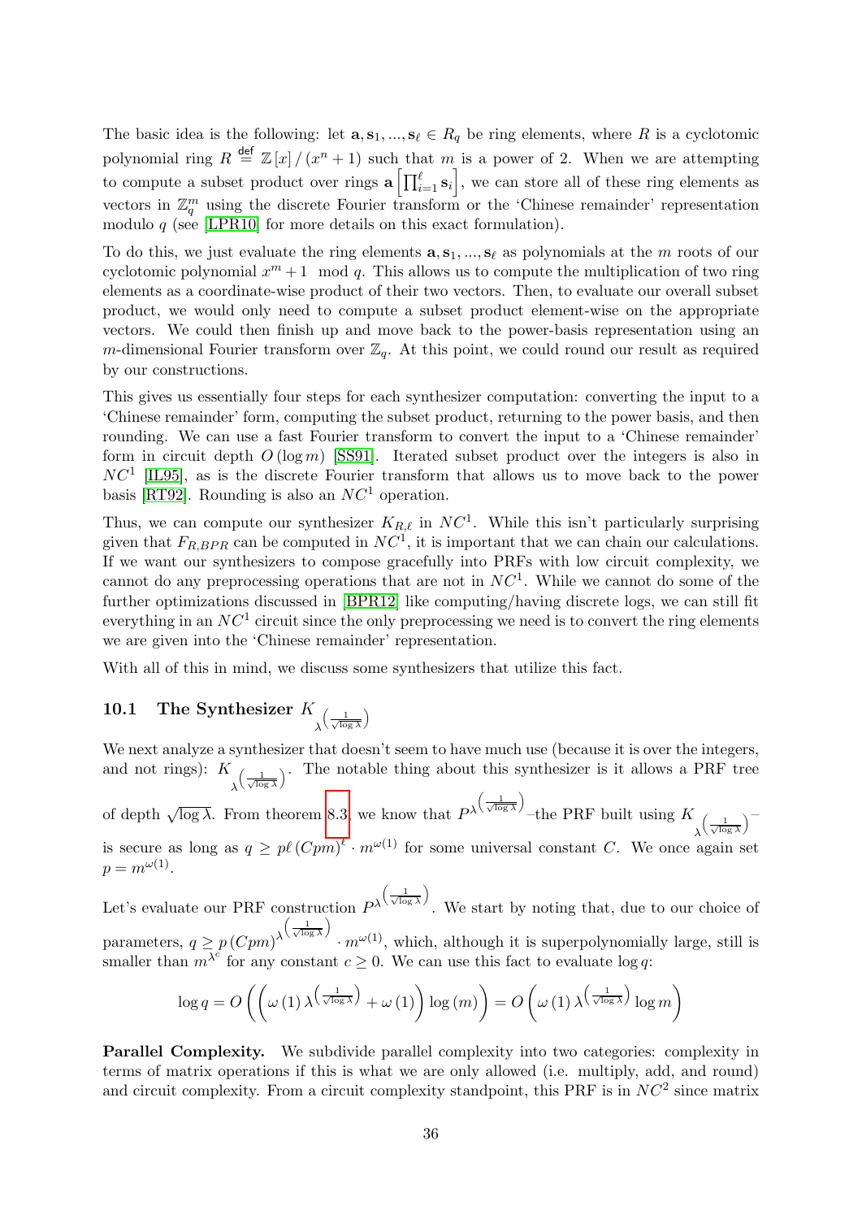The basic idea is the following: let $\mathbf{a}, \mathbf{s}_1, ..., \mathbf{s}_\ell \in R_q$ be ring elements, where $R$ is a cyclotomic polynomial ring $R \stackrel{\mathsf{def}}{=} \mathbb{Z}[x]/(x^n+1)$ such that $m$ is a power of 2. When we are attempting to compute a subset product over rings $\mathbf{a}\left[\prod_{i=1}^{\ell} \mathbf{s}_i\right]$, we can store all of these ring elements as vectors in $\mathbb{Z}_q^m$ using the discrete Fourier transform or the 'Chinese remainder' representation modulo $q$ (see [LPR10] for more details on this exact formulation).

To do this, we just evaluate the ring elements $\mathbf{a}, \mathbf{s}_1, ..., \mathbf{s}_\ell$ as polynomials at the $m$ roots of our cyclotomic polynomial $x^m + 1 \mod q$. This allows us to compute the multiplication of two ring elements as a coordinate-wise product of their two vectors. Then, to evaluate our overall subset product, we would only need to compute a subset product element-wise on the appropriate vectors. We could then finish up and move back to the power-basis representation using an $m$-dimensional Fourier transform over $\mathbb{Z}_q$. At this point, we could round our result as required by our constructions.

This gives us essentially four steps for each synthesizer computation: converting the input to a 'Chinese remainder' form, computing the subset product, returning to the power basis, and then rounding. We can use a fast Fourier transform to convert the input to a 'Chinese remainder' form in circuit depth $O(\log m)$ [SS91]. Iterated subset product over the integers is also in $NC^1$ [IL95], as is the discrete Fourier transform that allows us to move back to the power basis [RT92]. Rounding is also an $NC^1$ operation.

Thus, we can compute our synthesizer $K_{R,\ell}$ in $NC^1$. While this isn't particularly surprising given that $F_{R,BPR}$ can be computed in $NC^1$, it is important that we can chain our calculations. If we want our synthesizers to compose gracefully into PRFs with low circuit complexity, we cannot do any preprocessing operations that are not in $NC^1$. While we cannot do some of the further optimizations discussed in [BPR12] like computing/having discrete logs, we can still fit everything in an $NC^1$ circuit since the only preprocessing we need is to convert the ring elements we are given into the 'Chinese remainder' representation.

With all of this in mind, we discuss some synthesizers that utilize this fact.

## 10.1 The Synthesizer $K_{\lambda^{\left(\frac{1}{\sqrt{\log \lambda}}\right)}}$

We next analyze a synthesizer that doesn't seem to have much use (because it is over the integers, and not rings): $K_{\lambda^{\left(\frac{1}{\sqrt{\log \lambda}}\right)}}$. The notable thing about this synthesizer is it allows a PRF tree of depth $\sqrt{\log \lambda}$. From theorem 8.3 we know that $P^{\lambda^{\left(\frac{1}{\sqrt{\log \lambda}}\right)}}$–the PRF built using $K_{\lambda^{\left(\frac{1}{\sqrt{\log \lambda}}\right)}}$– is secure as long as $q \geq p\ell\,(Cpm)^{\ell} \cdot m^{\omega(1)}$ for some universal constant $C$. We once again set $p = m^{\omega(1)}$.

Let's evaluate our PRF construction $P^{\lambda^{\left(\frac{1}{\sqrt{\log \lambda}}\right)}}$. We start by noting that, due to our choice of parameters, $q \geq p\,(Cpm)^{\lambda^{\left(\frac{1}{\sqrt{\log \lambda}}\right)}} \cdot m^{\omega(1)}$, which, although it is superpolynomially large, still is smaller than $m^{\lambda^c}$ for any constant $c \geq 0$. We can use this fact to evaluate $\log q$:

$$\log q = O\left(\left(\omega(1)\,\lambda^{\left(\frac{1}{\sqrt{\log \lambda}}\right)} + \omega(1)\right)\log(m)\right) = O\left(\omega(1)\,\lambda^{\left(\frac{1}{\sqrt{\log \lambda}}\right)} \log m\right)$$

**Parallel Complexity.** We subdivide parallel complexity into two categories: complexity in terms of matrix operations if this is what we are only allowed (i.e. multiply, add, and round) and circuit complexity. From a circuit complexity standpoint, this PRF is in $NC^2$ since matrix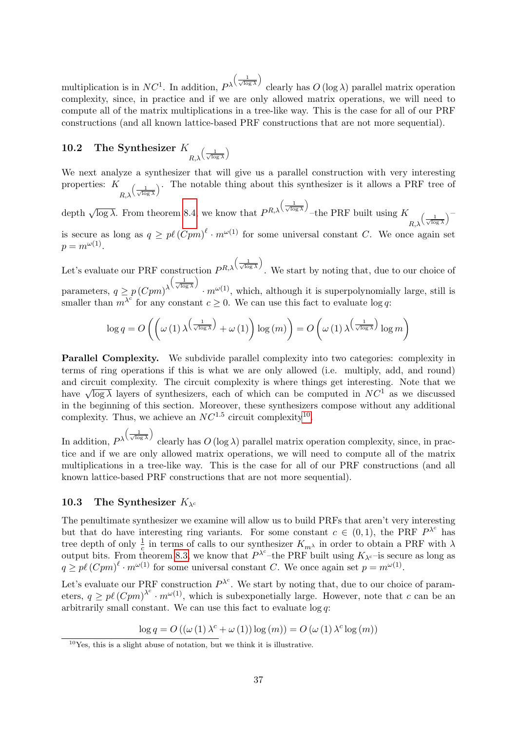multiplication is in $NC^1$. In addition, $P^{\lambda^{\left(\frac{1}{\sqrt{\log\lambda}}\right)}}$ clearly has $O(\log\lambda)$ parallel matrix operation complexity, since, in practice and if we are only allowed matrix operations, we will need to compute all of the matrix multiplications in a tree-like way. This is the case for all of our PRF constructions (and all known lattice-based PRF constructions that are not more sequential).

## 10.2 The Synthesizer $K_{R,\lambda^{\left(\frac{1}{\sqrt{\log\lambda}}\right)}}$

We next analyze a synthesizer that will give us a parallel construction with very interesting properties: $K_{R,\lambda^{\left(\frac{1}{\sqrt{\log\lambda}}\right)}}$. The notable thing about this synthesizer is it allows a PRF tree of depth $\sqrt{\log\lambda}$. From theorem 8.4, we know that $P^{R,\lambda^{\left(\frac{1}{\sqrt{\log\lambda}}\right)}}$–the PRF built using $K_{R,\lambda^{\left(\frac{1}{\sqrt{\log\lambda}}\right)}}$–is secure as long as $q \geq p\ell\,(Cpm)^{\ell}\cdot m^{\omega(1)}$ for some universal constant $C$. We once again set $p = m^{\omega(1)}$.

Let's evaluate our PRF construction $P^{R,\lambda^{\left(\frac{1}{\sqrt{\log\lambda}}\right)}}$. We start by noting that, due to our choice of parameters, $q \geq p\,(Cpm)^{\lambda^{\left(\frac{1}{\sqrt{\log\lambda}}\right)}}\cdot m^{\omega(1)}$, which, although it is superpolynomially large, still is smaller than $m^{\lambda^c}$ for any constant $c \geq 0$. We can use this fact to evaluate $\log q$:

$$\log q = O\left(\left(\omega(1)\,\lambda^{\left(\frac{1}{\sqrt{\log\lambda}}\right)} + \omega(1)\right)\log(m)\right) = O\left(\omega(1)\,\lambda^{\left(\frac{1}{\sqrt{\log\lambda}}\right)}\log m\right)$$

**Parallel Complexity.** We subdivide parallel complexity into two categories: complexity in terms of ring operations if this is what we are only allowed (i.e. multiply, add, and round) and circuit complexity. The circuit complexity is where things get interesting. Note that we have $\sqrt{\log\lambda}$ layers of synthesizers, each of which can be computed in $NC^1$ as we discussed in the beginning of this section. Moreover, these synthesizers compose without any additional complexity. Thus, we achieve an $NC^{1.5}$ circuit complexity[10].

In addition, $P^{\lambda^{\left(\frac{1}{\sqrt{\log\lambda}}\right)}}$ clearly has $O(\log\lambda)$ parallel matrix operation complexity, since, in practice and if we are only allowed matrix operations, we will need to compute all of the matrix multiplications in a tree-like way. This is the case for all of our PRF constructions (and all known lattice-based PRF constructions that are not more sequential).

## 10.3 The Synthesizer $K_{\lambda^c}$

The penultimate synthesizer we examine will allow us to build PRFs that aren't very interesting but that do have interesting ring variants. For some constant $c \in (0,1)$, the PRF $P^{\lambda^c}$ has tree depth of only $\frac{1}{c}$ in terms of calls to our synthesizer $K_{m^\lambda}$ in order to obtain a PRF with $\lambda$ output bits. From theorem 8.3, we know that $P^{\lambda^c}$–the PRF built using $K_{\lambda^c}$–is secure as long as $q \geq p\ell\,(Cpm)^{\ell}\cdot m^{\omega(1)}$ for some universal constant $C$. We once again set $p = m^{\omega(1)}$.

Let's evaluate our PRF construction $P^{\lambda^c}$. We start by noting that, due to our choice of parameters, $q \geq p\ell\,(Cpm)^{\lambda^c}\cdot m^{\omega(1)}$, which is subexponetially large. However, note that $c$ can be an arbitrarily small constant. We can use this fact to evaluate $\log q$:

$$\log q = O\left(\left(\omega(1)\,\lambda^c + \omega(1)\right)\log(m)\right) = O\left(\omega(1)\,\lambda^c\log(m)\right)$$

---

[10] Yes, this is a slight abuse of notation, but we think it is illustrative.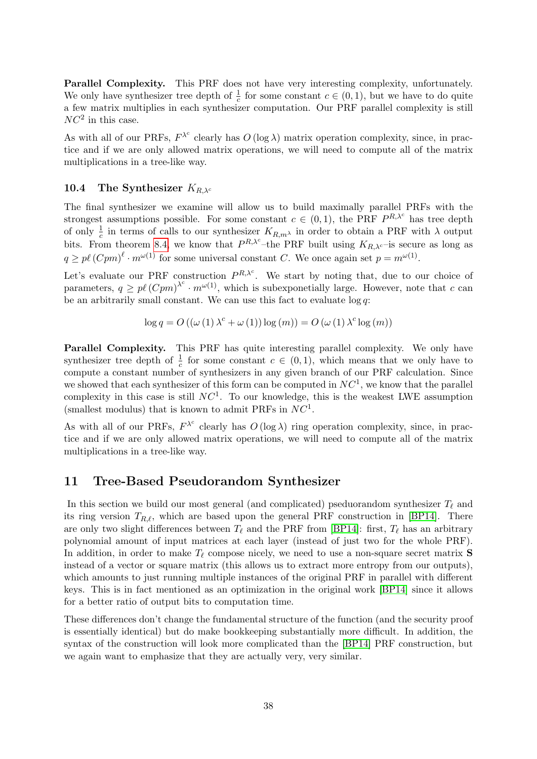**Parallel Complexity.** This PRF does not have very interesting complexity, unfortunately. We only have synthesizer tree depth of $\frac{1}{c}$ for some constant $c \in (0,1)$, but we have to do quite a few matrix multiplies in each synthesizer computation. Our PRF parallel complexity is still $NC^2$ in this case.

As with all of our PRFs, $F^{\lambda^c}$ clearly has $O(\log \lambda)$ matrix operation complexity, since, in practice and if we are only allowed matrix operations, we will need to compute all of the matrix multiplications in a tree-like way.

### 10.4 The Synthesizer $K_{R,\lambda^c}$

The final synthesizer we examine will allow us to build maximally parallel PRFs with the strongest assumptions possible. For some constant $c \in (0,1)$, the PRF $P^{R,\lambda^c}$ has tree depth of only $\frac{1}{c}$ in terms of calls to our synthesizer $K_{R,m^\lambda}$ in order to obtain a PRF with $\lambda$ output bits. From theorem 8.4, we know that $P^{R,\lambda^c}$–the PRF built using $K_{R,\lambda^c}$–is secure as long as $q \geq p\ell \left(Cpm\right)^{\ell} \cdot m^{\omega(1)}$ for some universal constant $C$. We once again set $p = m^{\omega(1)}$.

Let's evaluate our PRF construction $P^{R,\lambda^c}$. We start by noting that, due to our choice of parameters, $q \geq p\ell \left(Cpm\right)^{\lambda^c} \cdot m^{\omega(1)}$, which is subexponetially large. However, note that $c$ can be an arbitrarily small constant. We can use this fact to evaluate $\log q$:

$$\log q = O\left(\left(\omega\left(1\right)\lambda^c + \omega\left(1\right)\right)\log\left(m\right)\right) = O\left(\omega\left(1\right)\lambda^c \log\left(m\right)\right)$$

**Parallel Complexity.** This PRF has quite interesting parallel complexity. We only have synthesizer tree depth of $\frac{1}{c}$ for some constant $c \in (0,1)$, which means that we only have to compute a constant number of synthesizers in any given branch of our PRF calculation. Since we showed that each synthesizer of this form can be computed in $NC^1$, we know that the parallel complexity in this case is still $NC^1$. To our knowledge, this is the weakest LWE assumption (smallest modulus) that is known to admit PRFs in $NC^1$.

As with all of our PRFs, $F^{\lambda^c}$ clearly has $O(\log \lambda)$ ring operation complexity, since, in practice and if we are only allowed matrix operations, we will need to compute all of the matrix multiplications in a tree-like way.

## 11 Tree-Based Pseudorandom Synthesizer

In this section we build our most general (and complicated) pseduorandom synthesizer $T_\ell$ and its ring version $T_{R,\ell}$, which are based upon the general PRF construction in [BP14]. There are only two slight differences between $T_\ell$ and the PRF from [BP14]: first, $T_\ell$ has an arbitrary polynomial amount of input matrices at each layer (instead of just two for the whole PRF). In addition, in order to make $T_\ell$ compose nicely, we need to use a non-square secret matrix $\mathbf{S}$ instead of a vector or square matrix (this allows us to extract more entropy from our outputs), which amounts to just running multiple instances of the original PRF in parallel with different keys. This is in fact mentioned as an optimization in the original work [BP14] since it allows for a better ratio of output bits to computation time.

These differences don't change the fundamental structure of the function (and the security proof is essentially identical) but do make bookkeeping substantially more difficult. In addition, the syntax of the construction will look more complicated than the [BP14] PRF construction, but we again want to emphasize that they are actually very, very similar.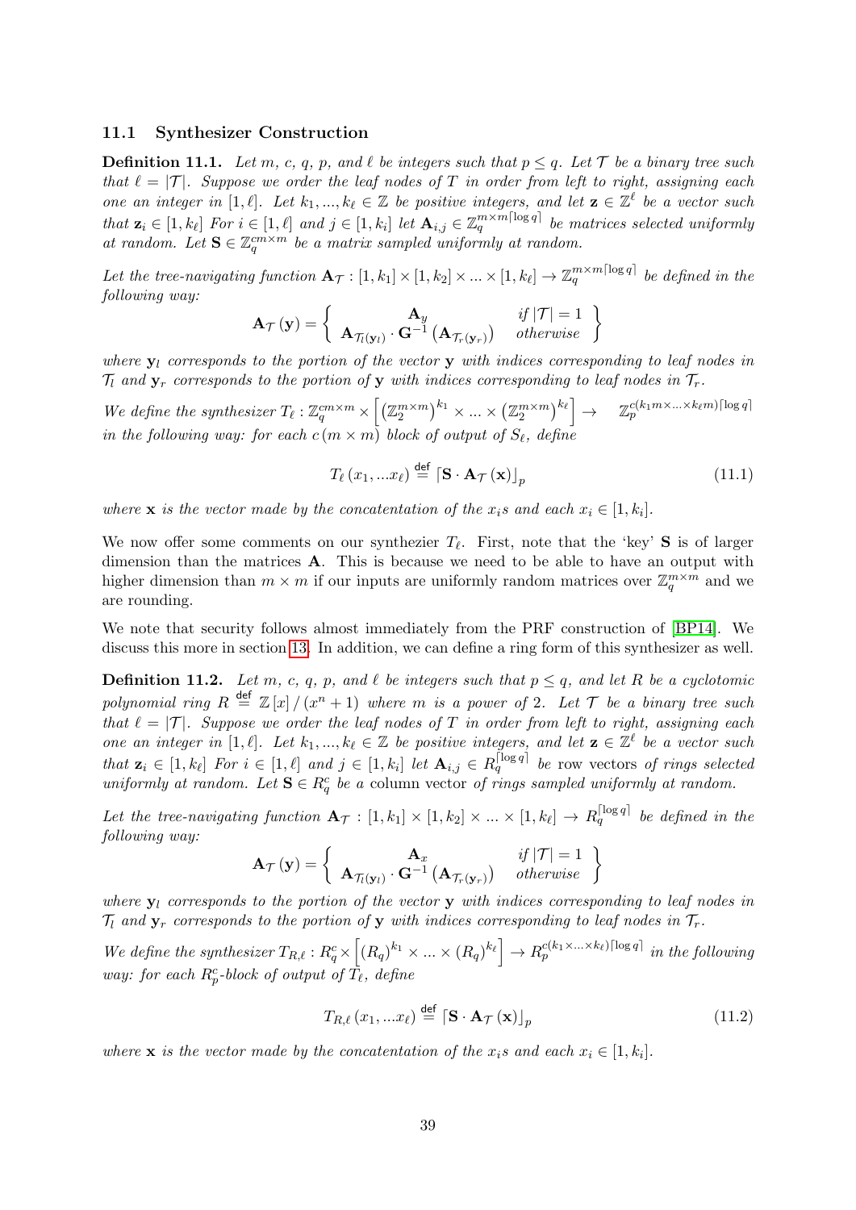### 11.1 Synthesizer Construction

**Definition 11.1.** *Let $m$, $c$, $q$, $p$, and $\ell$ be integers such that $p \leq q$. Let $\mathcal{T}$ be a binary tree such that $\ell = |\mathcal{T}|$. Suppose we order the leaf nodes of $T$ in order from left to right, assigning each one an integer in $[1, \ell]$. Let $k_1, ..., k_\ell \in \mathbb{Z}$ be positive integers, and let $\mathbf{z} \in \mathbb{Z}^\ell$ be a vector such that $\mathbf{z}_i \in [1, k_\ell]$ For $i \in [1, \ell]$ and $j \in [1, k_i]$ let $\mathbf{A}_{i,j} \in \mathbb{Z}_q^{m \times m\lceil \log q \rceil}$ be matrices selected uniformly at random. Let $\mathbf{S} \in \mathbb{Z}_q^{cm \times m}$ be a matrix sampled uniformly at random.*

*Let the tree-navigating function $\mathbf{A}_\mathcal{T} : [1, k_1] \times [1, k_2] \times ... \times [1, k_\ell] \to \mathbb{Z}_q^{m \times m\lceil \log q \rceil}$ be defined in the following way:*

$$\mathbf{A}_\mathcal{T}(\mathbf{y}) = \left\{ \begin{array}{cc} \mathbf{A}_y & \text{if } |\mathcal{T}| = 1 \\ \mathbf{A}_{\mathcal{T}_l(\mathbf{y}_l)} \cdot \mathbf{G}^{-1}\left(\mathbf{A}_{\mathcal{T}_r(\mathbf{y}_r)}\right) & \text{otherwise} \end{array} \right\}$$

*where $\mathbf{y}_l$ corresponds to the portion of the vector $\mathbf{y}$ with indices corresponding to leaf nodes in $\mathcal{T}_l$ and $\mathbf{y}_r$ corresponds to the portion of $\mathbf{y}$ with indices corresponding to leaf nodes in $\mathcal{T}_r$.*

*We define the synthesizer $T_\ell : \mathbb{Z}_q^{cm \times m} \times \left[\left(\mathbb{Z}_2^{m \times m}\right)^{k_1} \times ... \times \left(\mathbb{Z}_2^{m \times m}\right)^{k_\ell}\right] \to \mathbb{Z}_p^{c(k_1 m \times ... \times k_\ell m)\lceil \log q \rceil}$ in the following way: for each $c\,(m \times m)$ block of output of $S_\ell$, define*

$$T_\ell\left(x_1, ... x_\ell\right) \stackrel{\mathsf{def}}{=} \lceil \mathbf{S} \cdot \mathbf{A}_\mathcal{T}(\mathbf{x}) \rfloor_p \tag{11.1}$$

*where $\mathbf{x}$ is the vector made by the concatentation of the $x_i$s and each $x_i \in [1, k_i]$.*

We now offer some comments on our synthezier $T_\ell$. First, note that the 'key' $\mathbf{S}$ is of larger dimension than the matrices $\mathbf{A}$. This is because we need to be able to have an output with higher dimension than $m \times m$ if our inputs are uniformly random matrices over $\mathbb{Z}_q^{m \times m}$ and we are rounding.

We note that security follows almost immediately from the PRF construction of [BP14]. We discuss this more in section 13. In addition, we can define a ring form of this synthesizer as well.

**Definition 11.2.** *Let $m$, $c$, $q$, $p$, and $\ell$ be integers such that $p \leq q$, and let $R$ be a cyclotomic polynomial ring $R \stackrel{\mathsf{def}}{=} \mathbb{Z}[x]/(x^n + 1)$ where $m$ is a power of 2. Let $\mathcal{T}$ be a binary tree such that $\ell = |\mathcal{T}|$. Suppose we order the leaf nodes of $T$ in order from left to right, assigning each one an integer in $[1, \ell]$. Let $k_1, ..., k_\ell \in \mathbb{Z}$ be positive integers, and let $\mathbf{z} \in \mathbb{Z}^\ell$ be a vector such that $\mathbf{z}_i \in [1, k_\ell]$ For $i \in [1, \ell]$ and $j \in [1, k_i]$ let $\mathbf{A}_{i,j} \in R_q^{\lceil \log q \rceil}$ be* row vectors *of rings selected uniformly at random. Let $\mathbf{S} \in R_q^c$ be a* column vector *of rings sampled uniformly at random.*

*Let the tree-navigating function $\mathbf{A}_\mathcal{T} : [1, k_1] \times [1, k_2] \times ... \times [1, k_\ell] \to R_q^{\lceil \log q \rceil}$ be defined in the following way:*

$$\mathbf{A}_\mathcal{T}(\mathbf{y}) = \left\{ \begin{array}{cc} \mathbf{A}_x & \text{if } |\mathcal{T}| = 1 \\ \mathbf{A}_{\mathcal{T}_l(\mathbf{y}_l)} \cdot \mathbf{G}^{-1}\left(\mathbf{A}_{\mathcal{T}_r(\mathbf{y}_r)}\right) & \text{otherwise} \end{array} \right\}$$

*where $\mathbf{y}_l$ corresponds to the portion of the vector $\mathbf{y}$ with indices corresponding to leaf nodes in $\mathcal{T}_l$ and $\mathbf{y}_r$ corresponds to the portion of $\mathbf{y}$ with indices corresponding to leaf nodes in $\mathcal{T}_r$.*

*We define the synthesizer $T_{R,\ell} : R_q^c \times \left[\left(R_q\right)^{k_1} \times ... \left(R_q\right)^{k_\ell}\right] \to R_p^{c(k_1 \times ... \times k_\ell)\lceil \log q \rceil}$ in the following way: for each $R_p^c$-block of output of $T_\ell$, define*

$$T_{R,\ell}\left(x_1, ... x_\ell\right) \stackrel{\mathsf{def}}{=} \lceil \mathbf{S} \cdot \mathbf{A}_\mathcal{T}(\mathbf{x}) \rfloor_p \tag{11.2}$$

*where $\mathbf{x}$ is the vector made by the concatentation of the $x_i$s and each $x_i \in [1, k_i]$.*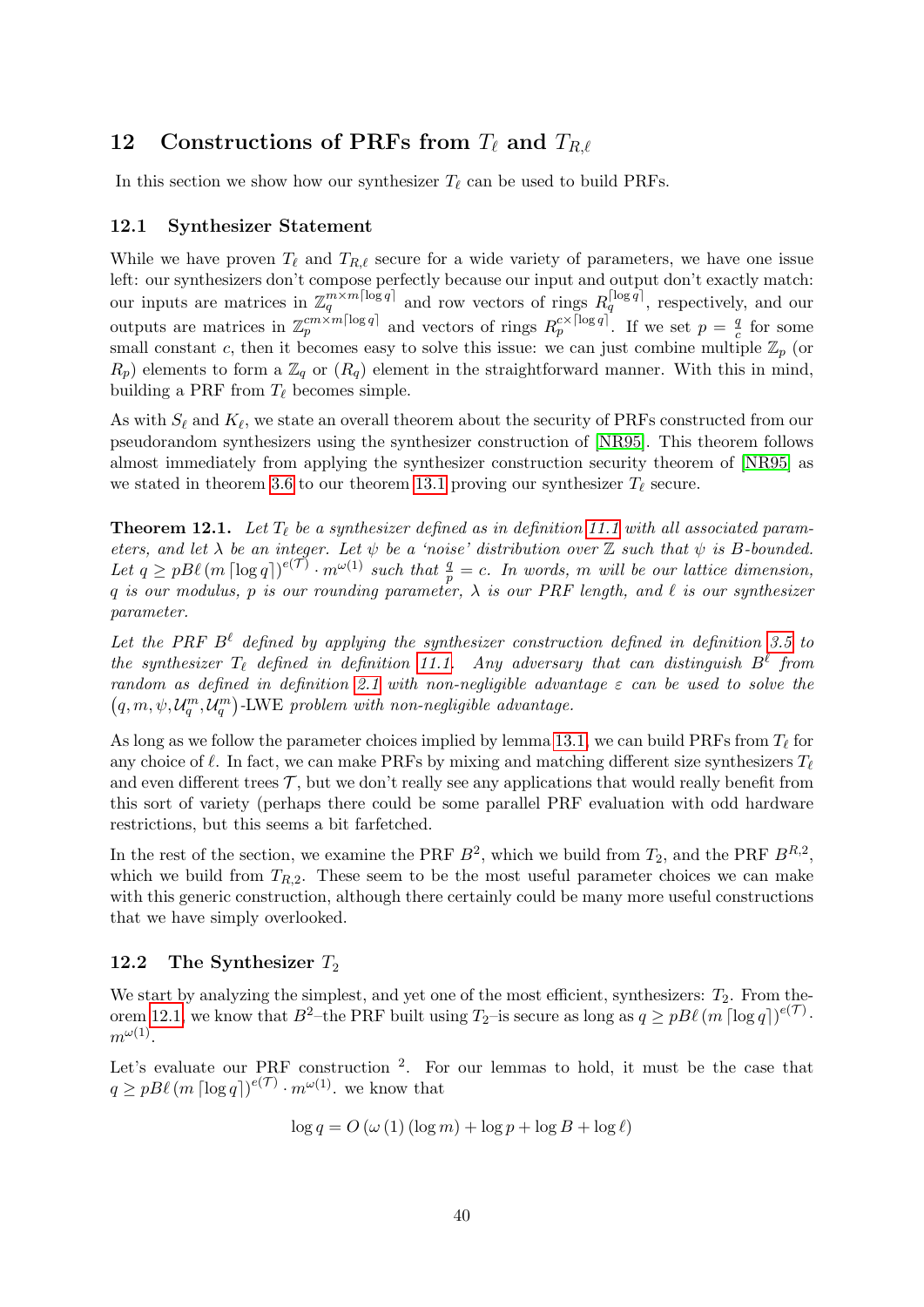## 12 Constructions of PRFs from $T_\ell$ and $T_{R,\ell}$

In this section we show how our synthesizer $T_\ell$ can be used to build PRFs.

### 12.1 Synthesizer Statement

While we have proven $T_\ell$ and $T_{R,\ell}$ secure for a wide variety of parameters, we have one issue left: our synthesizers don't compose perfectly because our input and output don't exactly match: our inputs are matrices in $\mathbb{Z}_q^{m\times m\lceil\log q\rceil}$ and row vectors of rings $R_q^{\lceil\log q\rceil}$, respectively, and our outputs are matrices in $\mathbb{Z}_p^{cm\times m\lceil\log q\rceil}$ and vectors of rings $R_p^{c\times\lceil\log q\rceil}$. If we set $p=\frac{q}{c}$ for some small constant $c$, then it becomes easy to solve this issue: we can just combine multiple $\mathbb{Z}_p$ (or $R_p$) elements to form a $\mathbb{Z}_q$ or $(R_q)$ element in the straightforward manner. With this in mind, building a PRF from $T_\ell$ becomes simple.

As with $S_\ell$ and $K_\ell$, we state an overall theorem about the security of PRFs constructed from our pseudorandom synthesizers using the synthesizer construction of [NR95]. This theorem follows almost immediately from applying the synthesizer construction security theorem of [NR95] as we stated in theorem 3.6 to our theorem 13.1 proving our synthesizer $T_\ell$ secure.

**Theorem 12.1.** *Let $T_\ell$ be a synthesizer defined as in definition 11.1 with all associated parameters, and let $\lambda$ be an integer. Let $\psi$ be a 'noise' distribution over $\mathbb{Z}$ such that $\psi$ is $B$-bounded. Let $q\geq pB\ell\left(m\lceil\log q\rceil\right)^{e(\mathcal{T})}\cdot m^{\omega(1)}$ such that $\frac{q}{p}=c$. In words, $m$ will be our lattice dimension, $q$ is our modulus, $p$ is our rounding parameter, $\lambda$ is our PRF length, and $\ell$ is our synthesizer parameter.*

*Let the PRF $B^\ell$ defined by applying the synthesizer construction defined in definition 3.5 to the synthesizer $T_\ell$ defined in definition 11.1. Any adversary that can distinguish $B^\ell$ from random as defined in definition 2.1 with non-negligible advantage $\varepsilon$ can be used to solve the $\left(q,m,\psi,\mathcal{U}_q^m,\mathcal{U}_q^m\right)$-LWE problem with non-negligible advantage.*

As long as we follow the parameter choices implied by lemma 13.1, we can build PRFs from $T_\ell$ for any choice of $\ell$. In fact, we can make PRFs by mixing and matching different size synthesizers $T_\ell$ and even different trees $\mathcal{T}$, but we don't really see any applications that would really benefit from this sort of variety (perhaps there could be some parallel PRF evaluation with odd hardware restrictions, but this seems a bit farfetched.

In the rest of the section, we examine the PRF $B^2$, which we build from $T_2$, and the PRF $B^{R,2}$, which we build from $T_{R,2}$. These seem to be the most useful parameter choices we can make with this generic construction, although there certainly could be many more useful constructions that we have simply overlooked.

### 12.2 The Synthesizer $T_2$

We start by analyzing the simplest, and yet one of the most efficient, synthesizers: $T_2$. From theorem 12.1, we know that $B^2$–the PRF built using $T_2$–is secure as long as $q\geq pB\ell\left(m\lceil\log q\rceil\right)^{e(\mathcal{T})}\cdot m^{\omega(1)}$.

Let's evaluate our PRF construction [2]. For our lemmas to hold, it must be the case that $q\geq pB\ell\left(m\lceil\log q\rceil\right)^{e(\mathcal{T})}\cdot m^{\omega(1)}$. we know that

$$\log q=O\left(\omega\left(1\right)\left(\log m\right)+\log p+\log B+\log\ell\right)$$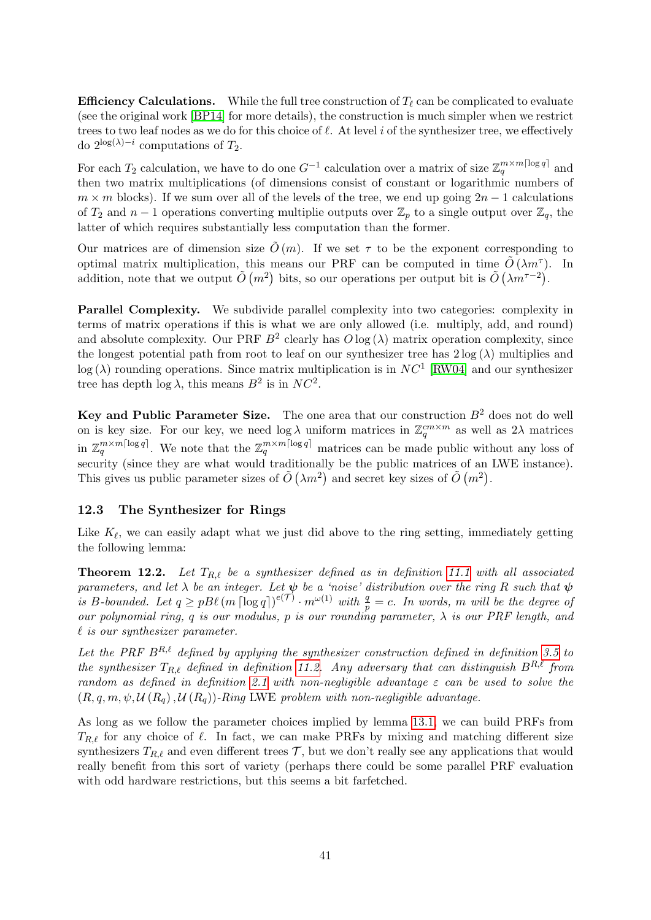**Efficiency Calculations.** While the full tree construction of $T_\ell$ can be complicated to evaluate (see the original work [BP14] for more details), the construction is much simpler when we restrict trees to two leaf nodes as we do for this choice of $\ell$. At level $i$ of the synthesizer tree, we effectively do $2^{\log(\lambda)-i}$ computations of $T_2$.

For each $T_2$ calculation, we have to do one $G^{-1}$ calculation over a matrix of size $\mathbb{Z}_q^{m\times m\lceil\log q\rceil}$ and then two matrix multiplications (of dimensions consist of constant or logarithmic numbers of $m \times m$ blocks). If we sum over all of the levels of the tree, we end up going $2n-1$ calculations of $T_2$ and $n-1$ operations converting multiplie outputs over $\mathbb{Z}_p$ to a single output over $\mathbb{Z}_q$, the latter of which requires substantially less computation than the former.

Our matrices are of dimension size $\tilde{O}(m)$. If we set $\tau$ to be the exponent corresponding to optimal matrix multiplication, this means our PRF can be computed in time $\tilde{O}(\lambda m^\tau)$. In addition, note that we output $\tilde{O}(m^2)$ bits, so our operations per output bit is $\tilde{O}(\lambda m^{\tau-2})$.

**Parallel Complexity.** We subdivide parallel complexity into two categories: complexity in terms of matrix operations if this is what we are only allowed (i.e. multiply, add, and round) and absolute complexity. Our PRF $B^2$ clearly has $O\log(\lambda)$ matrix operation complexity, since the longest potential path from root to leaf on our synthesizer tree has $2\log(\lambda)$ multiplies and $\log(\lambda)$ rounding operations. Since matrix multiplication is in $NC^1$ [RW04] and our synthesizer tree has depth $\log\lambda$, this means $B^2$ is in $NC^2$.

**Key and Public Parameter Size.** The one area that our construction $B^2$ does not do well on is key size. For our key, we need $\log\lambda$ uniform matrices in $\mathbb{Z}_q^{cm\times m}$ as well as $2\lambda$ matrices in $\mathbb{Z}_q^{m\times m\lceil\log q\rceil}$. We note that the $\mathbb{Z}_q^{m\times m\lceil\log q\rceil}$ matrices can be made public without any loss of security (since they are what would traditionally be the public matrices of an LWE instance). This gives us public parameter sizes of $\tilde{O}(\lambda m^2)$ and secret key sizes of $\tilde{O}(m^2)$.

### 12.3 The Synthesizer for Rings

Like $K_\ell$, we can easily adapt what we just did above to the ring setting, immediately getting the following lemma:

**Theorem 12.2.** *Let $T_{R,\ell}$ be a synthesizer defined as in definition 11.1 with all associated parameters, and let $\lambda$ be an integer. Let $\boldsymbol{\psi}$ be a 'noise' distribution over the ring $R$ such that $\boldsymbol{\psi}$ is $B$-bounded. Let $q \geq pB\ell(m\lceil\log q\rceil)^{e(\mathcal{T})}\cdot m^{\omega(1)}$ with $\frac{q}{p}=c$. In words, $m$ will be the degree of our polynomial ring, $q$ is our modulus, $p$ is our rounding parameter, $\lambda$ is our PRF length, and $\ell$ is our synthesizer parameter.*

*Let the PRF $B^{R,\ell}$ defined by applying the synthesizer construction defined in definition 3.5 to the synthesizer $T_{R,\ell}$ defined in definition 11.2. Any adversary that can distinguish $B^{R,\ell}$ from random as defined in definition 2.1 with non-negligible advantage $\varepsilon$ can be used to solve the $(R,q,m,\psi,\mathcal{U}(R_q),\mathcal{U}(R_q))$-Ring* LWE *problem with non-negligible advantage.*

As long as we follow the parameter choices implied by lemma 13.1, we can build PRFs from $T_{R,\ell}$ for any choice of $\ell$. In fact, we can make PRFs by mixing and matching different size synthesizers $T_{R,\ell}$ and even different trees $\mathcal{T}$, but we don't really see any applications that would really benefit from this sort of variety (perhaps there could be some parallel PRF evaluation with odd hardware restrictions, but this seems a bit farfetched.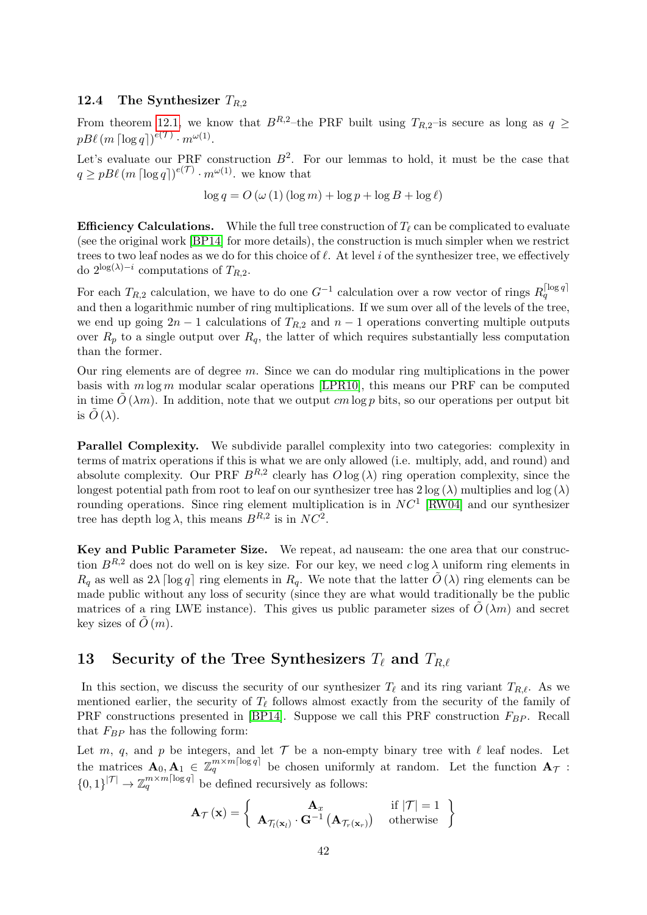### 12.4 The Synthesizer $T_{R,2}$

From theorem 12.1, we know that $B^{R,2}$–the PRF built using $T_{R,2}$–is secure as long as $q \geq pB\ell\left(m\left\lceil \log q\right\rceil\right)^{e(\mathcal{T})} \cdot m^{\omega(1)}$.

Let's evaluate our PRF construction $B^2$. For our lemmas to hold, it must be the case that $q \geq pB\ell\left(m\left\lceil \log q\right\rceil\right)^{e(\mathcal{T})} \cdot m^{\omega(1)}$. we know that

$$\log q = O\left(\omega\left(1\right)\left(\log m\right) + \log p + \log B + \log \ell\right)$$

**Efficiency Calculations.** While the full tree construction of $T_\ell$ can be complicated to evaluate (see the original work [BP14] for more details), the construction is much simpler when we restrict trees to two leaf nodes as we do for this choice of $\ell$. At level $i$ of the synthesizer tree, we effectively do $2^{\log(\lambda)-i}$ computations of $T_{R,2}$.

For each $T_{R,2}$ calculation, we have to do one $G^{-1}$ calculation over a row vector of rings $R_q^{\lceil \log q\rceil}$ and then a logarithmic number of ring multiplications. If we sum over all of the levels of the tree, we end up going $2n-1$ calculations of $T_{R,2}$ and $n-1$ operations converting multiple outputs over $R_p$ to a single output over $R_q$, the latter of which requires substantially less computation than the former.

Our ring elements are of degree $m$. Since we can do modular ring multiplications in the power basis with $m \log m$ modular scalar operations [LPR10], this means our PRF can be computed in time $\tilde{O}\left(\lambda m\right)$. In addition, note that we output $cm \log p$ bits, so our operations per output bit is $\tilde{O}\left(\lambda\right)$.

**Parallel Complexity.** We subdivide parallel complexity into two categories: complexity in terms of matrix operations if this is what we are only allowed (i.e. multiply, add, and round) and absolute complexity. Our PRF $B^{R,2}$ clearly has $O \log\left(\lambda\right)$ ring operation complexity, since the longest potential path from root to leaf on our synthesizer tree has $2\log\left(\lambda\right)$ multiplies and $\log\left(\lambda\right)$ rounding operations. Since ring element multiplication is in $NC^1$ [RW04] and our synthesizer tree has depth $\log \lambda$, this means $B^{R,2}$ is in $NC^2$.

**Key and Public Parameter Size.** We repeat, ad nauseam: the one area that our construction $B^{R,2}$ does not do well on is key size. For our key, we need $c \log \lambda$ uniform ring elements in $R_q$ as well as $2\lambda \left\lceil \log q\right\rceil$ ring elements in $R_q$. We note that the latter $\tilde{O}\left(\lambda\right)$ ring elements can be made public without any loss of security (since they are what would traditionally be the public matrices of a ring LWE instance). This gives us public parameter sizes of $\tilde{O}\left(\lambda m\right)$ and secret key sizes of $\tilde{O}\left(m\right)$.

## 13 Security of the Tree Synthesizers $T_\ell$ and $T_{R,\ell}$

In this section, we discuss the security of our synthesizer $T_\ell$ and its ring variant $T_{R,\ell}$. As we mentioned earlier, the security of $T_\ell$ follows almost exactly from the security of the family of PRF constructions presented in [BP14]. Suppose we call this PRF construction $F_{BP}$. Recall that $F_{BP}$ has the following form:

Let $m$, $q$, and $p$ be integers, and let $\mathcal{T}$ be a non-empty binary tree with $\ell$ leaf nodes. Let the matrices $\mathbf{A}_0, \mathbf{A}_1 \in \mathbb{Z}_q^{m \times m\lceil \log q\rceil}$ be chosen uniformly at random. Let the function $\mathbf{A}_{\mathcal{T}} : \{0,1\}^{|\mathcal{T}|} \to \mathbb{Z}_q^{m \times m\lceil \log q\rceil}$ be defined recursively as follows:

$$\mathbf{A}_{\mathcal{T}}\left(\mathbf{x}\right) = \left\{ \begin{array}{cc} \mathbf{A}_x & \text{if } |\mathcal{T}| = 1 \\ \mathbf{A}_{\mathcal{T}_l(\mathbf{x}_l)} \cdot \mathbf{G}^{-1}\left(\mathbf{A}_{\mathcal{T}_r(\mathbf{x}_r)}\right) & \text{otherwise} \end{array} \right\}$$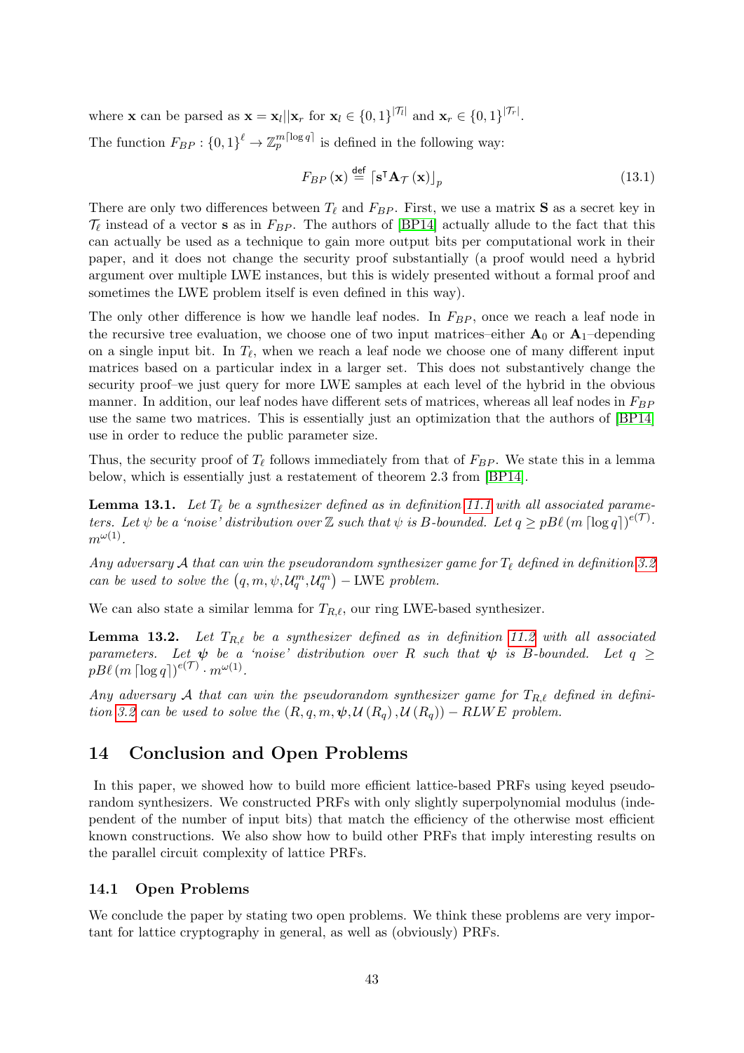where $\mathbf{x}$ can be parsed as $\mathbf{x} = \mathbf{x}_l || \mathbf{x}_r$ for $\mathbf{x}_l \in \{0,1\}^{|\mathcal{T}_l|}$ and $\mathbf{x}_r \in \{0,1\}^{|\mathcal{T}_r|}$.

The function $F_{BP} : \{0,1\}^{\ell} \to \mathbb{Z}_p^{m\lceil \log q \rceil}$ is defined in the following way:

$$F_{BP}(\mathbf{x}) \stackrel{\mathsf{def}}{=} \lceil \mathbf{s}^{\intercal} \mathbf{A}_{\mathcal{T}}(\mathbf{x}) \rfloor_p \tag{13.1}$$

There are only two differences between $T_\ell$ and $F_{BP}$. First, we use a matrix $\mathbf{S}$ as a secret key in $\mathcal{T}_\ell$ instead of a vector $\mathbf{s}$ as in $F_{BP}$. The authors of [BP14] actually allude to the fact that this can actually be used as a technique to gain more output bits per computational work in their paper, and it does not change the security proof substantially (a proof would need a hybrid argument over multiple LWE instances, but this is widely presented without a formal proof and sometimes the LWE problem itself is even defined in this way).

The only other difference is how we handle leaf nodes. In $F_{BP}$, once we reach a leaf node in the recursive tree evaluation, we choose one of two input matrices–either $\mathbf{A}_0$ or $\mathbf{A}_1$–depending on a single input bit. In $T_\ell$, when we reach a leaf node we choose one of many different input matrices based on a particular index in a larger set. This does not substantively change the security proof–we just query for more LWE samples at each level of the hybrid in the obvious manner. In addition, our leaf nodes have different sets of matrices, whereas all leaf nodes in $F_{BP}$ use the same two matrices. This is essentially just an optimization that the authors of [BP14] use in order to reduce the public parameter size.

Thus, the security proof of $T_\ell$ follows immediately from that of $F_{BP}$. We state this in a lemma below, which is essentially just a restatement of theorem 2.3 from [BP14].

**Lemma 13.1.** *Let $T_\ell$ be a synthesizer defined as in definition 11.1 with all associated parameters. Let $\psi$ be a 'noise' distribution over $\mathbb{Z}$ such that $\psi$ is $B$-bounded. Let $q \geq pB\ell\left(m\lceil \log q \rceil\right)^{e(\mathcal{T})} \cdot m^{\omega(1)}$.*

*Any adversary $\mathcal{A}$ that can win the pseudorandom synthesizer game for $T_\ell$ defined in definition 3.2 can be used to solve the $\left(q, m, \psi, \mathcal{U}_q^m, \mathcal{U}_q^m\right) - \mathrm{LWE}$ problem.*

We can also state a similar lemma for $T_{R,\ell}$, our ring LWE-based synthesizer.

**Lemma 13.2.** *Let $T_{R,\ell}$ be a synthesizer defined as in definition 11.2 with all associated parameters. Let $\boldsymbol{\psi}$ be a 'noise' distribution over $R$ such that $\boldsymbol{\psi}$ is $B$-bounded. Let $q \geq pB\ell\left(m\lceil \log q \rceil\right)^{e(\mathcal{T})} \cdot m^{\omega(1)}$.*

*Any adversary $\mathcal{A}$ that can win the pseudorandom synthesizer game for $T_{R,\ell}$ defined in definition 3.2 can be used to solve the $\left(R, q, m, \boldsymbol{\psi}, \mathcal{U}\left(R_q\right), \mathcal{U}\left(R_q\right)\right) - RLWE$ problem.*

## 14 Conclusion and Open Problems

In this paper, we showed how to build more efficient lattice-based PRFs using keyed pseudorandom synthesizers. We constructed PRFs with only slightly superpolynomial modulus (independent of the number of input bits) that match the efficiency of the otherwise most efficient known constructions. We also show how to build other PRFs that imply interesting results on the parallel circuit complexity of lattice PRFs.

### 14.1 Open Problems

We conclude the paper by stating two open problems. We think these problems are very important for lattice cryptography in general, as well as (obviously) PRFs.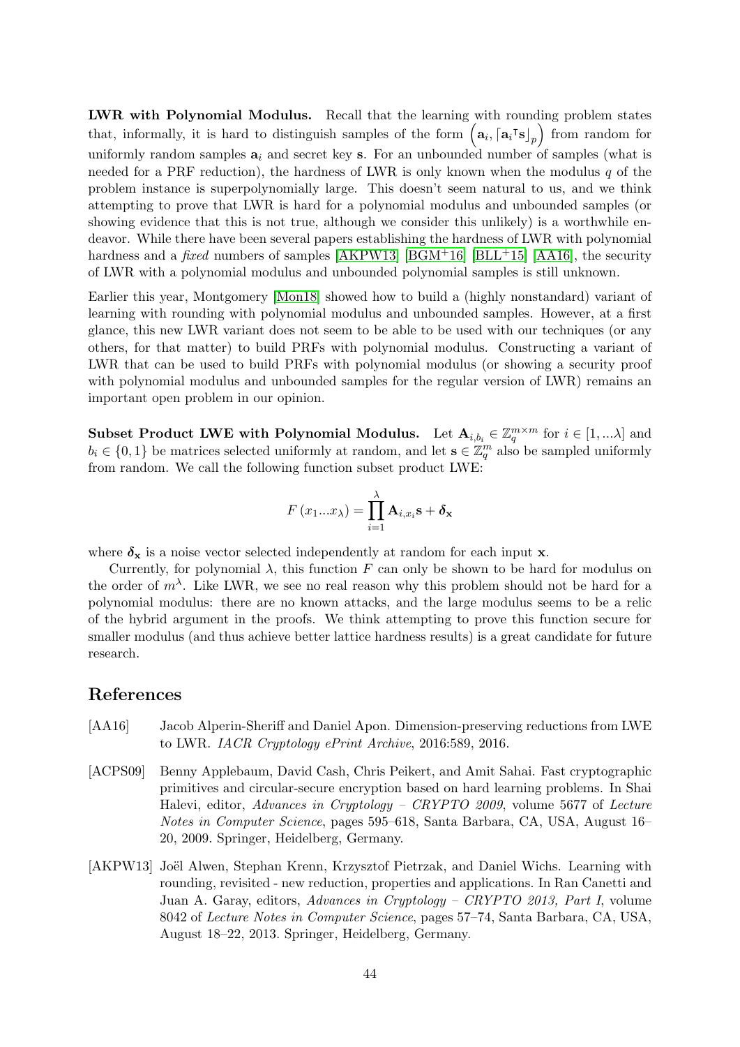**LWR with Polynomial Modulus.** Recall that the learning with rounding problem states that, informally, it is hard to distinguish samples of the form $\left(\mathbf{a}_i, \lceil \mathbf{a}_i{}^{\intercal}\mathbf{s} \rfloor_p\right)$ from random for uniformly random samples $\mathbf{a}_i$ and secret key $\mathbf{s}$. For an unbounded number of samples (what is needed for a PRF reduction), the hardness of LWR is only known when the modulus $q$ of the problem instance is superpolynomially large. This doesn't seem natural to us, and we think attempting to prove that LWR is hard for a polynomial modulus and unbounded samples (or showing evidence that this is not true, although we consider this unlikely) is a worthwhile endeavor. While there have been several papers establishing the hardness of LWR with polynomial hardness and a *fixed* numbers of samples [AKPW13] [BGM+16] [BLL+15] [AA16], the security of LWR with a polynomial modulus and unbounded polynomial samples is still unknown.

Earlier this year, Montgomery [Mon18] showed how to build a (highly nonstandard) variant of learning with rounding with polynomial modulus and unbounded samples. However, at a first glance, this new LWR variant does not seem to be able to be used with our techniques (or any others, for that matter) to build PRFs with polynomial modulus. Constructing a variant of LWR that can be used to build PRFs with polynomial modulus (or showing a security proof with polynomial modulus and unbounded samples for the regular version of LWR) remains an important open problem in our opinion.

**Subset Product LWE with Polynomial Modulus.** Let $\mathbf{A}_{i,b_i} \in \mathbb{Z}_q^{m\times m}$ for $i \in [1, ...\lambda]$ and $b_i \in \{0, 1\}$ be matrices selected uniformly at random, and let $\mathbf{s} \in \mathbb{Z}_q^m$ also be sampled uniformly from random. We call the following function subset product LWE:

$$F\left(x_1...x_\lambda\right) = \prod_{i=1}^{\lambda} \mathbf{A}_{i,x_i}\mathbf{s} + \boldsymbol{\delta}_{\mathbf{x}}$$

where $\boldsymbol{\delta}_{\mathbf{x}}$ is a noise vector selected independently at random for each input $\mathbf{x}$.

Currently, for polynomial $\lambda$, this function $F$ can only be shown to be hard for modulus on the order of $m^\lambda$. Like LWR, we see no real reason why this problem should not be hard for a polynomial modulus: there are no known attacks, and the large modulus seems to be a relic of the hybrid argument in the proofs. We think attempting to prove this function secure for smaller modulus (and thus achieve better lattice hardness results) is a great candidate for future research.

## References

[AA16] Jacob Alperin-Sheriff and Daniel Apon. Dimension-preserving reductions from LWE to LWR. *IACR Cryptology ePrint Archive*, 2016:589, 2016.

[ACPS09] Benny Applebaum, David Cash, Chris Peikert, and Amit Sahai. Fast cryptographic primitives and circular-secure encryption based on hard learning problems. In Shai Halevi, editor, *Advances in Cryptology – CRYPTO 2009*, volume 5677 of *Lecture Notes in Computer Science*, pages 595–618, Santa Barbara, CA, USA, August 16–20, 2009. Springer, Heidelberg, Germany.

[AKPW13] Joël Alwen, Stephan Krenn, Krzysztof Pietrzak, and Daniel Wichs. Learning with rounding, revisited - new reduction, properties and applications. In Ran Canetti and Juan A. Garay, editors, *Advances in Cryptology – CRYPTO 2013, Part I*, volume 8042 of *Lecture Notes in Computer Science*, pages 57–74, Santa Barbara, CA, USA, August 18–22, 2013. Springer, Heidelberg, Germany.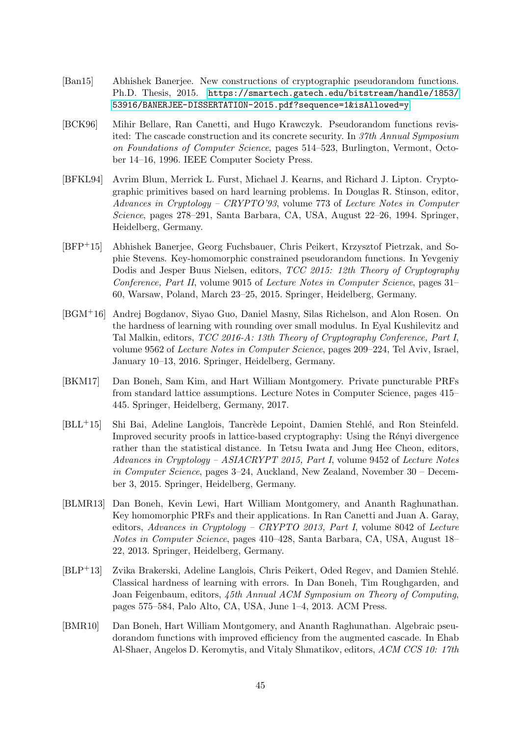[Ban15] Abhishek Banerjee. New constructions of cryptographic pseudorandom functions. Ph.D. Thesis, 2015. https://smartech.gatech.edu/bitstream/handle/1853/53916/BANERJEE-DISSERTATION-2015.pdf?sequence=1&isAllowed=y

[BCK96] Mihir Bellare, Ran Canetti, and Hugo Krawczyk. Pseudorandom functions revisited: The cascade construction and its concrete security. In *37th Annual Symposium on Foundations of Computer Science*, pages 514–523, Burlington, Vermont, October 14–16, 1996. IEEE Computer Society Press.

[BFKL94] Avrim Blum, Merrick L. Furst, Michael J. Kearns, and Richard J. Lipton. Cryptographic primitives based on hard learning problems. In Douglas R. Stinson, editor, *Advances in Cryptology – CRYPTO'93*, volume 773 of *Lecture Notes in Computer Science*, pages 278–291, Santa Barbara, CA, USA, August 22–26, 1994. Springer, Heidelberg, Germany.

[BFP+15] Abhishek Banerjee, Georg Fuchsbauer, Chris Peikert, Krzysztof Pietrzak, and Sophie Stevens. Key-homomorphic constrained pseudorandom functions. In Yevgeniy Dodis and Jesper Buus Nielsen, editors, *TCC 2015: 12th Theory of Cryptography Conference, Part II*, volume 9015 of *Lecture Notes in Computer Science*, pages 31–60, Warsaw, Poland, March 23–25, 2015. Springer, Heidelberg, Germany.

[BGM+16] Andrej Bogdanov, Siyao Guo, Daniel Masny, Silas Richelson, and Alon Rosen. On the hardness of learning with rounding over small modulus. In Eyal Kushilevitz and Tal Malkin, editors, *TCC 2016-A: 13th Theory of Cryptography Conference, Part I*, volume 9562 of *Lecture Notes in Computer Science*, pages 209–224, Tel Aviv, Israel, January 10–13, 2016. Springer, Heidelberg, Germany.

[BKM17] Dan Boneh, Sam Kim, and Hart William Montgomery. Private puncturable PRFs from standard lattice assumptions. Lecture Notes in Computer Science, pages 415–445. Springer, Heidelberg, Germany, 2017.

[BLL+15] Shi Bai, Adeline Langlois, Tancrède Lepoint, Damien Stehlé, and Ron Steinfeld. Improved security proofs in lattice-based cryptography: Using the Rényi divergence rather than the statistical distance. In Tetsu Iwata and Jung Hee Cheon, editors, *Advances in Cryptology – ASIACRYPT 2015, Part I*, volume 9452 of *Lecture Notes in Computer Science*, pages 3–24, Auckland, New Zealand, November 30 – December 3, 2015. Springer, Heidelberg, Germany.

[BLMR13] Dan Boneh, Kevin Lewi, Hart William Montgomery, and Ananth Raghunathan. Key homomorphic PRFs and their applications. In Ran Canetti and Juan A. Garay, editors, *Advances in Cryptology – CRYPTO 2013, Part I*, volume 8042 of *Lecture Notes in Computer Science*, pages 410–428, Santa Barbara, CA, USA, August 18–22, 2013. Springer, Heidelberg, Germany.

[BLP+13] Zvika Brakerski, Adeline Langlois, Chris Peikert, Oded Regev, and Damien Stehlé. Classical hardness of learning with errors. In Dan Boneh, Tim Roughgarden, and Joan Feigenbaum, editors, *45th Annual ACM Symposium on Theory of Computing*, pages 575–584, Palo Alto, CA, USA, June 1–4, 2013. ACM Press.

[BMR10] Dan Boneh, Hart William Montgomery, and Ananth Raghunathan. Algebraic pseudorandom functions with improved efficiency from the augmented cascade. In Ehab Al-Shaer, Angelos D. Keromytis, and Vitaly Shmatikov, editors, *ACM CCS 10: 17th*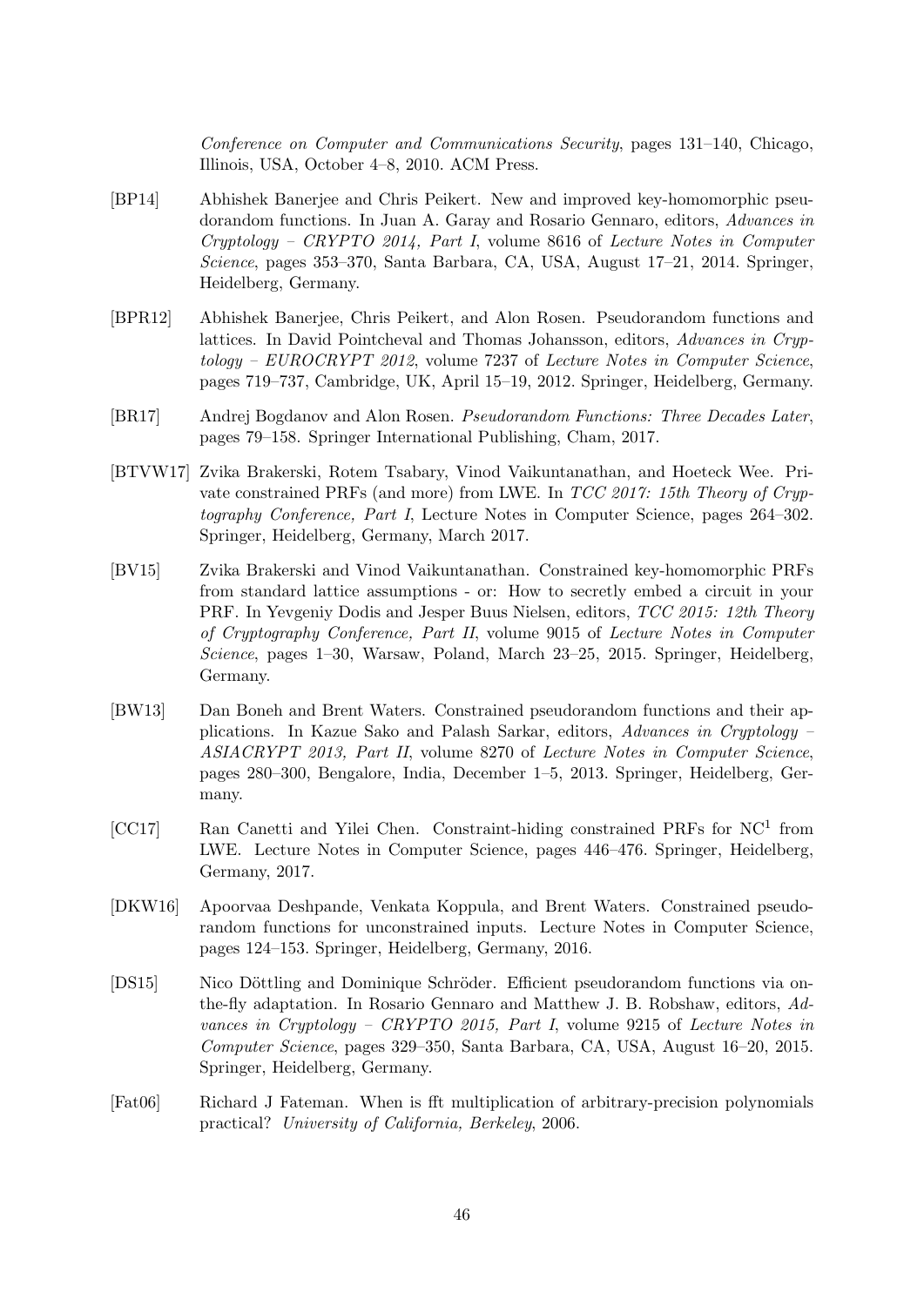*Conference on Computer and Communications Security*, pages 131–140, Chicago, Illinois, USA, October 4–8, 2010. ACM Press.

[BP14] Abhishek Banerjee and Chris Peikert. New and improved key-homomorphic pseudorandom functions. In Juan A. Garay and Rosario Gennaro, editors, *Advances in Cryptology – CRYPTO 2014, Part I*, volume 8616 of *Lecture Notes in Computer Science*, pages 353–370, Santa Barbara, CA, USA, August 17–21, 2014. Springer, Heidelberg, Germany.

[BPR12] Abhishek Banerjee, Chris Peikert, and Alon Rosen. Pseudorandom functions and lattices. In David Pointcheval and Thomas Johansson, editors, *Advances in Cryptology – EUROCRYPT 2012*, volume 7237 of *Lecture Notes in Computer Science*, pages 719–737, Cambridge, UK, April 15–19, 2012. Springer, Heidelberg, Germany.

[BR17] Andrej Bogdanov and Alon Rosen. *Pseudorandom Functions: Three Decades Later*, pages 79–158. Springer International Publishing, Cham, 2017.

[BTVW17] Zvika Brakerski, Rotem Tsabary, Vinod Vaikuntanathan, and Hoeteck Wee. Private constrained PRFs (and more) from LWE. In *TCC 2017: 15th Theory of Cryptography Conference, Part I*, Lecture Notes in Computer Science, pages 264–302. Springer, Heidelberg, Germany, March 2017.

[BV15] Zvika Brakerski and Vinod Vaikuntanathan. Constrained key-homomorphic PRFs from standard lattice assumptions - or: How to secretly embed a circuit in your PRF. In Yevgeniy Dodis and Jesper Buus Nielsen, editors, *TCC 2015: 12th Theory of Cryptography Conference, Part II*, volume 9015 of *Lecture Notes in Computer Science*, pages 1–30, Warsaw, Poland, March 23–25, 2015. Springer, Heidelberg, Germany.

[BW13] Dan Boneh and Brent Waters. Constrained pseudorandom functions and their applications. In Kazue Sako and Palash Sarkar, editors, *Advances in Cryptology – ASIACRYPT 2013, Part II*, volume 8270 of *Lecture Notes in Computer Science*, pages 280–300, Bengalore, India, December 1–5, 2013. Springer, Heidelberg, Germany.

[CC17] Ran Canetti and Yilei Chen. Constraint-hiding constrained PRFs for $\mathrm{NC}^1$ from LWE. Lecture Notes in Computer Science, pages 446–476. Springer, Heidelberg, Germany, 2017.

[DKW16] Apoorvaa Deshpande, Venkata Koppula, and Brent Waters. Constrained pseudorandom functions for unconstrained inputs. Lecture Notes in Computer Science, pages 124–153. Springer, Heidelberg, Germany, 2016.

[DS15] Nico Döttling and Dominique Schröder. Efficient pseudorandom functions via on-the-fly adaptation. In Rosario Gennaro and Matthew J. B. Robshaw, editors, *Advances in Cryptology – CRYPTO 2015, Part I*, volume 9215 of *Lecture Notes in Computer Science*, pages 329–350, Santa Barbara, CA, USA, August 16–20, 2015. Springer, Heidelberg, Germany.

[Fat06] Richard J Fateman. When is fft multiplication of arbitrary-precision polynomials practical? *University of California, Berkeley*, 2006.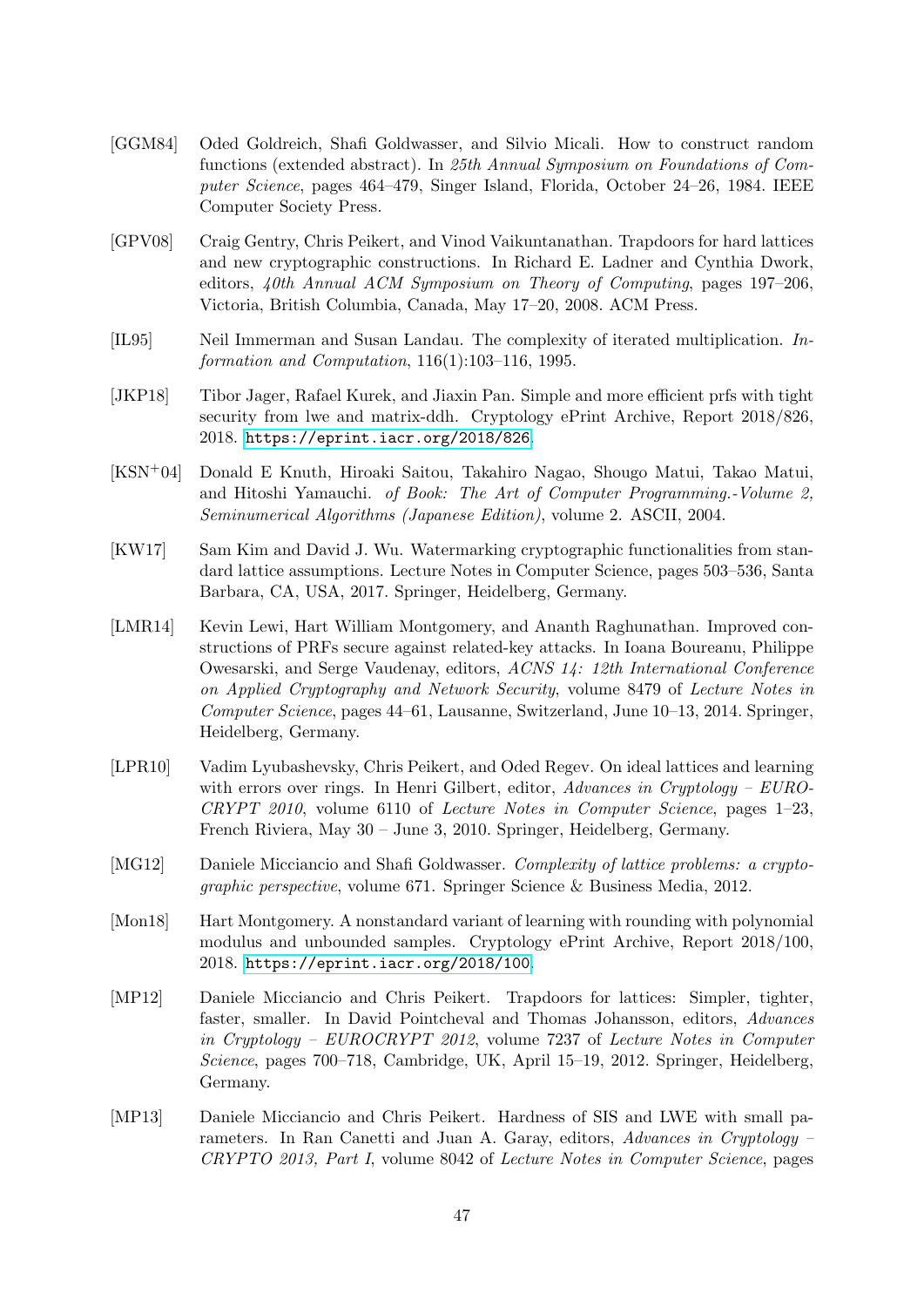[GGM84] Oded Goldreich, Shafi Goldwasser, and Silvio Micali. How to construct random functions (extended abstract). In *25th Annual Symposium on Foundations of Computer Science*, pages 464–479, Singer Island, Florida, October 24–26, 1984. IEEE Computer Society Press.

[GPV08] Craig Gentry, Chris Peikert, and Vinod Vaikuntanathan. Trapdoors for hard lattices and new cryptographic constructions. In Richard E. Ladner and Cynthia Dwork, editors, *40th Annual ACM Symposium on Theory of Computing*, pages 197–206, Victoria, British Columbia, Canada, May 17–20, 2008. ACM Press.

[IL95] Neil Immerman and Susan Landau. The complexity of iterated multiplication. *Information and Computation*, 116(1):103–116, 1995.

[JKP18] Tibor Jager, Rafael Kurek, and Jiaxin Pan. Simple and more efficient prfs with tight security from lwe and matrix-ddh. Cryptology ePrint Archive, Report 2018/826, 2018. https://eprint.iacr.org/2018/826.

[KSN+04] Donald E Knuth, Hiroaki Saitou, Takahiro Nagao, Shougo Matui, Takao Matui, and Hitoshi Yamauchi. *of Book: The Art of Computer Programming.-Volume 2, Seminumerical Algorithms (Japanese Edition)*, volume 2. ASCII, 2004.

[KW17] Sam Kim and David J. Wu. Watermarking cryptographic functionalities from standard lattice assumptions. Lecture Notes in Computer Science, pages 503–536, Santa Barbara, CA, USA, 2017. Springer, Heidelberg, Germany.

[LMR14] Kevin Lewi, Hart William Montgomery, and Ananth Raghunathan. Improved constructions of PRFs secure against related-key attacks. In Ioana Boureanu, Philippe Owesarski, and Serge Vaudenay, editors, *ACNS 14: 12th International Conference on Applied Cryptography and Network Security*, volume 8479 of *Lecture Notes in Computer Science*, pages 44–61, Lausanne, Switzerland, June 10–13, 2014. Springer, Heidelberg, Germany.

[LPR10] Vadim Lyubashevsky, Chris Peikert, and Oded Regev. On ideal lattices and learning with errors over rings. In Henri Gilbert, editor, *Advances in Cryptology – EUROCRYPT 2010*, volume 6110 of *Lecture Notes in Computer Science*, pages 1–23, French Riviera, May 30 – June 3, 2010. Springer, Heidelberg, Germany.

[MG12] Daniele Micciancio and Shafi Goldwasser. *Complexity of lattice problems: a cryptographic perspective*, volume 671. Springer Science & Business Media, 2012.

[Mon18] Hart Montgomery. A nonstandard variant of learning with rounding with polynomial modulus and unbounded samples. Cryptology ePrint Archive, Report 2018/100, 2018. https://eprint.iacr.org/2018/100.

[MP12] Daniele Micciancio and Chris Peikert. Trapdoors for lattices: Simpler, tighter, faster, smaller. In David Pointcheval and Thomas Johansson, editors, *Advances in Cryptology – EUROCRYPT 2012*, volume 7237 of *Lecture Notes in Computer Science*, pages 700–718, Cambridge, UK, April 15–19, 2012. Springer, Heidelberg, Germany.

[MP13] Daniele Micciancio and Chris Peikert. Hardness of SIS and LWE with small parameters. In Ran Canetti and Juan A. Garay, editors, *Advances in Cryptology – CRYPTO 2013, Part I*, volume 8042 of *Lecture Notes in Computer Science*, pages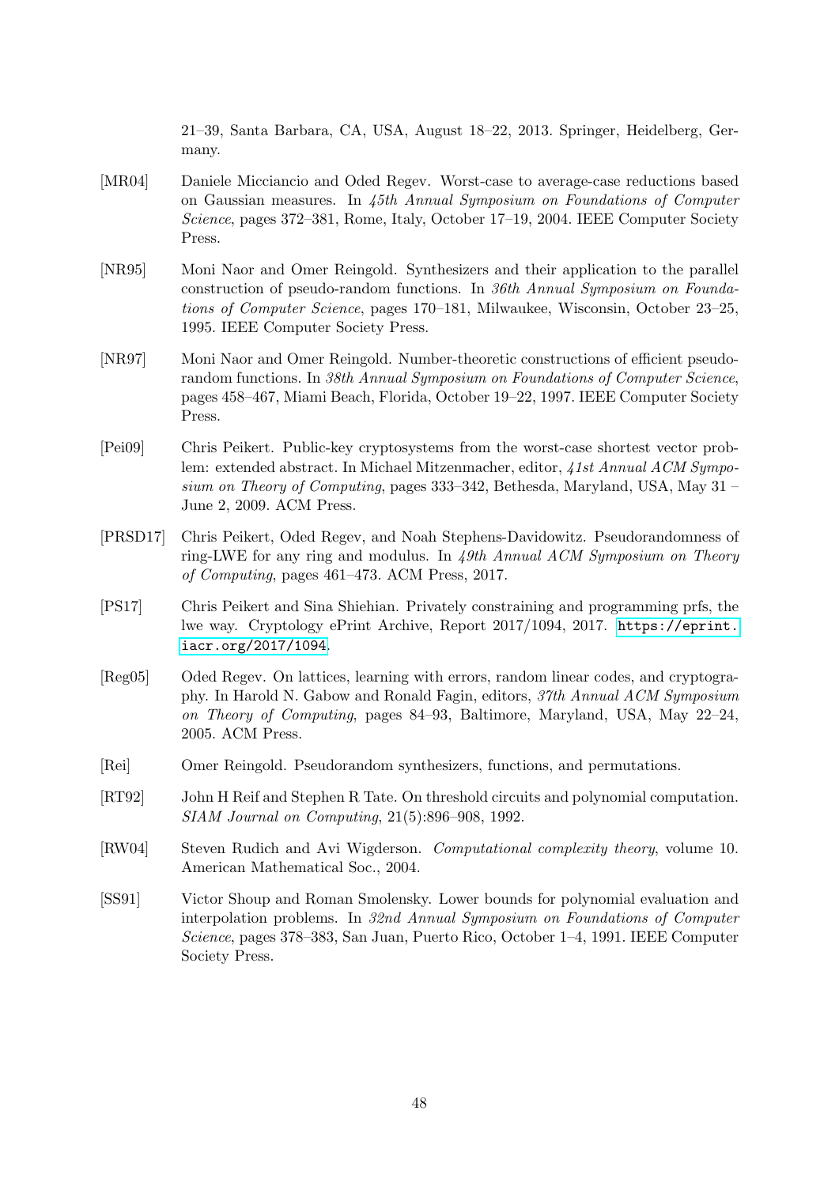21–39, Santa Barbara, CA, USA, August 18–22, 2013. Springer, Heidelberg, Germany.

[MR04] Daniele Micciancio and Oded Regev. Worst-case to average-case reductions based on Gaussian measures. In *45th Annual Symposium on Foundations of Computer Science*, pages 372–381, Rome, Italy, October 17–19, 2004. IEEE Computer Society Press.

[NR95] Moni Naor and Omer Reingold. Synthesizers and their application to the parallel construction of pseudo-random functions. In *36th Annual Symposium on Foundations of Computer Science*, pages 170–181, Milwaukee, Wisconsin, October 23–25, 1995. IEEE Computer Society Press.

[NR97] Moni Naor and Omer Reingold. Number-theoretic constructions of efficient pseudo-random functions. In *38th Annual Symposium on Foundations of Computer Science*, pages 458–467, Miami Beach, Florida, October 19–22, 1997. IEEE Computer Society Press.

[Pei09] Chris Peikert. Public-key cryptosystems from the worst-case shortest vector problem: extended abstract. In Michael Mitzenmacher, editor, *41st Annual ACM Symposium on Theory of Computing*, pages 333–342, Bethesda, Maryland, USA, May 31 – June 2, 2009. ACM Press.

[PRSD17] Chris Peikert, Oded Regev, and Noah Stephens-Davidowitz. Pseudorandomness of ring-LWE for any ring and modulus. In *49th Annual ACM Symposium on Theory of Computing*, pages 461–473. ACM Press, 2017.

[PS17] Chris Peikert and Sina Shiehian. Privately constraining and programming prfs, the lwe way. Cryptology ePrint Archive, Report 2017/1094, 2017. https://eprint.iacr.org/2017/1094.

[Reg05] Oded Regev. On lattices, learning with errors, random linear codes, and cryptography. In Harold N. Gabow and Ronald Fagin, editors, *37th Annual ACM Symposium on Theory of Computing*, pages 84–93, Baltimore, Maryland, USA, May 22–24, 2005. ACM Press.

[Rei] Omer Reingold. Pseudorandom synthesizers, functions, and permutations.

[RT92] John H Reif and Stephen R Tate. On threshold circuits and polynomial computation. *SIAM Journal on Computing*, 21(5):896–908, 1992.

[RW04] Steven Rudich and Avi Wigderson. *Computational complexity theory*, volume 10. American Mathematical Soc., 2004.

[SS91] Victor Shoup and Roman Smolensky. Lower bounds for polynomial evaluation and interpolation problems. In *32nd Annual Symposium on Foundations of Computer Science*, pages 378–383, San Juan, Puerto Rico, October 1–4, 1991. IEEE Computer Society Press.